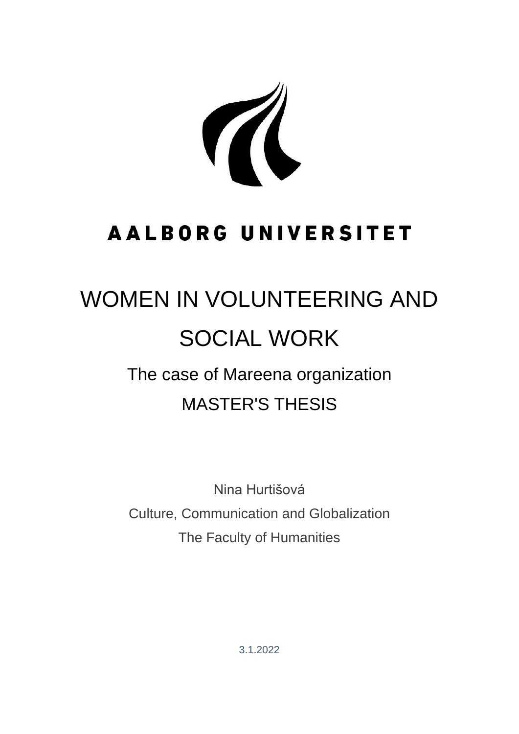AALBORG UNIVERSITET

# WOMEN IN VOLUNTEERING AND SOCIAL WORK

## The case of Mareena organization

MASTER'S THESIS

Nina Hurtišová

Culture, Communication and Globalization

The Faculty of Humanities

3.1.2022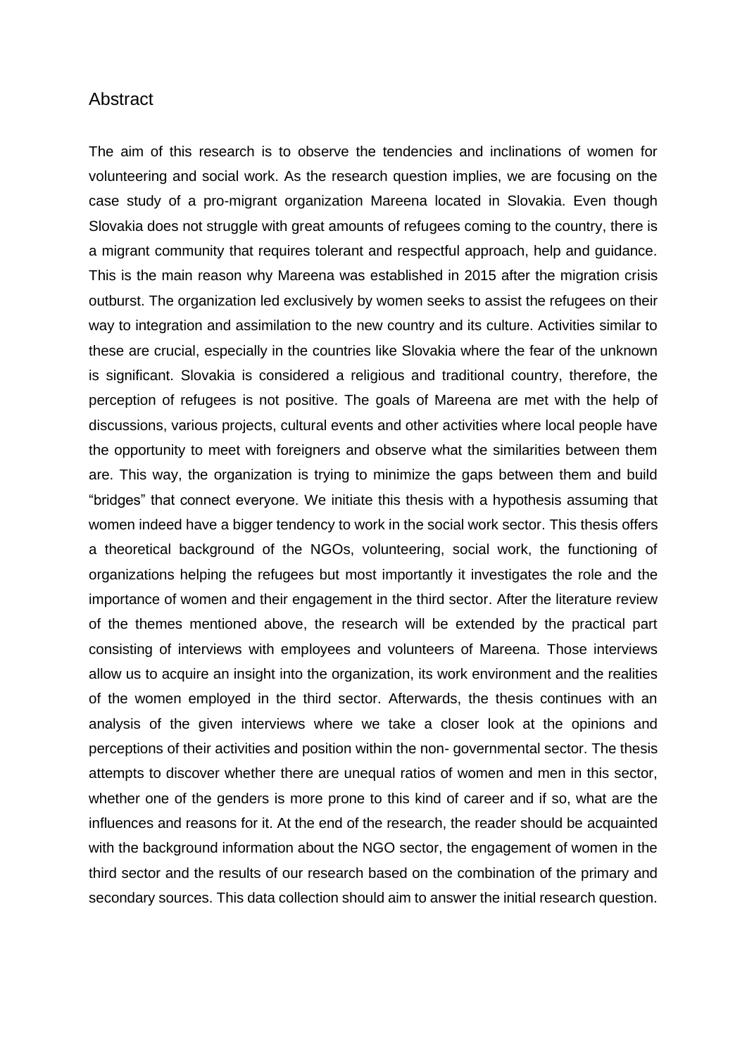# Abstract

The aim of this research is to observe the tendencies and inclinations of women for volunteering and social work. As the research question implies, we are focusing on the case study of a pro-migrant organization Mareena located in Slovakia. Even though Slovakia does not struggle with great amounts of refugees coming to the country, there is a migrant community that requires tolerant and respectful approach, help and guidance. This is the main reason why Mareena was established in 2015 after the migration crisis outburst. The organization led exclusively by women seeks to assist the refugees on their way to integration and assimilation to the new country and its culture. Activities similar to these are crucial, especially in the countries like Slovakia where the fear of the unknown is significant. Slovakia is considered a religious and traditional country, therefore, the perception of refugees is not positive. The goals of Mareena are met with the help of discussions, various projects, cultural events and other activities where local people have the opportunity to meet with foreigners and observe what the similarities between them are. This way, the organization is trying to minimize the gaps between them and build "bridges" that connect everyone. We initiate this thesis with a hypothesis assuming that women indeed have a bigger tendency to work in the social work sector. This thesis offers a theoretical background of the NGOs, volunteering, social work, the functioning of organizations helping the refugees but most importantly it investigates the role and the importance of women and their engagement in the third sector. After the literature review of the themes mentioned above, the research will be extended by the practical part consisting of interviews with employees and volunteers of Mareena. Those interviews allow us to acquire an insight into the organization, its work environment and the realities of the women employed in the third sector. Afterwards, the thesis continues with an analysis of the given interviews where we take a closer look at the opinions and perceptions of their activities and position within the non- governmental sector. The thesis attempts to discover whether there are unequal ratios of women and men in this sector, whether one of the genders is more prone to this kind of career and if so, what are the influences and reasons for it. At the end of the research, the reader should be acquainted with the background information about the NGO sector, the engagement of women in the third sector and the results of our research based on the combination of the primary and secondary sources. This data collection should aim to answer the initial research question.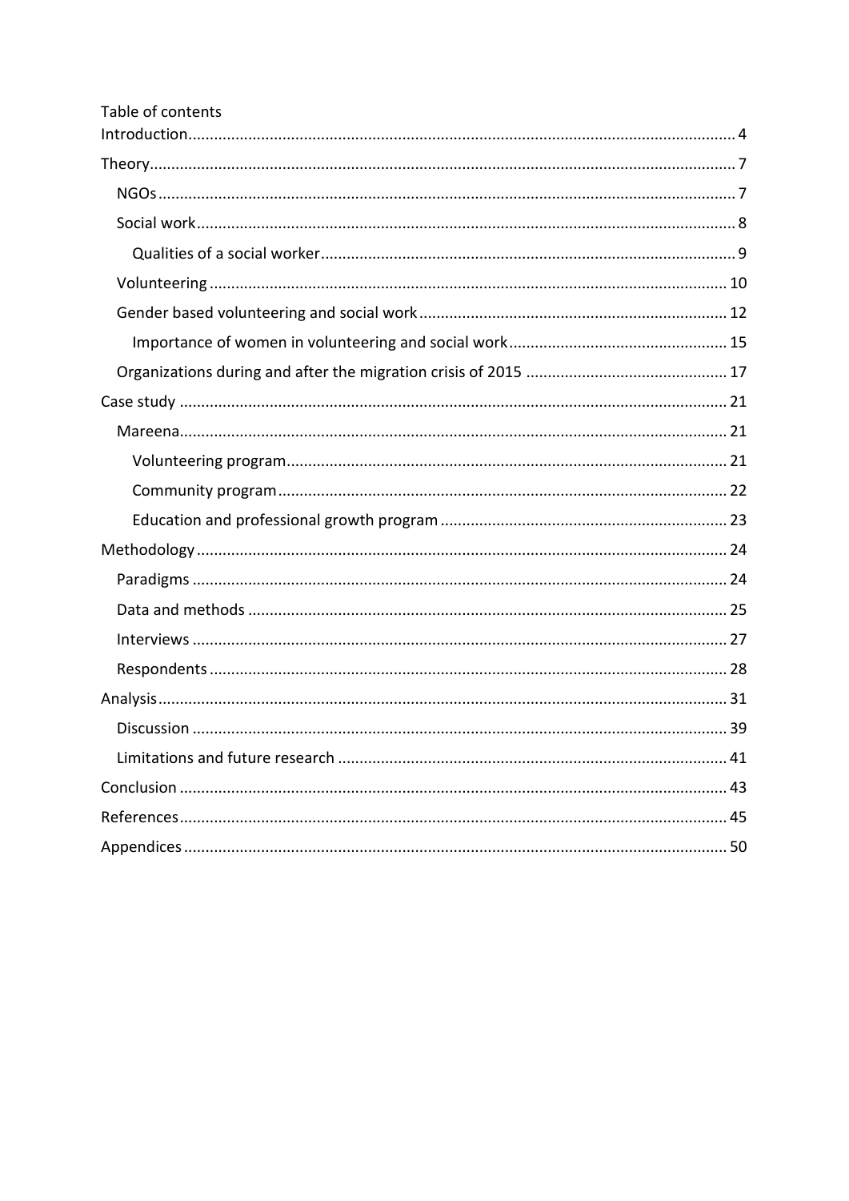Table of contents

- Introduction ..... 4
- Theory ..... 7
  - NGOs ..... 7
  - Social work ..... 8
    - Qualities of a social worker ..... 9
  - Volunteering ..... 10
  - Gender based volunteering and social work ..... 12
    - Importance of women in volunteering and social work ..... 15
  - Organizations during and after the migration crisis of 2015 ..... 17
- Case study ..... 21
  - Mareena ..... 21
    - Volunteering program ..... 21
    - Community program ..... 22
    - Education and professional growth program ..... 23
- Methodology ..... 24
  - Paradigms ..... 24
  - Data and methods ..... 25
  - Interviews ..... 27
  - Respondents ..... 28
- Analysis ..... 31
  - Discussion ..... 39
  - Limitations and future research ..... 41
- Conclusion ..... 43
- References ..... 45
- Appendices ..... 50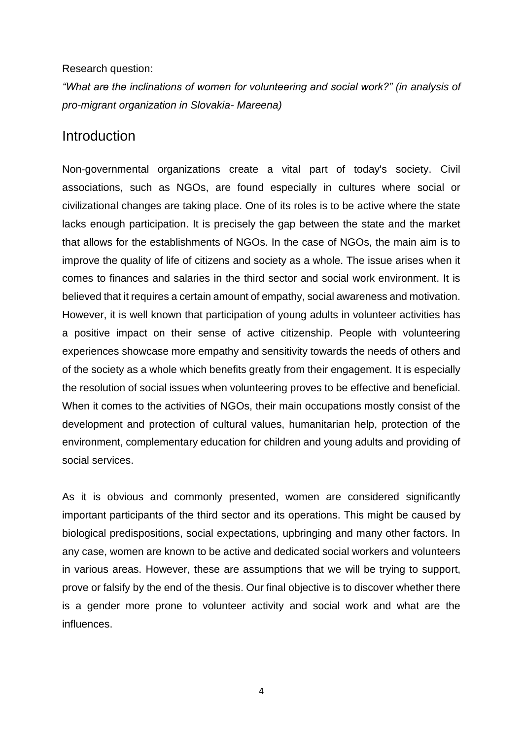Research question:

*"What are the inclinations of women for volunteering and social work?" (in analysis of pro-migrant organization in Slovakia- Mareena)*

## Introduction

Non-governmental organizations create a vital part of today's society. Civil associations, such as NGOs, are found especially in cultures where social or civilizational changes are taking place. One of its roles is to be active where the state lacks enough participation. It is precisely the gap between the state and the market that allows for the establishments of NGOs. In the case of NGOs, the main aim is to improve the quality of life of citizens and society as a whole. The issue arises when it comes to finances and salaries in the third sector and social work environment. It is believed that it requires a certain amount of empathy, social awareness and motivation. However, it is well known that participation of young adults in volunteer activities has a positive impact on their sense of active citizenship. People with volunteering experiences showcase more empathy and sensitivity towards the needs of others and of the society as a whole which benefits greatly from their engagement. It is especially the resolution of social issues when volunteering proves to be effective and beneficial. When it comes to the activities of NGOs, their main occupations mostly consist of the development and protection of cultural values, humanitarian help, protection of the environment, complementary education for children and young adults and providing of social services.

As it is obvious and commonly presented, women are considered significantly important participants of the third sector and its operations. This might be caused by biological predispositions, social expectations, upbringing and many other factors. In any case, women are known to be active and dedicated social workers and volunteers in various areas. However, these are assumptions that we will be trying to support, prove or falsify by the end of the thesis. Our final objective is to discover whether there is a gender more prone to volunteer activity and social work and what are the influences.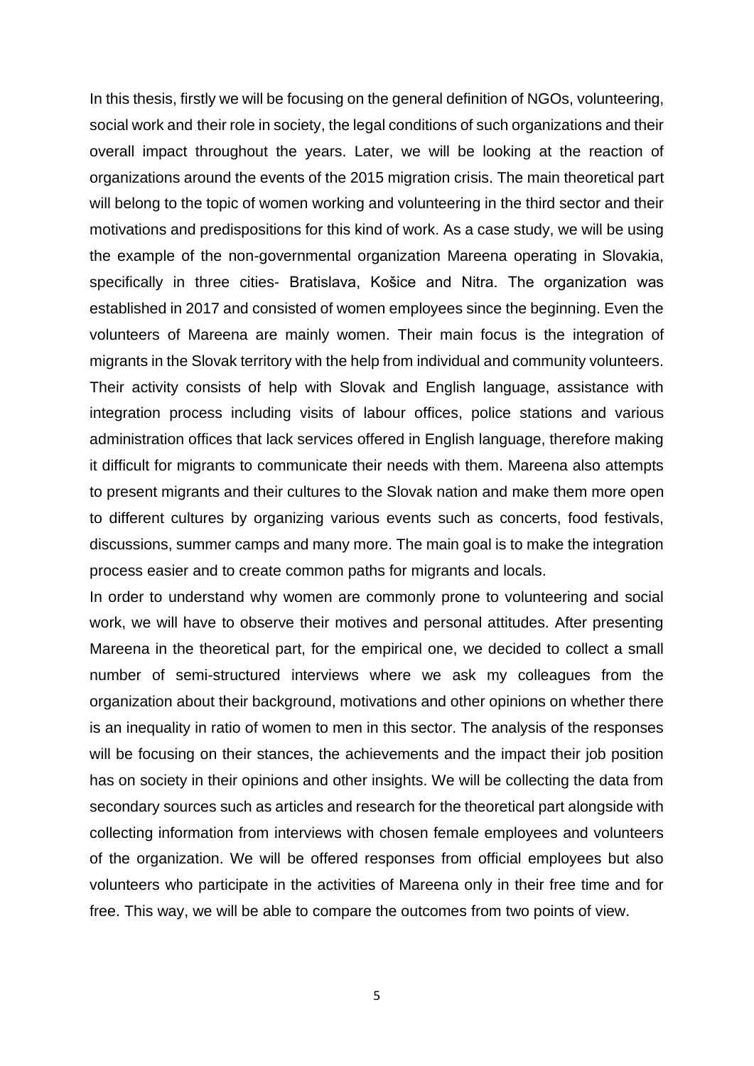In this thesis, firstly we will be focusing on the general definition of NGOs, volunteering, social work and their role in society, the legal conditions of such organizations and their overall impact throughout the years. Later, we will be looking at the reaction of organizations around the events of the 2015 migration crisis. The main theoretical part will belong to the topic of women working and volunteering in the third sector and their motivations and predispositions for this kind of work. As a case study, we will be using the example of the non-governmental organization Mareena operating in Slovakia, specifically in three cities- Bratislava, Košice and Nitra. The organization was established in 2017 and consisted of women employees since the beginning. Even the volunteers of Mareena are mainly women. Their main focus is the integration of migrants in the Slovak territory with the help from individual and community volunteers. Their activity consists of help with Slovak and English language, assistance with integration process including visits of labour offices, police stations and various administration offices that lack services offered in English language, therefore making it difficult for migrants to communicate their needs with them. Mareena also attempts to present migrants and their cultures to the Slovak nation and make them more open to different cultures by organizing various events such as concerts, food festivals, discussions, summer camps and many more. The main goal is to make the integration process easier and to create common paths for migrants and locals.

In order to understand why women are commonly prone to volunteering and social work, we will have to observe their motives and personal attitudes. After presenting Mareena in the theoretical part, for the empirical one, we decided to collect a small number of semi-structured interviews where we ask my colleagues from the organization about their background, motivations and other opinions on whether there is an inequality in ratio of women to men in this sector. The analysis of the responses will be focusing on their stances, the achievements and the impact their job position has on society in their opinions and other insights. We will be collecting the data from secondary sources such as articles and research for the theoretical part alongside with collecting information from interviews with chosen female employees and volunteers of the organization. We will be offered responses from official employees but also volunteers who participate in the activities of Mareena only in their free time and for free. This way, we will be able to compare the outcomes from two points of view.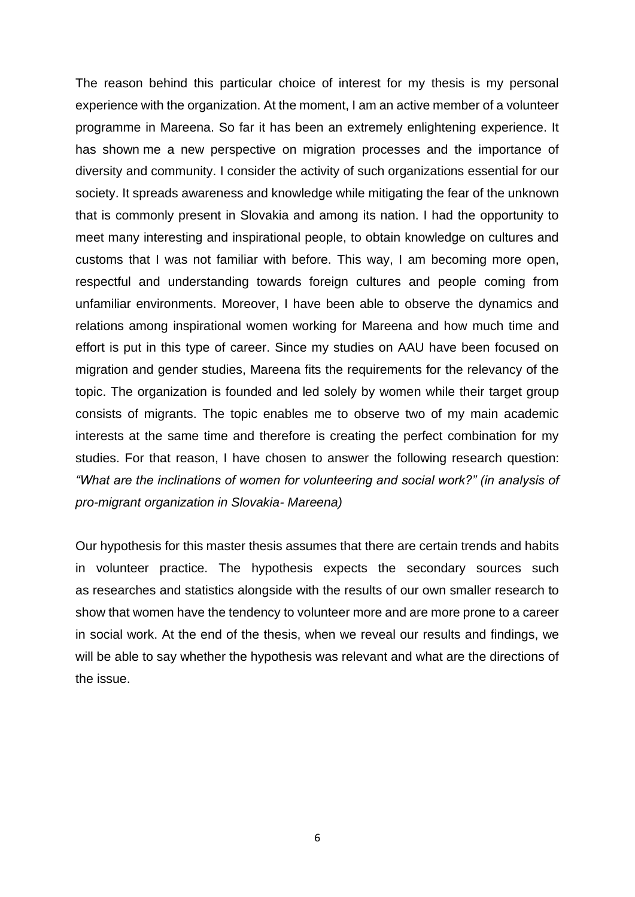The reason behind this particular choice of interest for my thesis is my personal experience with the organization. At the moment, I am an active member of a volunteer programme in Mareena. So far it has been an extremely enlightening experience. It has shown me a new perspective on migration processes and the importance of diversity and community. I consider the activity of such organizations essential for our society. It spreads awareness and knowledge while mitigating the fear of the unknown that is commonly present in Slovakia and among its nation. I had the opportunity to meet many interesting and inspirational people, to obtain knowledge on cultures and customs that I was not familiar with before. This way, I am becoming more open, respectful and understanding towards foreign cultures and people coming from unfamiliar environments. Moreover, I have been able to observe the dynamics and relations among inspirational women working for Mareena and how much time and effort is put in this type of career. Since my studies on AAU have been focused on migration and gender studies, Mareena fits the requirements for the relevancy of the topic. The organization is founded and led solely by women while their target group consists of migrants. The topic enables me to observe two of my main academic interests at the same time and therefore is creating the perfect combination for my studies. For that reason, I have chosen to answer the following research question: *"What are the inclinations of women for volunteering and social work?" (in analysis of pro-migrant organization in Slovakia- Mareena)*

Our hypothesis for this master thesis assumes that there are certain trends and habits in volunteer practice. The hypothesis expects the secondary sources such as researches and statistics alongside with the results of our own smaller research to show that women have the tendency to volunteer more and are more prone to a career in social work. At the end of the thesis, when we reveal our results and findings, we will be able to say whether the hypothesis was relevant and what are the directions of the issue.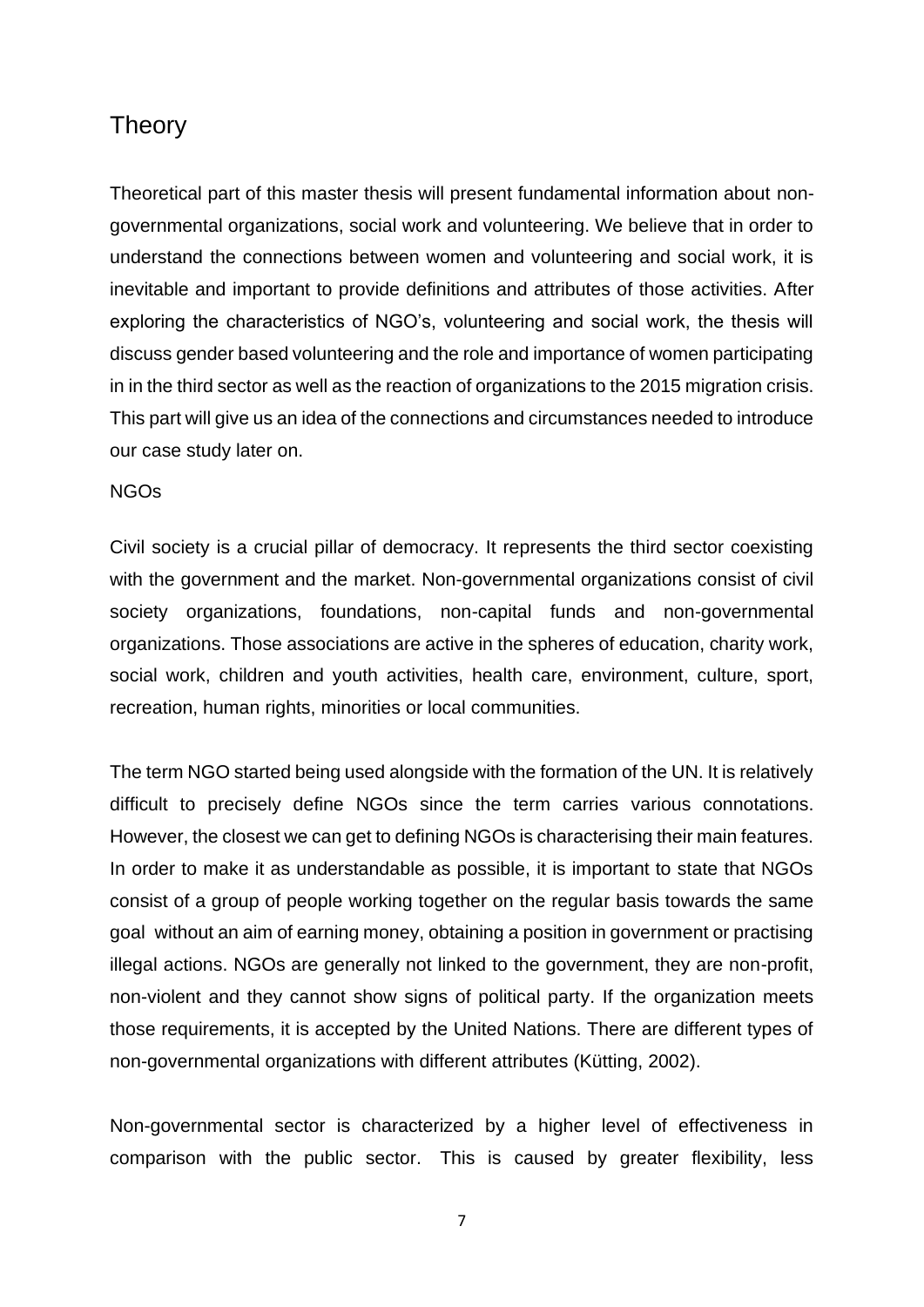# Theory

Theoretical part of this master thesis will present fundamental information about non-governmental organizations, social work and volunteering. We believe that in order to understand the connections between women and volunteering and social work, it is inevitable and important to provide definitions and attributes of those activities. After exploring the characteristics of NGO's, volunteering and social work, the thesis will discuss gender based volunteering and the role and importance of women participating in in the third sector as well as the reaction of organizations to the 2015 migration crisis. This part will give us an idea of the connections and circumstances needed to introduce our case study later on.

## NGOs

Civil society is a crucial pillar of democracy. It represents the third sector coexisting with the government and the market. Non-governmental organizations consist of civil society organizations, foundations, non-capital funds and non-governmental organizations. Those associations are active in the spheres of education, charity work, social work, children and youth activities, health care, environment, culture, sport, recreation, human rights, minorities or local communities.

The term NGO started being used alongside with the formation of the UN. It is relatively difficult to precisely define NGOs since the term carries various connotations. However, the closest we can get to defining NGOs is characterising their main features. In order to make it as understandable as possible, it is important to state that NGOs consist of a group of people working together on the regular basis towards the same goal without an aim of earning money, obtaining a position in government or practising illegal actions. NGOs are generally not linked to the government, they are non-profit, non-violent and they cannot show signs of political party. If the organization meets those requirements, it is accepted by the United Nations. There are different types of non-governmental organizations with different attributes (Kütting, 2002).

Non-governmental sector is characterized by a higher level of effectiveness in comparison with the public sector. This is caused by greater flexibility, less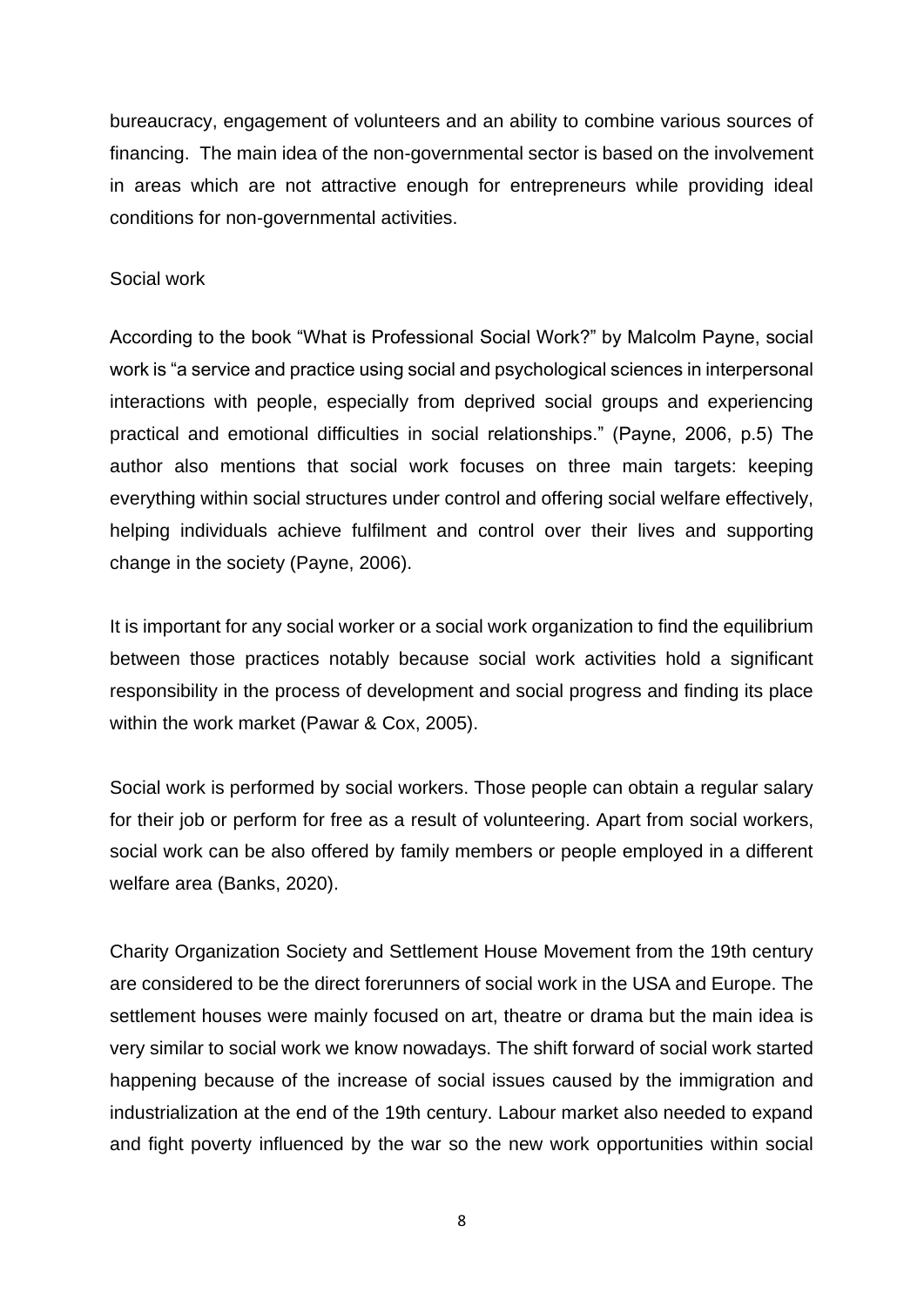bureaucracy, engagement of volunteers and an ability to combine various sources of financing. The main idea of the non-governmental sector is based on the involvement in areas which are not attractive enough for entrepreneurs while providing ideal conditions for non-governmental activities.

## Social work

According to the book "What is Professional Social Work?" by Malcolm Payne, social work is "a service and practice using social and psychological sciences in interpersonal interactions with people, especially from deprived social groups and experiencing practical and emotional difficulties in social relationships." (Payne, 2006, p.5) The author also mentions that social work focuses on three main targets: keeping everything within social structures under control and offering social welfare effectively, helping individuals achieve fulfilment and control over their lives and supporting change in the society (Payne, 2006).

It is important for any social worker or a social work organization to find the equilibrium between those practices notably because social work activities hold a significant responsibility in the process of development and social progress and finding its place within the work market (Pawar & Cox, 2005).

Social work is performed by social workers. Those people can obtain a regular salary for their job or perform for free as a result of volunteering. Apart from social workers, social work can be also offered by family members or people employed in a different welfare area (Banks, 2020).

Charity Organization Society and Settlement House Movement from the 19th century are considered to be the direct forerunners of social work in the USA and Europe. The settlement houses were mainly focused on art, theatre or drama but the main idea is very similar to social work we know nowadays. The shift forward of social work started happening because of the increase of social issues caused by the immigration and industrialization at the end of the 19th century. Labour market also needed to expand and fight poverty influenced by the war so the new work opportunities within social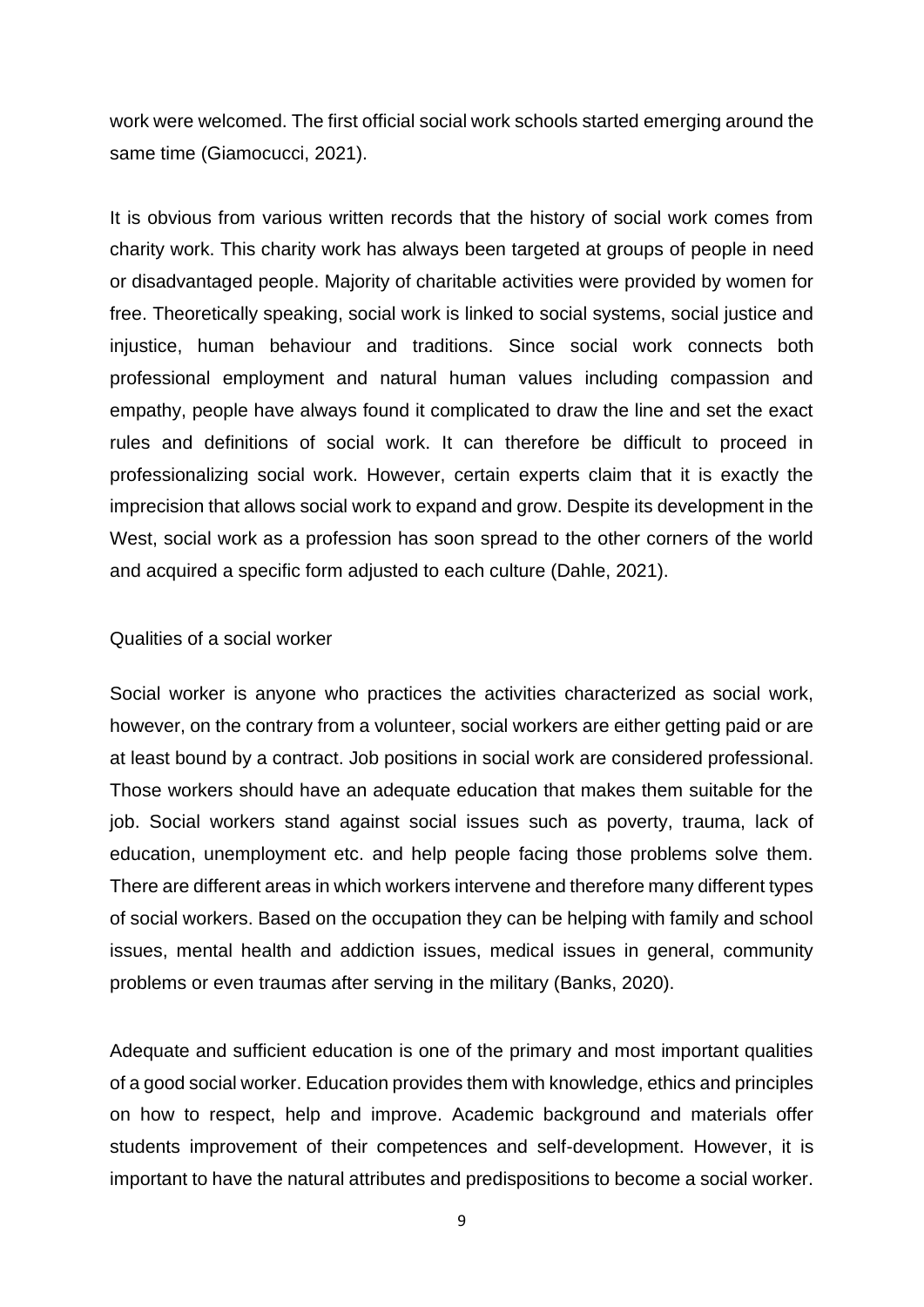work were welcomed. The first official social work schools started emerging around the same time (Giamocucci, 2021).

It is obvious from various written records that the history of social work comes from charity work. This charity work has always been targeted at groups of people in need or disadvantaged people. Majority of charitable activities were provided by women for free. Theoretically speaking, social work is linked to social systems, social justice and injustice, human behaviour and traditions. Since social work connects both professional employment and natural human values including compassion and empathy, people have always found it complicated to draw the line and set the exact rules and definitions of social work. It can therefore be difficult to proceed in professionalizing social work. However, certain experts claim that it is exactly the imprecision that allows social work to expand and grow. Despite its development in the West, social work as a profession has soon spread to the other corners of the world and acquired a specific form adjusted to each culture (Dahle, 2021).

## Qualities of a social worker

Social worker is anyone who practices the activities characterized as social work, however, on the contrary from a volunteer, social workers are either getting paid or are at least bound by a contract. Job positions in social work are considered professional. Those workers should have an adequate education that makes them suitable for the job. Social workers stand against social issues such as poverty, trauma, lack of education, unemployment etc. and help people facing those problems solve them. There are different areas in which workers intervene and therefore many different types of social workers. Based on the occupation they can be helping with family and school issues, mental health and addiction issues, medical issues in general, community problems or even traumas after serving in the military (Banks, 2020).

Adequate and sufficient education is one of the primary and most important qualities of a good social worker. Education provides them with knowledge, ethics and principles on how to respect, help and improve. Academic background and materials offer students improvement of their competences and self-development. However, it is important to have the natural attributes and predispositions to become a social worker.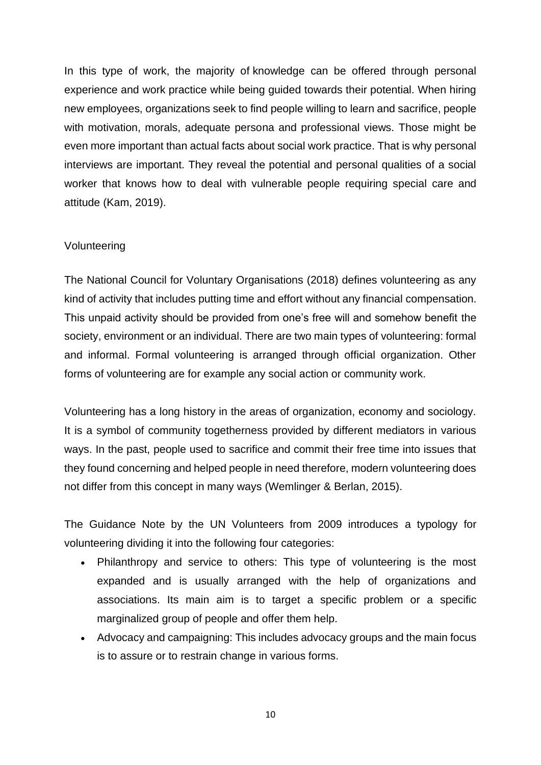In this type of work, the majority of knowledge can be offered through personal experience and work practice while being guided towards their potential. When hiring new employees, organizations seek to find people willing to learn and sacrifice, people with motivation, morals, adequate persona and professional views. Those might be even more important than actual facts about social work practice. That is why personal interviews are important. They reveal the potential and personal qualities of a social worker that knows how to deal with vulnerable people requiring special care and attitude (Kam, 2019).

### Volunteering

The National Council for Voluntary Organisations (2018) defines volunteering as any kind of activity that includes putting time and effort without any financial compensation. This unpaid activity should be provided from one's free will and somehow benefit the society, environment or an individual. There are two main types of volunteering: formal and informal. Formal volunteering is arranged through official organization. Other forms of volunteering are for example any social action or community work.

Volunteering has a long history in the areas of organization, economy and sociology. It is a symbol of community togetherness provided by different mediators in various ways. In the past, people used to sacrifice and commit their free time into issues that they found concerning and helped people in need therefore, modern volunteering does not differ from this concept in many ways (Wemlinger & Berlan, 2015).

The Guidance Note by the UN Volunteers from 2009 introduces a typology for volunteering dividing it into the following four categories:

- Philanthropy and service to others: This type of volunteering is the most expanded and is usually arranged with the help of organizations and associations. Its main aim is to target a specific problem or a specific marginalized group of people and offer them help.
- Advocacy and campaigning: This includes advocacy groups and the main focus is to assure or to restrain change in various forms.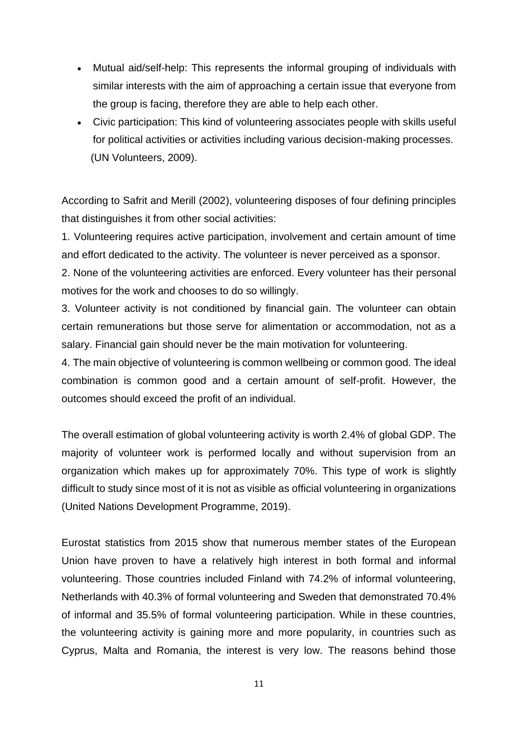- Mutual aid/self-help: This represents the informal grouping of individuals with similar interests with the aim of approaching a certain issue that everyone from the group is facing, therefore they are able to help each other.
- Civic participation: This kind of volunteering associates people with skills useful for political activities or activities including various decision-making processes. (UN Volunteers, 2009).

According to Safrit and Merill (2002), volunteering disposes of four defining principles that distinguishes it from other social activities:

1. Volunteering requires active participation, involvement and certain amount of time and effort dedicated to the activity. The volunteer is never perceived as a sponsor.
2. None of the volunteering activities are enforced. Every volunteer has their personal motives for the work and chooses to do so willingly.
3. Volunteer activity is not conditioned by financial gain. The volunteer can obtain certain remunerations but those serve for alimentation or accommodation, not as a salary. Financial gain should never be the main motivation for volunteering.
4. The main objective of volunteering is common wellbeing or common good. The ideal combination is common good and a certain amount of self-profit. However, the outcomes should exceed the profit of an individual.

The overall estimation of global volunteering activity is worth 2.4% of global GDP. The majority of volunteer work is performed locally and without supervision from an organization which makes up for approximately 70%. This type of work is slightly difficult to study since most of it is not as visible as official volunteering in organizations (United Nations Development Programme, 2019).

Eurostat statistics from 2015 show that numerous member states of the European Union have proven to have a relatively high interest in both formal and informal volunteering. Those countries included Finland with 74.2% of informal volunteering, Netherlands with 40.3% of formal volunteering and Sweden that demonstrated 70.4% of informal and 35.5% of formal volunteering participation. While in these countries, the volunteering activity is gaining more and more popularity, in countries such as Cyprus, Malta and Romania, the interest is very low. The reasons behind those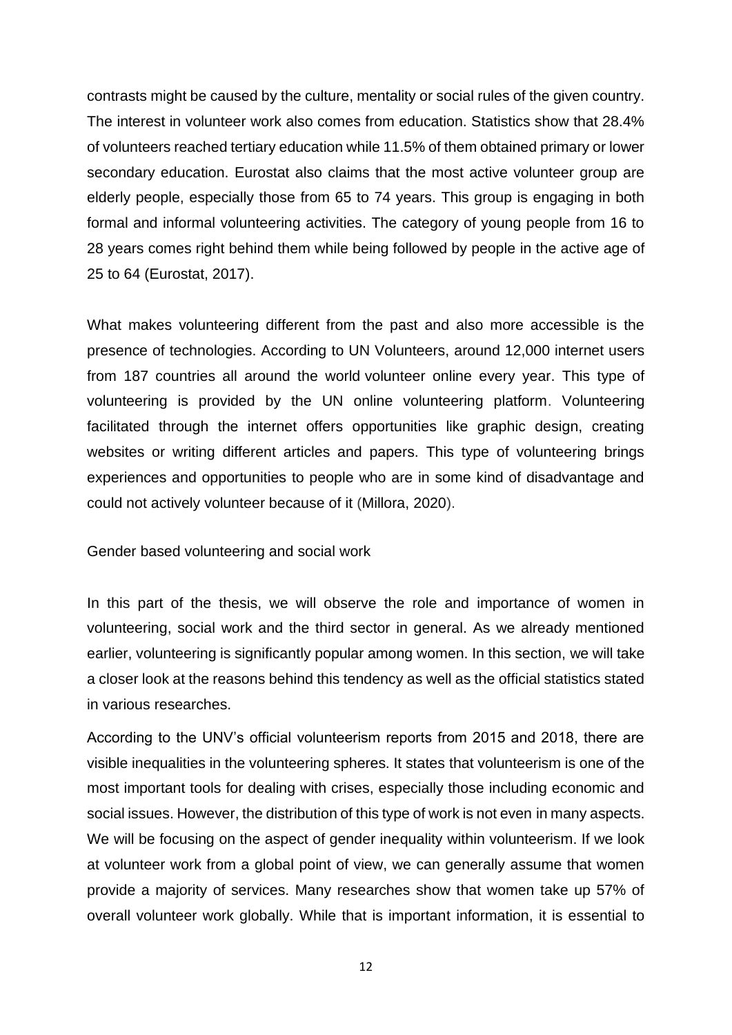contrasts might be caused by the culture, mentality or social rules of the given country. The interest in volunteer work also comes from education. Statistics show that 28.4% of volunteers reached tertiary education while 11.5% of them obtained primary or lower secondary education. Eurostat also claims that the most active volunteer group are elderly people, especially those from 65 to 74 years. This group is engaging in both formal and informal volunteering activities. The category of young people from 16 to 28 years comes right behind them while being followed by people in the active age of 25 to 64 (Eurostat, 2017).

What makes volunteering different from the past and also more accessible is the presence of technologies. According to UN Volunteers, around 12,000 internet users from 187 countries all around the world volunteer online every year. This type of volunteering is provided by the UN online volunteering platform. Volunteering facilitated through the internet offers opportunities like graphic design, creating websites or writing different articles and papers. This type of volunteering brings experiences and opportunities to people who are in some kind of disadvantage and could not actively volunteer because of it (Millora, 2020).

## Gender based volunteering and social work

In this part of the thesis, we will observe the role and importance of women in volunteering, social work and the third sector in general. As we already mentioned earlier, volunteering is significantly popular among women. In this section, we will take a closer look at the reasons behind this tendency as well as the official statistics stated in various researches.

According to the UNV's official volunteerism reports from 2015 and 2018, there are visible inequalities in the volunteering spheres. It states that volunteerism is one of the most important tools for dealing with crises, especially those including economic and social issues. However, the distribution of this type of work is not even in many aspects. We will be focusing on the aspect of gender inequality within volunteerism. If we look at volunteer work from a global point of view, we can generally assume that women provide a majority of services. Many researches show that women take up 57% of overall volunteer work globally. While that is important information, it is essential to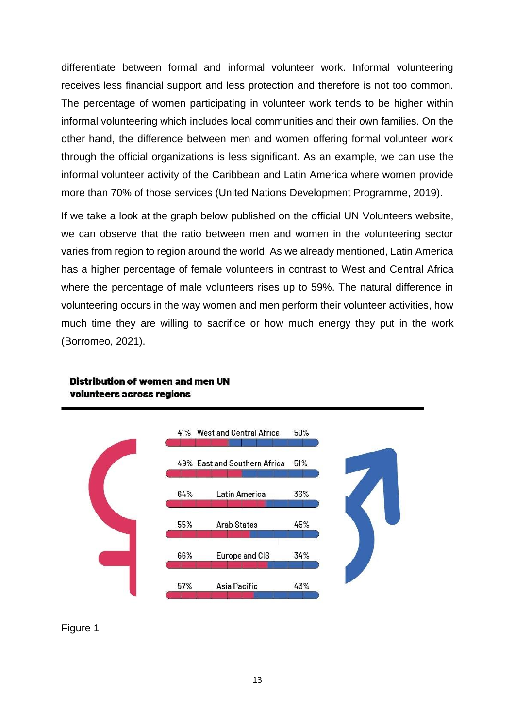differentiate between formal and informal volunteer work. Informal volunteering receives less financial support and less protection and therefore is not too common. The percentage of women participating in volunteer work tends to be higher within informal volunteering which includes local communities and their own families. On the other hand, the difference between men and women offering formal volunteer work through the official organizations is less significant. As an example, we can use the informal volunteer activity of the Caribbean and Latin America where women provide more than 70% of those services (United Nations Development Programme, 2019).

If we take a look at the graph below published on the official UN Volunteers website, we can observe that the ratio between men and women in the volunteering sector varies from region to region around the world. As we already mentioned, Latin America has a higher percentage of female volunteers in contrast to West and Central Africa where the percentage of male volunteers rises up to 59%. The natural difference in volunteering occurs in the way women and men perform their volunteer activities, how much time they are willing to sacrifice or how much energy they put in the work (Borromeo, 2021).

**Distribution of women and men UN volunteers across regions**

| Women | Region | Men |
|---|---|---|
| 41% | West and Central Africa | 59% |
| 49% | East and Southern Africa | 51% |
| 64% | Latin America | 36% |
| 55% | Arab States | 45% |
| 66% | Europe and CIS | 34% |
| 57% | Asia Pacific | 43% |

Figure 1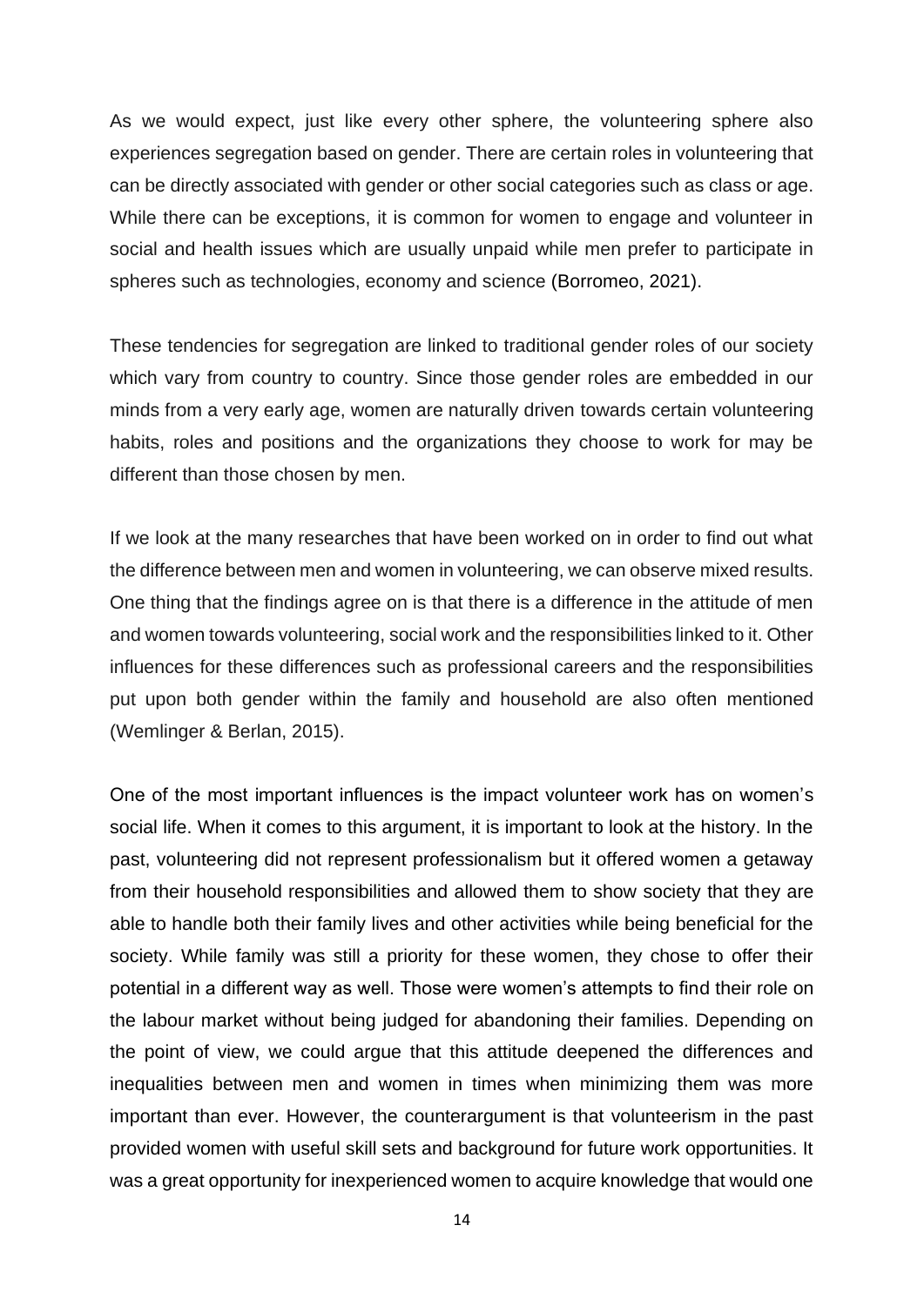As we would expect, just like every other sphere, the volunteering sphere also experiences segregation based on gender. There are certain roles in volunteering that can be directly associated with gender or other social categories such as class or age. While there can be exceptions, it is common for women to engage and volunteer in social and health issues which are usually unpaid while men prefer to participate in spheres such as technologies, economy and science (Borromeo, 2021).

These tendencies for segregation are linked to traditional gender roles of our society which vary from country to country. Since those gender roles are embedded in our minds from a very early age, women are naturally driven towards certain volunteering habits, roles and positions and the organizations they choose to work for may be different than those chosen by men.

If we look at the many researches that have been worked on in order to find out what the difference between men and women in volunteering, we can observe mixed results. One thing that the findings agree on is that there is a difference in the attitude of men and women towards volunteering, social work and the responsibilities linked to it. Other influences for these differences such as professional careers and the responsibilities put upon both gender within the family and household are also often mentioned (Wemlinger & Berlan, 2015).

One of the most important influences is the impact volunteer work has on women's social life. When it comes to this argument, it is important to look at the history. In the past, volunteering did not represent professionalism but it offered women a getaway from their household responsibilities and allowed them to show society that they are able to handle both their family lives and other activities while being beneficial for the society. While family was still a priority for these women, they chose to offer their potential in a different way as well. Those were women's attempts to find their role on the labour market without being judged for abandoning their families. Depending on the point of view, we could argue that this attitude deepened the differences and inequalities between men and women in times when minimizing them was more important than ever. However, the counterargument is that volunteerism in the past provided women with useful skill sets and background for future work opportunities. It was a great opportunity for inexperienced women to acquire knowledge that would one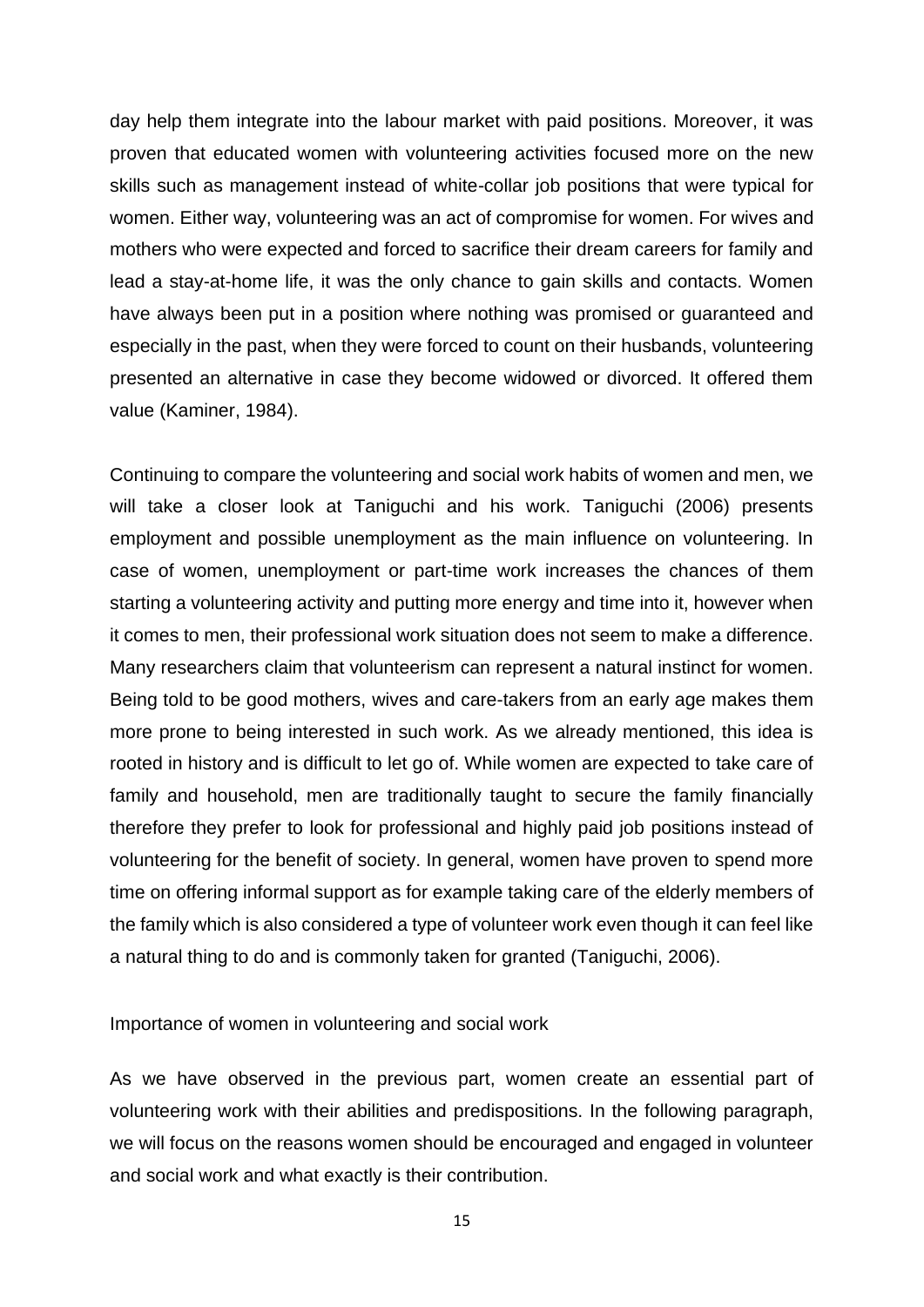day help them integrate into the labour market with paid positions. Moreover, it was proven that educated women with volunteering activities focused more on the new skills such as management instead of white-collar job positions that were typical for women. Either way, volunteering was an act of compromise for women. For wives and mothers who were expected and forced to sacrifice their dream careers for family and lead a stay-at-home life, it was the only chance to gain skills and contacts. Women have always been put in a position where nothing was promised or guaranteed and especially in the past, when they were forced to count on their husbands, volunteering presented an alternative in case they become widowed or divorced. It offered them value (Kaminer, 1984).

Continuing to compare the volunteering and social work habits of women and men, we will take a closer look at Taniguchi and his work. Taniguchi (2006) presents employment and possible unemployment as the main influence on volunteering. In case of women, unemployment or part-time work increases the chances of them starting a volunteering activity and putting more energy and time into it, however when it comes to men, their professional work situation does not seem to make a difference. Many researchers claim that volunteerism can represent a natural instinct for women. Being told to be good mothers, wives and care-takers from an early age makes them more prone to being interested in such work. As we already mentioned, this idea is rooted in history and is difficult to let go of. While women are expected to take care of family and household, men are traditionally taught to secure the family financially therefore they prefer to look for professional and highly paid job positions instead of volunteering for the benefit of society. In general, women have proven to spend more time on offering informal support as for example taking care of the elderly members of the family which is also considered a type of volunteer work even though it can feel like a natural thing to do and is commonly taken for granted (Taniguchi, 2006).

## Importance of women in volunteering and social work

As we have observed in the previous part, women create an essential part of volunteering work with their abilities and predispositions. In the following paragraph, we will focus on the reasons women should be encouraged and engaged in volunteer and social work and what exactly is their contribution.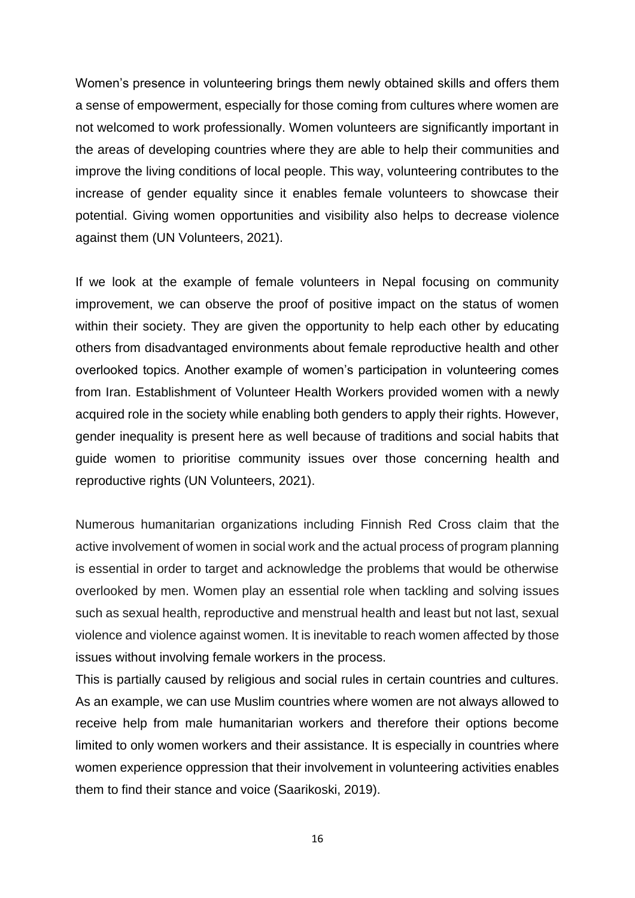Women's presence in volunteering brings them newly obtained skills and offers them a sense of empowerment, especially for those coming from cultures where women are not welcomed to work professionally. Women volunteers are significantly important in the areas of developing countries where they are able to help their communities and improve the living conditions of local people. This way, volunteering contributes to the increase of gender equality since it enables female volunteers to showcase their potential. Giving women opportunities and visibility also helps to decrease violence against them (UN Volunteers, 2021).

If we look at the example of female volunteers in Nepal focusing on community improvement, we can observe the proof of positive impact on the status of women within their society. They are given the opportunity to help each other by educating others from disadvantaged environments about female reproductive health and other overlooked topics. Another example of women's participation in volunteering comes from Iran. Establishment of Volunteer Health Workers provided women with a newly acquired role in the society while enabling both genders to apply their rights. However, gender inequality is present here as well because of traditions and social habits that guide women to prioritise community issues over those concerning health and reproductive rights (UN Volunteers, 2021).

Numerous humanitarian organizations including Finnish Red Cross claim that the active involvement of women in social work and the actual process of program planning is essential in order to target and acknowledge the problems that would be otherwise overlooked by men. Women play an essential role when tackling and solving issues such as sexual health, reproductive and menstrual health and least but not last, sexual violence and violence against women. It is inevitable to reach women affected by those issues without involving female workers in the process.

This is partially caused by religious and social rules in certain countries and cultures. As an example, we can use Muslim countries where women are not always allowed to receive help from male humanitarian workers and therefore their options become limited to only women workers and their assistance. It is especially in countries where women experience oppression that their involvement in volunteering activities enables them to find their stance and voice (Saarikoski, 2019).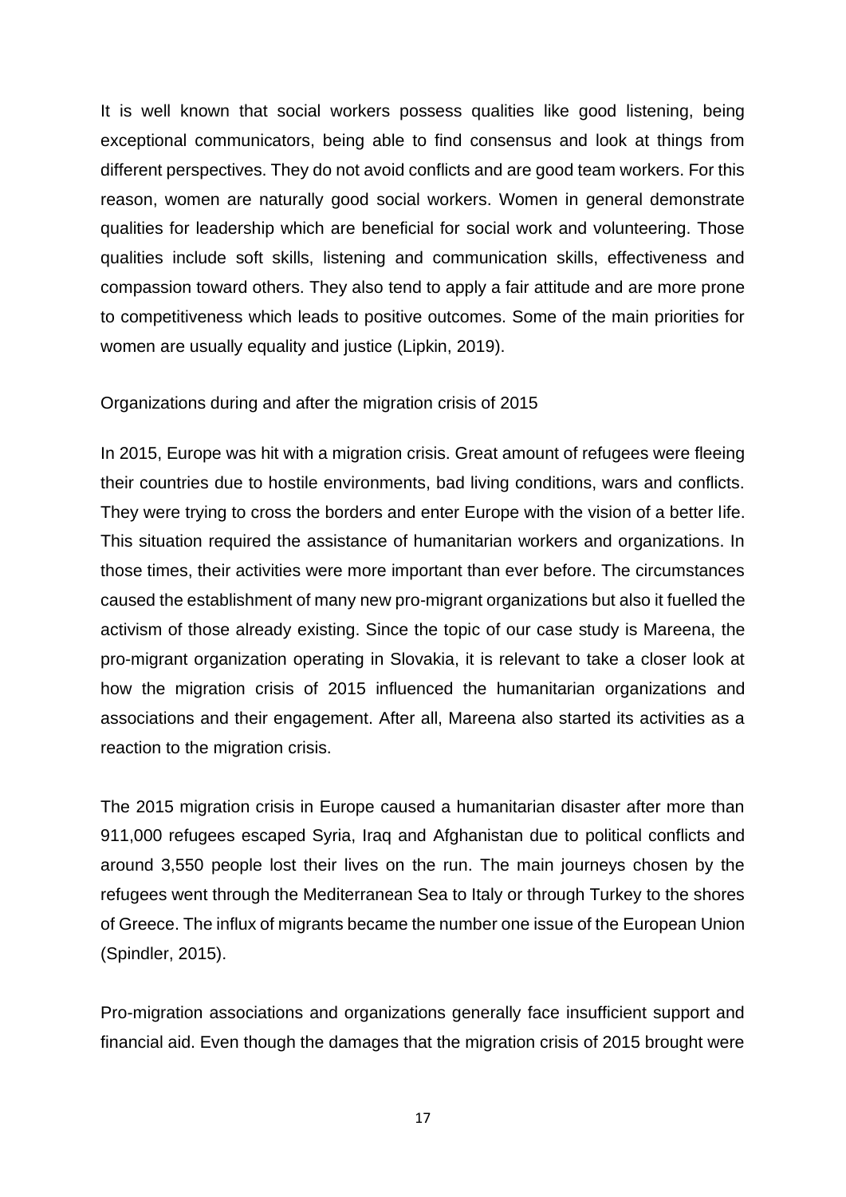It is well known that social workers possess qualities like good listening, being exceptional communicators, being able to find consensus and look at things from different perspectives. They do not avoid conflicts and are good team workers. For this reason, women are naturally good social workers. Women in general demonstrate qualities for leadership which are beneficial for social work and volunteering. Those qualities include soft skills, listening and communication skills, effectiveness and compassion toward others. They also tend to apply a fair attitude and are more prone to competitiveness which leads to positive outcomes. Some of the main priorities for women are usually equality and justice (Lipkin, 2019).

## Organizations during and after the migration crisis of 2015

In 2015, Europe was hit with a migration crisis. Great amount of refugees were fleeing their countries due to hostile environments, bad living conditions, wars and conflicts. They were trying to cross the borders and enter Europe with the vision of a better life. This situation required the assistance of humanitarian workers and organizations. In those times, their activities were more important than ever before. The circumstances caused the establishment of many new pro-migrant organizations but also it fuelled the activism of those already existing. Since the topic of our case study is Mareena, the pro-migrant organization operating in Slovakia, it is relevant to take a closer look at how the migration crisis of 2015 influenced the humanitarian organizations and associations and their engagement. After all, Mareena also started its activities as a reaction to the migration crisis.

The 2015 migration crisis in Europe caused a humanitarian disaster after more than 911,000 refugees escaped Syria, Iraq and Afghanistan due to political conflicts and around 3,550 people lost their lives on the run. The main journeys chosen by the refugees went through the Mediterranean Sea to Italy or through Turkey to the shores of Greece. The influx of migrants became the number one issue of the European Union (Spindler, 2015).

Pro-migration associations and organizations generally face insufficient support and financial aid. Even though the damages that the migration crisis of 2015 brought were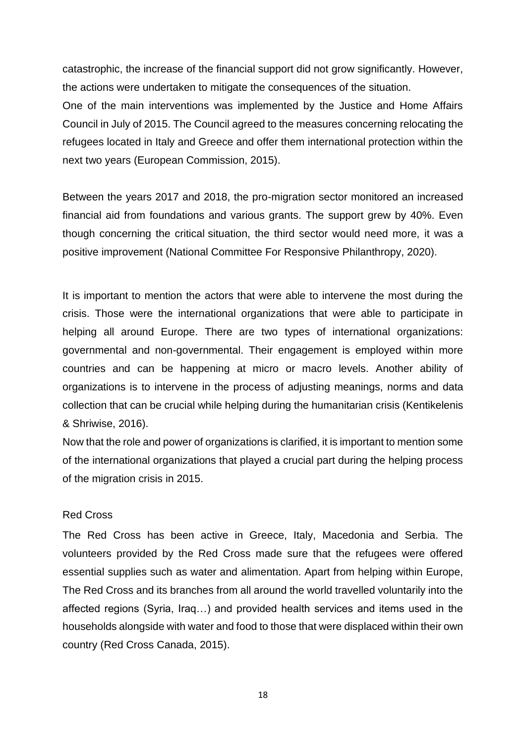catastrophic, the increase of the financial support did not grow significantly. However, the actions were undertaken to mitigate the consequences of the situation.

One of the main interventions was implemented by the Justice and Home Affairs Council in July of 2015. The Council agreed to the measures concerning relocating the refugees located in Italy and Greece and offer them international protection within the next two years (European Commission, 2015).

Between the years 2017 and 2018, the pro-migration sector monitored an increased financial aid from foundations and various grants. The support grew by 40%. Even though concerning the critical situation, the third sector would need more, it was a positive improvement (National Committee For Responsive Philanthropy, 2020).

It is important to mention the actors that were able to intervene the most during the crisis. Those were the international organizations that were able to participate in helping all around Europe. There are two types of international organizations: governmental and non-governmental. Their engagement is employed within more countries and can be happening at micro or macro levels. Another ability of organizations is to intervene in the process of adjusting meanings, norms and data collection that can be crucial while helping during the humanitarian crisis (Kentikelenis & Shriwise, 2016).

Now that the role and power of organizations is clarified, it is important to mention some of the international organizations that played a crucial part during the helping process of the migration crisis in 2015.

### Red Cross

The Red Cross has been active in Greece, Italy, Macedonia and Serbia. The volunteers provided by the Red Cross made sure that the refugees were offered essential supplies such as water and alimentation. Apart from helping within Europe, The Red Cross and its branches from all around the world travelled voluntarily into the affected regions (Syria, Iraq…) and provided health services and items used in the households alongside with water and food to those that were displaced within their own country (Red Cross Canada, 2015).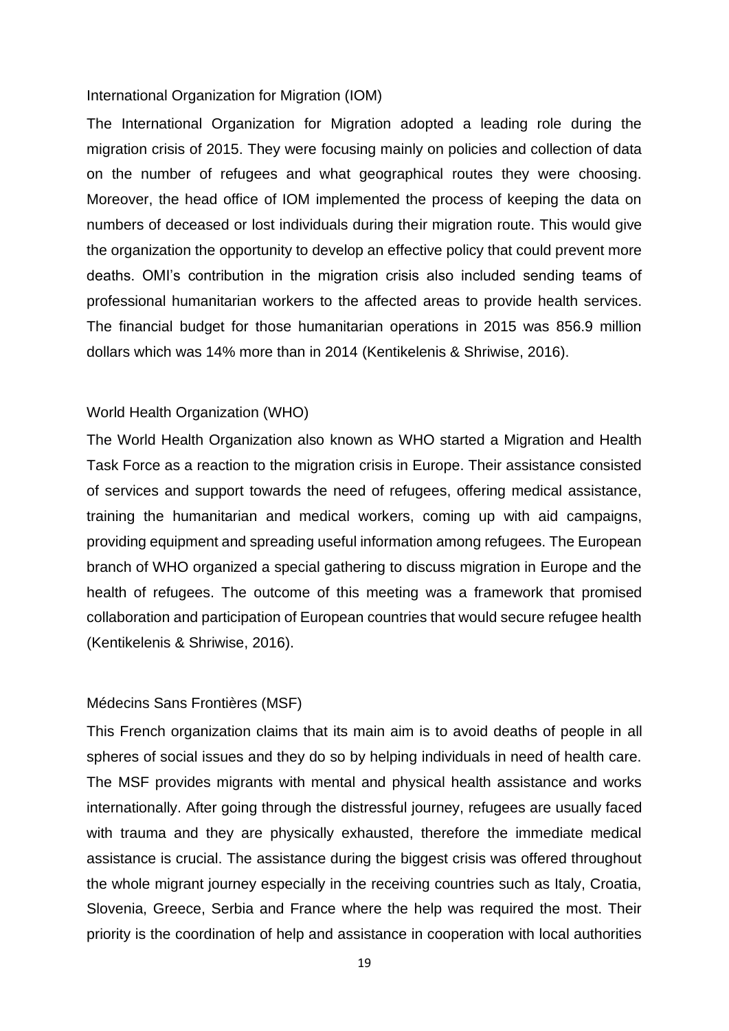### International Organization for Migration (IOM)

The International Organization for Migration adopted a leading role during the migration crisis of 2015. They were focusing mainly on policies and collection of data on the number of refugees and what geographical routes they were choosing. Moreover, the head office of IOM implemented the process of keeping the data on numbers of deceased or lost individuals during their migration route. This would give the organization the opportunity to develop an effective policy that could prevent more deaths. OMI's contribution in the migration crisis also included sending teams of professional humanitarian workers to the affected areas to provide health services. The financial budget for those humanitarian operations in 2015 was 856.9 million dollars which was 14% more than in 2014 (Kentikelenis & Shriwise, 2016).

### World Health Organization (WHO)

The World Health Organization also known as WHO started a Migration and Health Task Force as a reaction to the migration crisis in Europe. Their assistance consisted of services and support towards the need of refugees, offering medical assistance, training the humanitarian and medical workers, coming up with aid campaigns, providing equipment and spreading useful information among refugees. The European branch of WHO organized a special gathering to discuss migration in Europe and the health of refugees. The outcome of this meeting was a framework that promised collaboration and participation of European countries that would secure refugee health (Kentikelenis & Shriwise, 2016).

### Médecins Sans Frontières (MSF)

This French organization claims that its main aim is to avoid deaths of people in all spheres of social issues and they do so by helping individuals in need of health care. The MSF provides migrants with mental and physical health assistance and works internationally. After going through the distressful journey, refugees are usually faced with trauma and they are physically exhausted, therefore the immediate medical assistance is crucial. The assistance during the biggest crisis was offered throughout the whole migrant journey especially in the receiving countries such as Italy, Croatia, Slovenia, Greece, Serbia and France where the help was required the most. Their priority is the coordination of help and assistance in cooperation with local authorities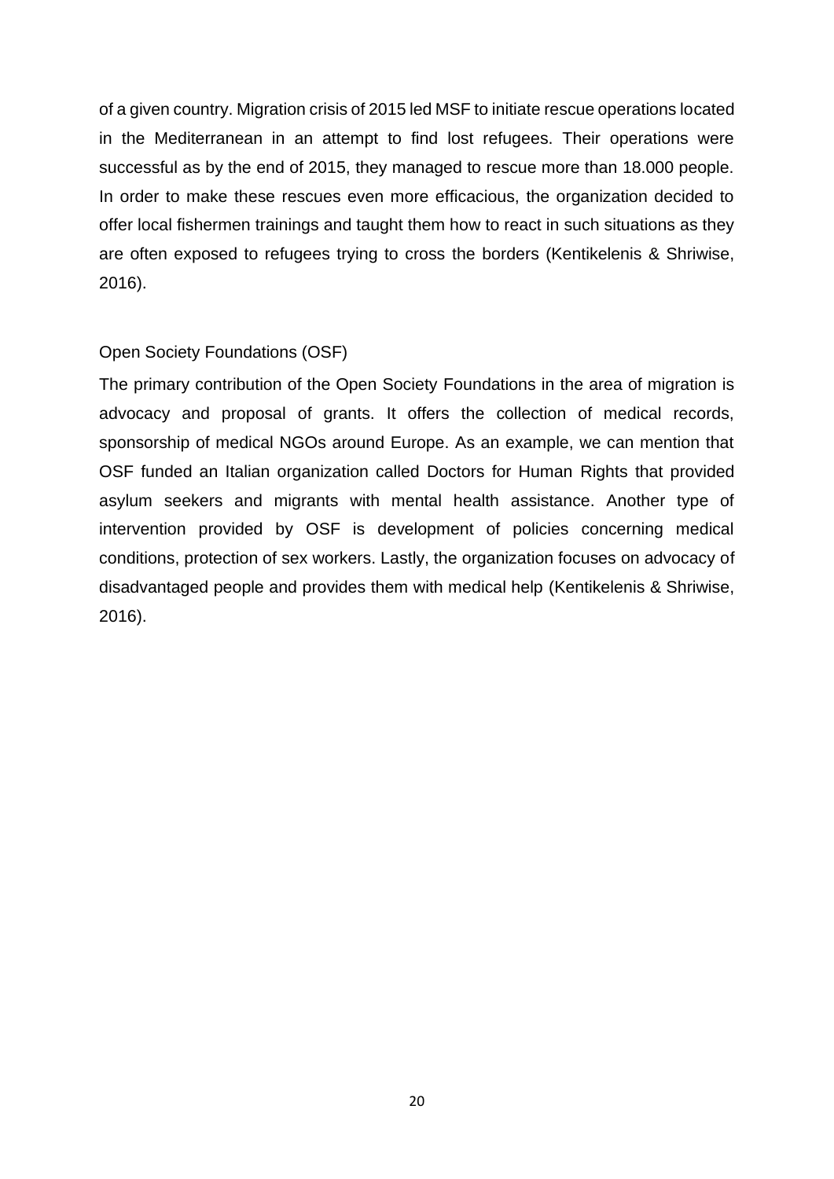of a given country. Migration crisis of 2015 led MSF to initiate rescue operations located in the Mediterranean in an attempt to find lost refugees. Their operations were successful as by the end of 2015, they managed to rescue more than 18.000 people. In order to make these rescues even more efficacious, the organization decided to offer local fishermen trainings and taught them how to react in such situations as they are often exposed to refugees trying to cross the borders (Kentikelenis & Shriwise, 2016).

### Open Society Foundations (OSF)

The primary contribution of the Open Society Foundations in the area of migration is advocacy and proposal of grants. It offers the collection of medical records, sponsorship of medical NGOs around Europe. As an example, we can mention that OSF funded an Italian organization called Doctors for Human Rights that provided asylum seekers and migrants with mental health assistance. Another type of intervention provided by OSF is development of policies concerning medical conditions, protection of sex workers. Lastly, the organization focuses on advocacy of disadvantaged people and provides them with medical help (Kentikelenis & Shriwise, 2016).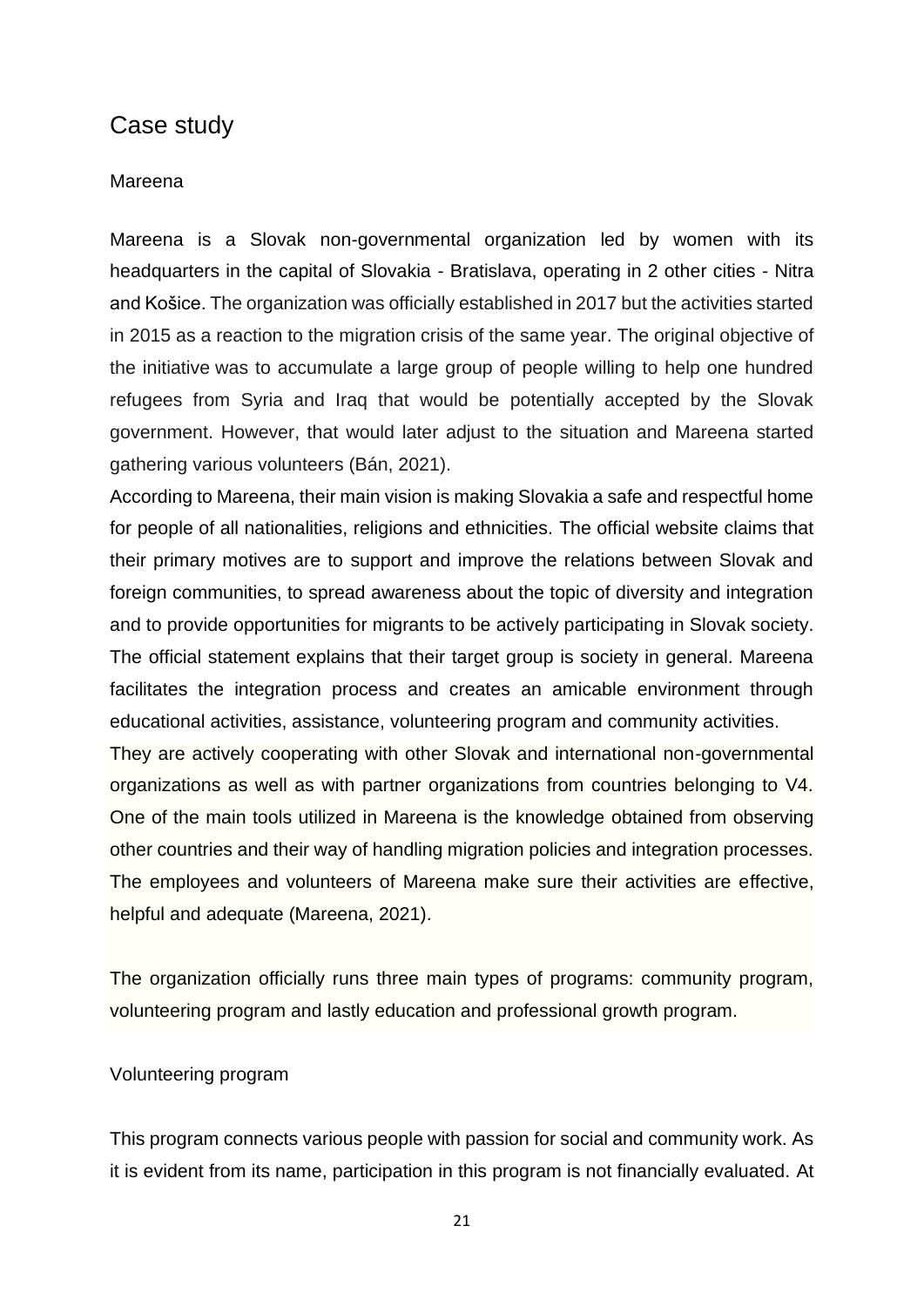# Case study

## Mareena

Mareena is a Slovak non-governmental organization led by women with its headquarters in the capital of Slovakia - Bratislava, operating in 2 other cities - Nitra and Košice. The organization was officially established in 2017 but the activities started in 2015 as a reaction to the migration crisis of the same year. The original objective of the initiative was to accumulate a large group of people willing to help one hundred refugees from Syria and Iraq that would be potentially accepted by the Slovak government. However, that would later adjust to the situation and Mareena started gathering various volunteers (Bán, 2021).

According to Mareena, their main vision is making Slovakia a safe and respectful home for people of all nationalities, religions and ethnicities. The official website claims that their primary motives are to support and improve the relations between Slovak and foreign communities, to spread awareness about the topic of diversity and integration and to provide opportunities for migrants to be actively participating in Slovak society. The official statement explains that their target group is society in general. Mareena facilitates the integration process and creates an amicable environment through educational activities, assistance, volunteering program and community activities.

They are actively cooperating with other Slovak and international non-governmental organizations as well as with partner organizations from countries belonging to V4. One of the main tools utilized in Mareena is the knowledge obtained from observing other countries and their way of handling migration policies and integration processes. The employees and volunteers of Mareena make sure their activities are effective, helpful and adequate (Mareena, 2021).

The organization officially runs three main types of programs: community program, volunteering program and lastly education and professional growth program.

### Volunteering program

This program connects various people with passion for social and community work. As it is evident from its name, participation in this program is not financially evaluated. At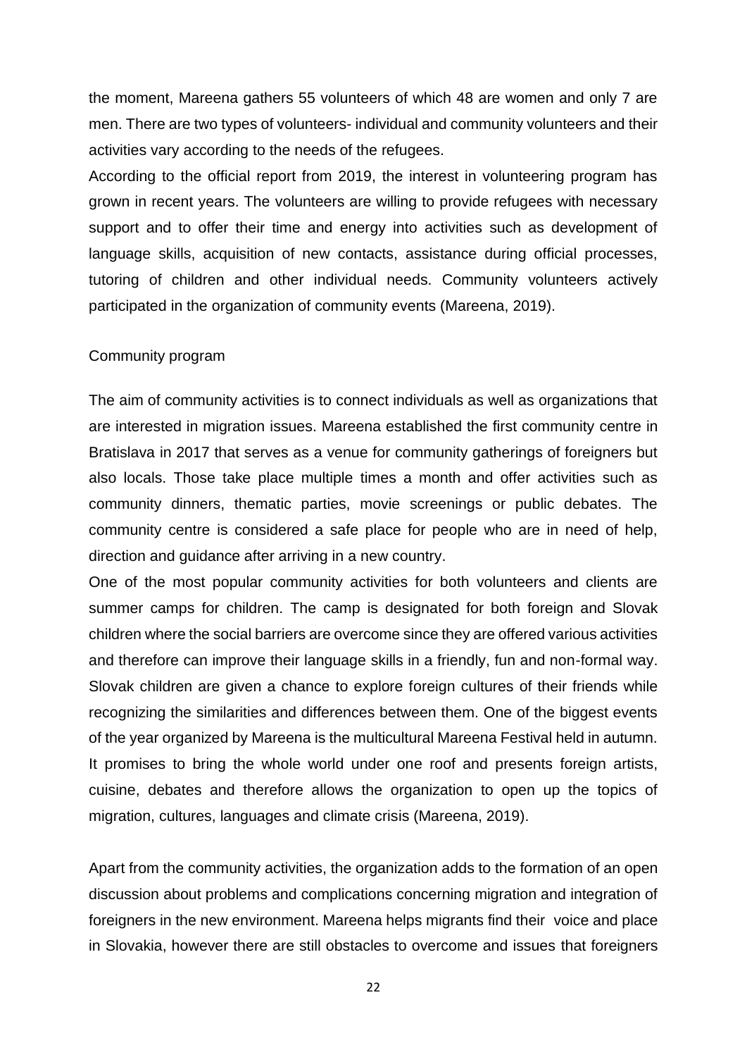the moment, Mareena gathers 55 volunteers of which 48 are women and only 7 are men. There are two types of volunteers- individual and community volunteers and their activities vary according to the needs of the refugees.

According to the official report from 2019, the interest in volunteering program has grown in recent years. The volunteers are willing to provide refugees with necessary support and to offer their time and energy into activities such as development of language skills, acquisition of new contacts, assistance during official processes, tutoring of children and other individual needs. Community volunteers actively participated in the organization of community events (Mareena, 2019).

### Community program

The aim of community activities is to connect individuals as well as organizations that are interested in migration issues. Mareena established the first community centre in Bratislava in 2017 that serves as a venue for community gatherings of foreigners but also locals. Those take place multiple times a month and offer activities such as community dinners, thematic parties, movie screenings or public debates. The community centre is considered a safe place for people who are in need of help, direction and guidance after arriving in a new country.

One of the most popular community activities for both volunteers and clients are summer camps for children. The camp is designated for both foreign and Slovak children where the social barriers are overcome since they are offered various activities and therefore can improve their language skills in a friendly, fun and non-formal way. Slovak children are given a chance to explore foreign cultures of their friends while recognizing the similarities and differences between them. One of the biggest events of the year organized by Mareena is the multicultural Mareena Festival held in autumn. It promises to bring the whole world under one roof and presents foreign artists, cuisine, debates and therefore allows the organization to open up the topics of migration, cultures, languages and climate crisis (Mareena, 2019).

Apart from the community activities, the organization adds to the formation of an open discussion about problems and complications concerning migration and integration of foreigners in the new environment. Mareena helps migrants find their voice and place in Slovakia, however there are still obstacles to overcome and issues that foreigners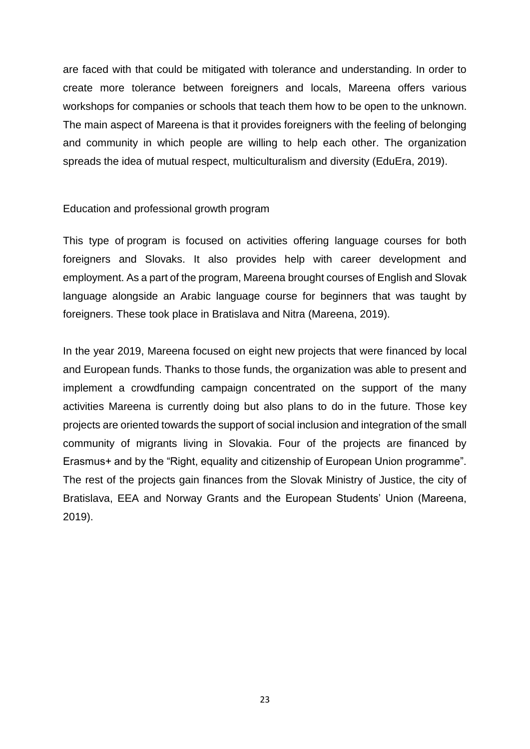are faced with that could be mitigated with tolerance and understanding. In order to create more tolerance between foreigners and locals, Mareena offers various workshops for companies or schools that teach them how to be open to the unknown. The main aspect of Mareena is that it provides foreigners with the feeling of belonging and community in which people are willing to help each other. The organization spreads the idea of mutual respect, multiculturalism and diversity (EduEra, 2019).

Education and professional growth program

This type of program is focused on activities offering language courses for both foreigners and Slovaks. It also provides help with career development and employment. As a part of the program, Mareena brought courses of English and Slovak language alongside an Arabic language course for beginners that was taught by foreigners. These took place in Bratislava and Nitra (Mareena, 2019).

In the year 2019, Mareena focused on eight new projects that were financed by local and European funds. Thanks to those funds, the organization was able to present and implement a crowdfunding campaign concentrated on the support of the many activities Mareena is currently doing but also plans to do in the future. Those key projects are oriented towards the support of social inclusion and integration of the small community of migrants living in Slovakia. Four of the projects are financed by Erasmus+ and by the "Right, equality and citizenship of European Union programme". The rest of the projects gain finances from the Slovak Ministry of Justice, the city of Bratislava, EEA and Norway Grants and the European Students' Union (Mareena, 2019).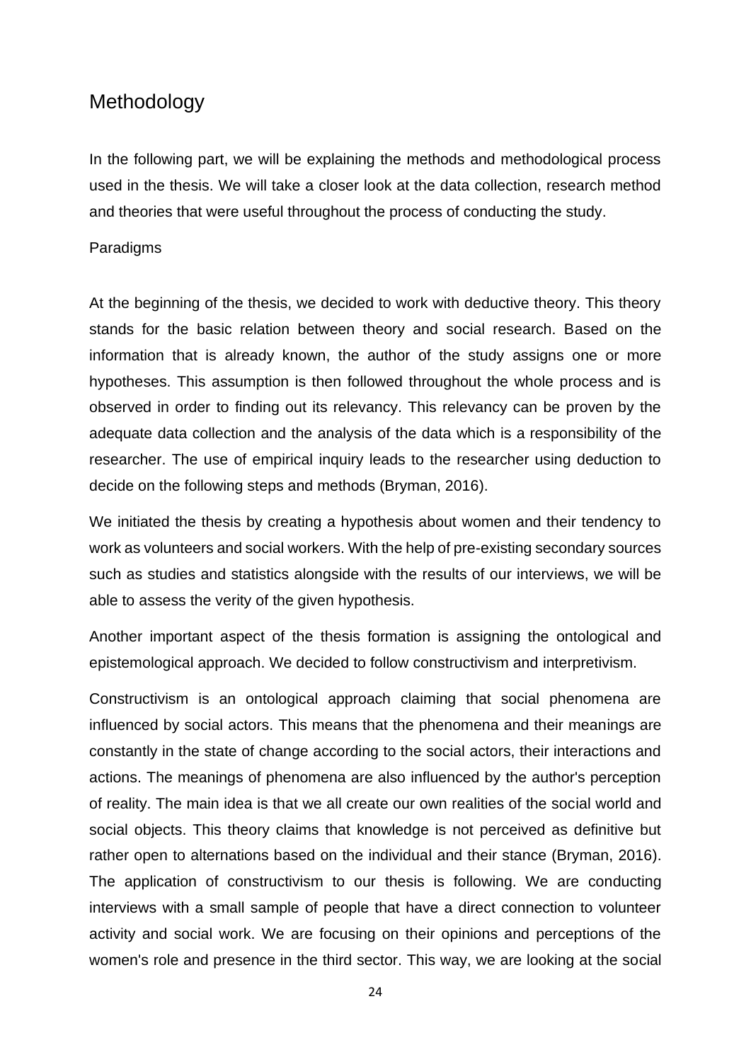# Methodology

In the following part, we will be explaining the methods and methodological process used in the thesis. We will take a closer look at the data collection, research method and theories that were useful throughout the process of conducting the study.

## Paradigms

At the beginning of the thesis, we decided to work with deductive theory. This theory stands for the basic relation between theory and social research. Based on the information that is already known, the author of the study assigns one or more hypotheses. This assumption is then followed throughout the whole process and is observed in order to finding out its relevancy. This relevancy can be proven by the adequate data collection and the analysis of the data which is a responsibility of the researcher. The use of empirical inquiry leads to the researcher using deduction to decide on the following steps and methods (Bryman, 2016).

We initiated the thesis by creating a hypothesis about women and their tendency to work as volunteers and social workers. With the help of pre-existing secondary sources such as studies and statistics alongside with the results of our interviews, we will be able to assess the verity of the given hypothesis.

Another important aspect of the thesis formation is assigning the ontological and epistemological approach. We decided to follow constructivism and interpretivism.

Constructivism is an ontological approach claiming that social phenomena are influenced by social actors. This means that the phenomena and their meanings are constantly in the state of change according to the social actors, their interactions and actions. The meanings of phenomena are also influenced by the author's perception of reality. The main idea is that we all create our own realities of the social world and social objects. This theory claims that knowledge is not perceived as definitive but rather open to alternations based on the individual and their stance (Bryman, 2016). The application of constructivism to our thesis is following. We are conducting interviews with a small sample of people that have a direct connection to volunteer activity and social work. We are focusing on their opinions and perceptions of the women's role and presence in the third sector. This way, we are looking at the social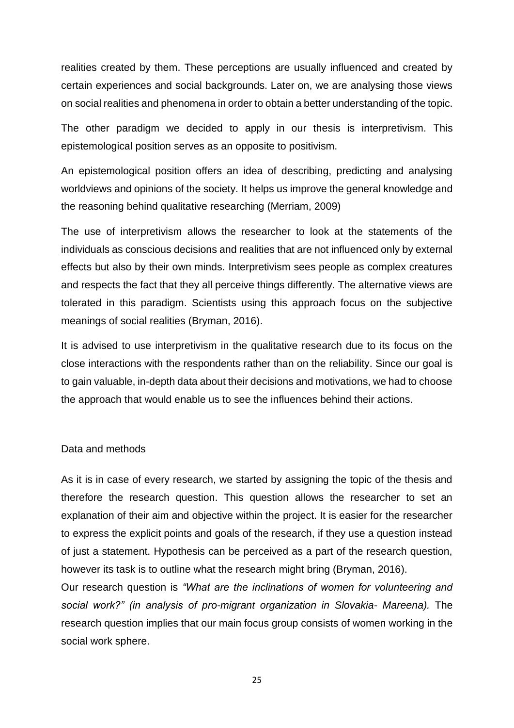realities created by them. These perceptions are usually influenced and created by certain experiences and social backgrounds. Later on, we are analysing those views on social realities and phenomena in order to obtain a better understanding of the topic.

The other paradigm we decided to apply in our thesis is interpretivism. This epistemological position serves as an opposite to positivism.

An epistemological position offers an idea of describing, predicting and analysing worldviews and opinions of the society. It helps us improve the general knowledge and the reasoning behind qualitative researching (Merriam, 2009)

The use of interpretivism allows the researcher to look at the statements of the individuals as conscious decisions and realities that are not influenced only by external effects but also by their own minds. Interpretivism sees people as complex creatures and respects the fact that they all perceive things differently. The alternative views are tolerated in this paradigm. Scientists using this approach focus on the subjective meanings of social realities (Bryman, 2016).

It is advised to use interpretivism in the qualitative research due to its focus on the close interactions with the respondents rather than on the reliability. Since our goal is to gain valuable, in-depth data about their decisions and motivations, we had to choose the approach that would enable us to see the influences behind their actions.

## Data and methods

As it is in case of every research, we started by assigning the topic of the thesis and therefore the research question. This question allows the researcher to set an explanation of their aim and objective within the project. It is easier for the researcher to express the explicit points and goals of the research, if they use a question instead of just a statement. Hypothesis can be perceived as a part of the research question, however its task is to outline what the research might bring (Bryman, 2016).

Our research question is *"What are the inclinations of women for volunteering and social work?" (in analysis of pro-migrant organization in Slovakia- Mareena).* The research question implies that our main focus group consists of women working in the social work sphere.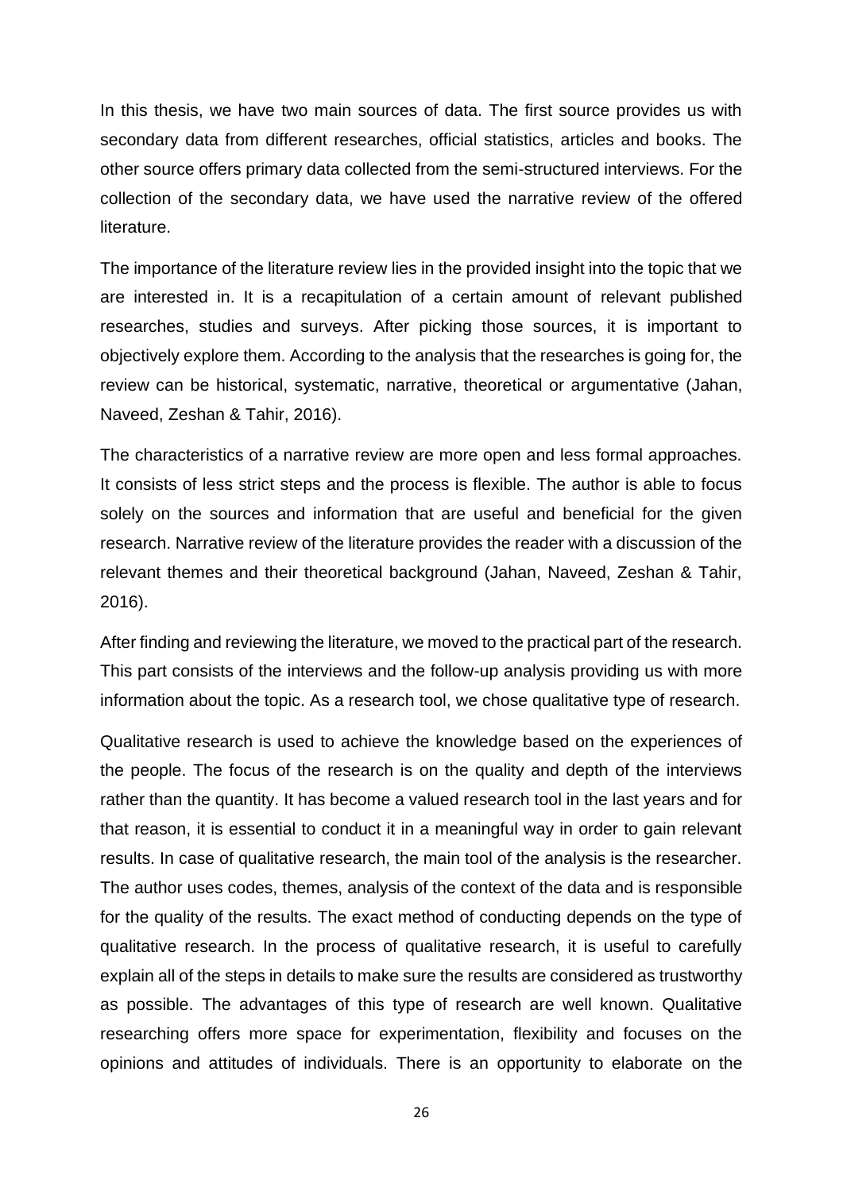In this thesis, we have two main sources of data. The first source provides us with secondary data from different researches, official statistics, articles and books. The other source offers primary data collected from the semi-structured interviews. For the collection of the secondary data, we have used the narrative review of the offered literature.

The importance of the literature review lies in the provided insight into the topic that we are interested in. It is a recapitulation of a certain amount of relevant published researches, studies and surveys. After picking those sources, it is important to objectively explore them. According to the analysis that the researches is going for, the review can be historical, systematic, narrative, theoretical or argumentative (Jahan, Naveed, Zeshan & Tahir, 2016).

The characteristics of a narrative review are more open and less formal approaches. It consists of less strict steps and the process is flexible. The author is able to focus solely on the sources and information that are useful and beneficial for the given research. Narrative review of the literature provides the reader with a discussion of the relevant themes and their theoretical background (Jahan, Naveed, Zeshan & Tahir, 2016).

After finding and reviewing the literature, we moved to the practical part of the research. This part consists of the interviews and the follow-up analysis providing us with more information about the topic. As a research tool, we chose qualitative type of research.

Qualitative research is used to achieve the knowledge based on the experiences of the people. The focus of the research is on the quality and depth of the interviews rather than the quantity. It has become a valued research tool in the last years and for that reason, it is essential to conduct it in a meaningful way in order to gain relevant results. In case of qualitative research, the main tool of the analysis is the researcher. The author uses codes, themes, analysis of the context of the data and is responsible for the quality of the results. The exact method of conducting depends on the type of qualitative research. In the process of qualitative research, it is useful to carefully explain all of the steps in details to make sure the results are considered as trustworthy as possible. The advantages of this type of research are well known. Qualitative researching offers more space for experimentation, flexibility and focuses on the opinions and attitudes of individuals. There is an opportunity to elaborate on the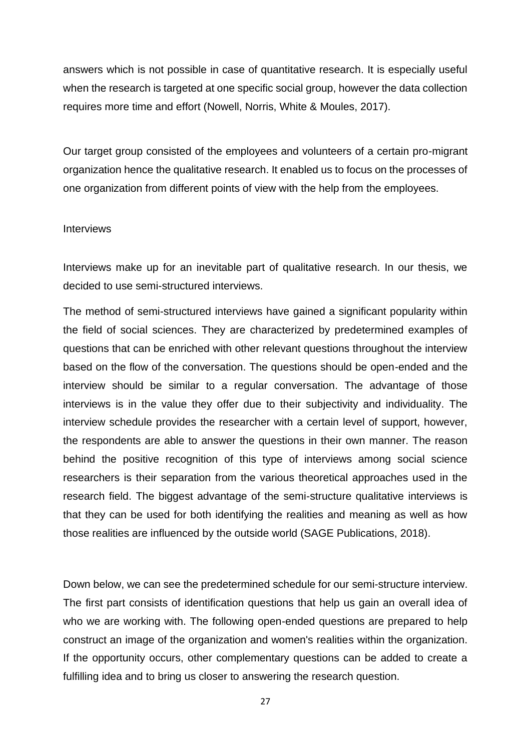answers which is not possible in case of quantitative research. It is especially useful when the research is targeted at one specific social group, however the data collection requires more time and effort (Nowell, Norris, White & Moules, 2017).

Our target group consisted of the employees and volunteers of a certain pro-migrant organization hence the qualitative research. It enabled us to focus on the processes of one organization from different points of view with the help from the employees.

### Interviews

Interviews make up for an inevitable part of qualitative research. In our thesis, we decided to use semi-structured interviews.

The method of semi-structured interviews have gained a significant popularity within the field of social sciences. They are characterized by predetermined examples of questions that can be enriched with other relevant questions throughout the interview based on the flow of the conversation. The questions should be open-ended and the interview should be similar to a regular conversation. The advantage of those interviews is in the value they offer due to their subjectivity and individuality. The interview schedule provides the researcher with a certain level of support, however, the respondents are able to answer the questions in their own manner. The reason behind the positive recognition of this type of interviews among social science researchers is their separation from the various theoretical approaches used in the research field. The biggest advantage of the semi-structure qualitative interviews is that they can be used for both identifying the realities and meaning as well as how those realities are influenced by the outside world (SAGE Publications, 2018).

Down below, we can see the predetermined schedule for our semi-structure interview. The first part consists of identification questions that help us gain an overall idea of who we are working with. The following open-ended questions are prepared to help construct an image of the organization and women's realities within the organization. If the opportunity occurs, other complementary questions can be added to create a fulfilling idea and to bring us closer to answering the research question.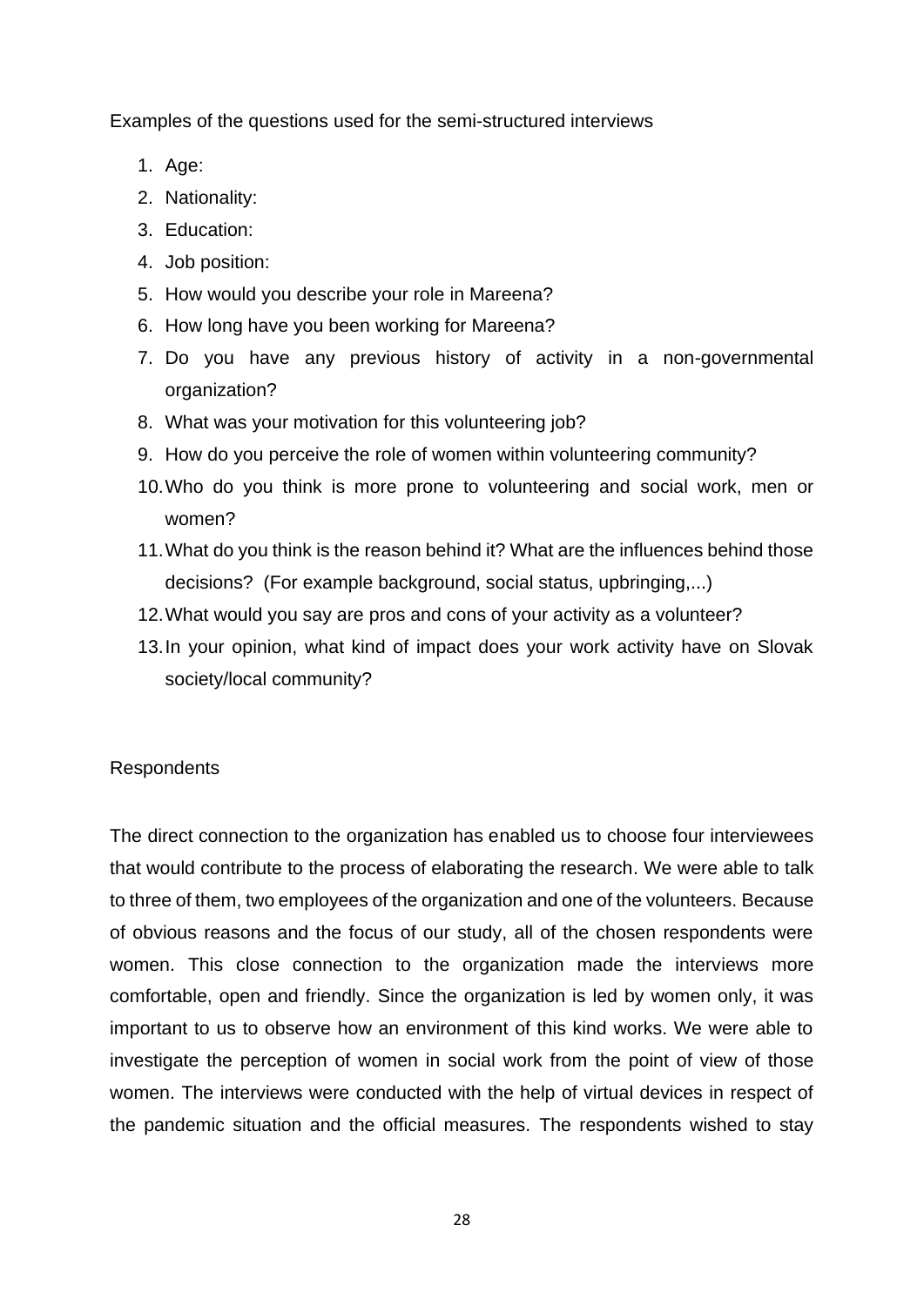Examples of the questions used for the semi-structured interviews

1. Age:
2. Nationality:
3. Education:
4. Job position:
5. How would you describe your role in Mareena?
6. How long have you been working for Mareena?
7. Do you have any previous history of activity in a non-governmental organization?
8. What was your motivation for this volunteering job?
9. How do you perceive the role of women within volunteering community?
10. Who do you think is more prone to volunteering and social work, men or women?
11. What do you think is the reason behind it? What are the influences behind those decisions? (For example background, social status, upbringing,...)
12. What would you say are pros and cons of your activity as a volunteer?
13. In your opinion, what kind of impact does your work activity have on Slovak society/local community?

Respondents

The direct connection to the organization has enabled us to choose four interviewees that would contribute to the process of elaborating the research. We were able to talk to three of them, two employees of the organization and one of the volunteers. Because of obvious reasons and the focus of our study, all of the chosen respondents were women. This close connection to the organization made the interviews more comfortable, open and friendly. Since the organization is led by women only, it was important to us to observe how an environment of this kind works. We were able to investigate the perception of women in social work from the point of view of those women. The interviews were conducted with the help of virtual devices in respect of the pandemic situation and the official measures. The respondents wished to stay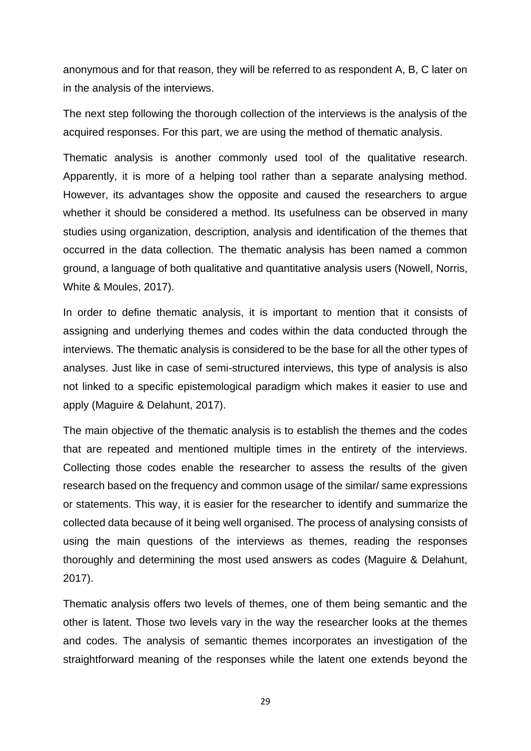anonymous and for that reason, they will be referred to as respondent A, B, C later on in the analysis of the interviews.

The next step following the thorough collection of the interviews is the analysis of the acquired responses. For this part, we are using the method of thematic analysis.

Thematic analysis is another commonly used tool of the qualitative research. Apparently, it is more of a helping tool rather than a separate analysing method. However, its advantages show the opposite and caused the researchers to argue whether it should be considered a method. Its usefulness can be observed in many studies using organization, description, analysis and identification of the themes that occurred in the data collection. The thematic analysis has been named a common ground, a language of both qualitative and quantitative analysis users (Nowell, Norris, White & Moules, 2017).

In order to define thematic analysis, it is important to mention that it consists of assigning and underlying themes and codes within the data conducted through the interviews. The thematic analysis is considered to be the base for all the other types of analyses. Just like in case of semi-structured interviews, this type of analysis is also not linked to a specific epistemological paradigm which makes it easier to use and apply (Maguire & Delahunt, 2017).

The main objective of the thematic analysis is to establish the themes and the codes that are repeated and mentioned multiple times in the entirety of the interviews. Collecting those codes enable the researcher to assess the results of the given research based on the frequency and common usage of the similar/ same expressions or statements. This way, it is easier for the researcher to identify and summarize the collected data because of it being well organised. The process of analysing consists of using the main questions of the interviews as themes, reading the responses thoroughly and determining the most used answers as codes (Maguire & Delahunt, 2017).

Thematic analysis offers two levels of themes, one of them being semantic and the other is latent. Those two levels vary in the way the researcher looks at the themes and codes. The analysis of semantic themes incorporates an investigation of the straightforward meaning of the responses while the latent one extends beyond the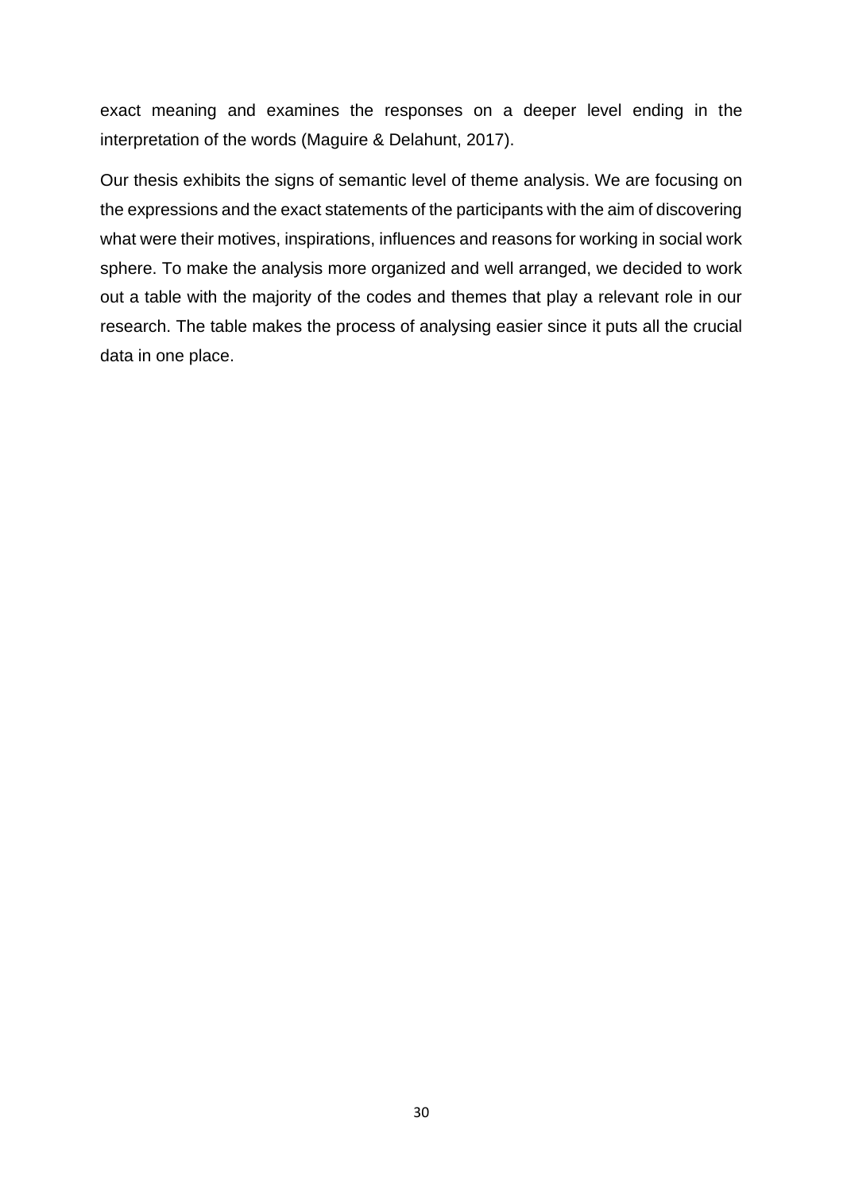exact meaning and examines the responses on a deeper level ending in the interpretation of the words (Maguire & Delahunt, 2017).

Our thesis exhibits the signs of semantic level of theme analysis. We are focusing on the expressions and the exact statements of the participants with the aim of discovering what were their motives, inspirations, influences and reasons for working in social work sphere. To make the analysis more organized and well arranged, we decided to work out a table with the majority of the codes and themes that play a relevant role in our research. The table makes the process of analysing easier since it puts all the crucial data in one place.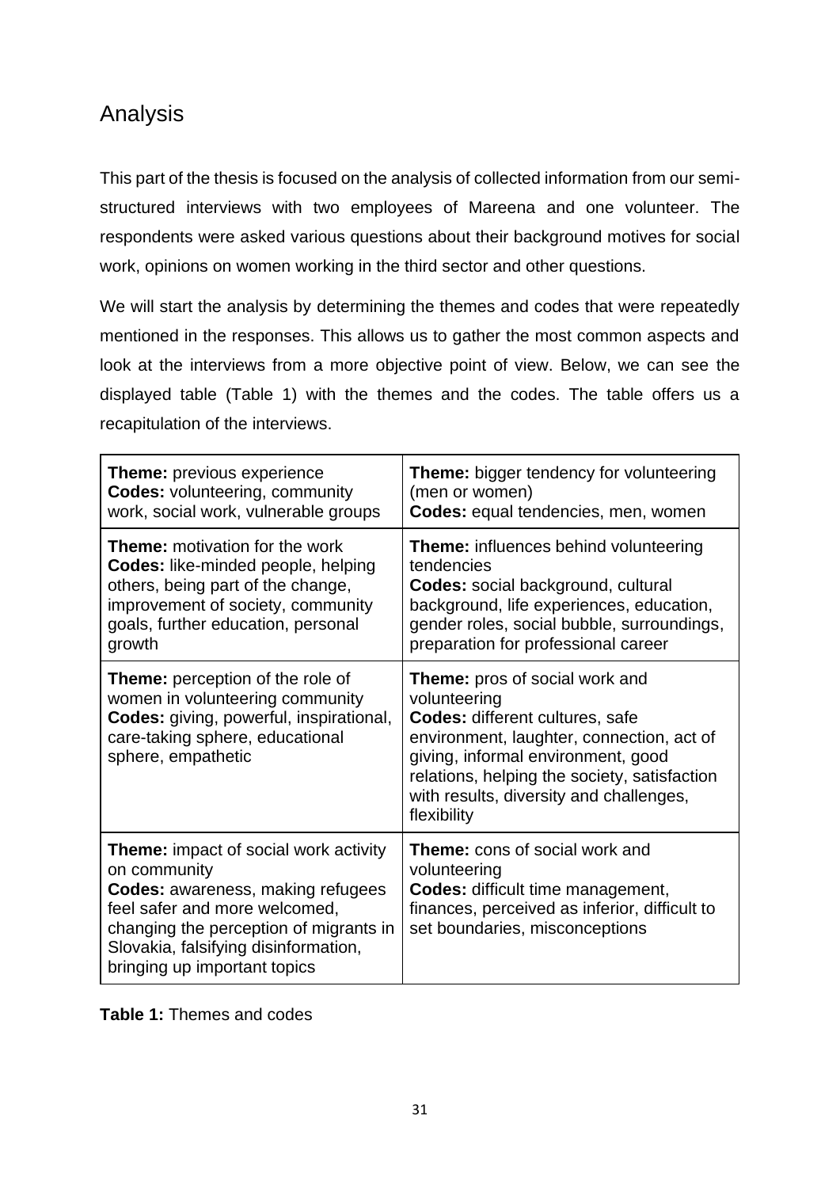## Analysis

This part of the thesis is focused on the analysis of collected information from our semi-structured interviews with two employees of Mareena and one volunteer. The respondents were asked various questions about their background motives for social work, opinions on women working in the third sector and other questions.

We will start the analysis by determining the themes and codes that were repeatedly mentioned in the responses. This allows us to gather the most common aspects and look at the interviews from a more objective point of view. Below, we can see the displayed table (Table 1) with the themes and the codes. The table offers us a recapitulation of the interviews.

| | |
|---|---|
| **Theme:** previous experience<br>**Codes:** volunteering, community work, social work, vulnerable groups | **Theme:** bigger tendency for volunteering (men or women)<br>**Codes:** equal tendencies, men, women |
| **Theme:** motivation for the work<br>**Codes:** like-minded people, helping others, being part of the change, improvement of society, community goals, further education, personal growth | **Theme:** influences behind volunteering tendencies<br>**Codes:** social background, cultural background, life experiences, education, gender roles, social bubble, surroundings, preparation for professional career |
| **Theme:** perception of the role of women in volunteering community<br>**Codes:** giving, powerful, inspirational, care-taking sphere, educational sphere, empathetic | **Theme:** pros of social work and volunteering<br>**Codes:** different cultures, safe environment, laughter, connection, act of giving, informal environment, good relations, helping the society, satisfaction with results, diversity and challenges, flexibility |
| **Theme:** impact of social work activity on community<br>**Codes:** awareness, making refugees feel safer and more welcomed, changing the perception of migrants in Slovakia, falsifying disinformation, bringing up important topics | **Theme:** cons of social work and volunteering<br>**Codes:** difficult time management, finances, perceived as inferior, difficult to set boundaries, misconceptions |

**Table 1:** Themes and codes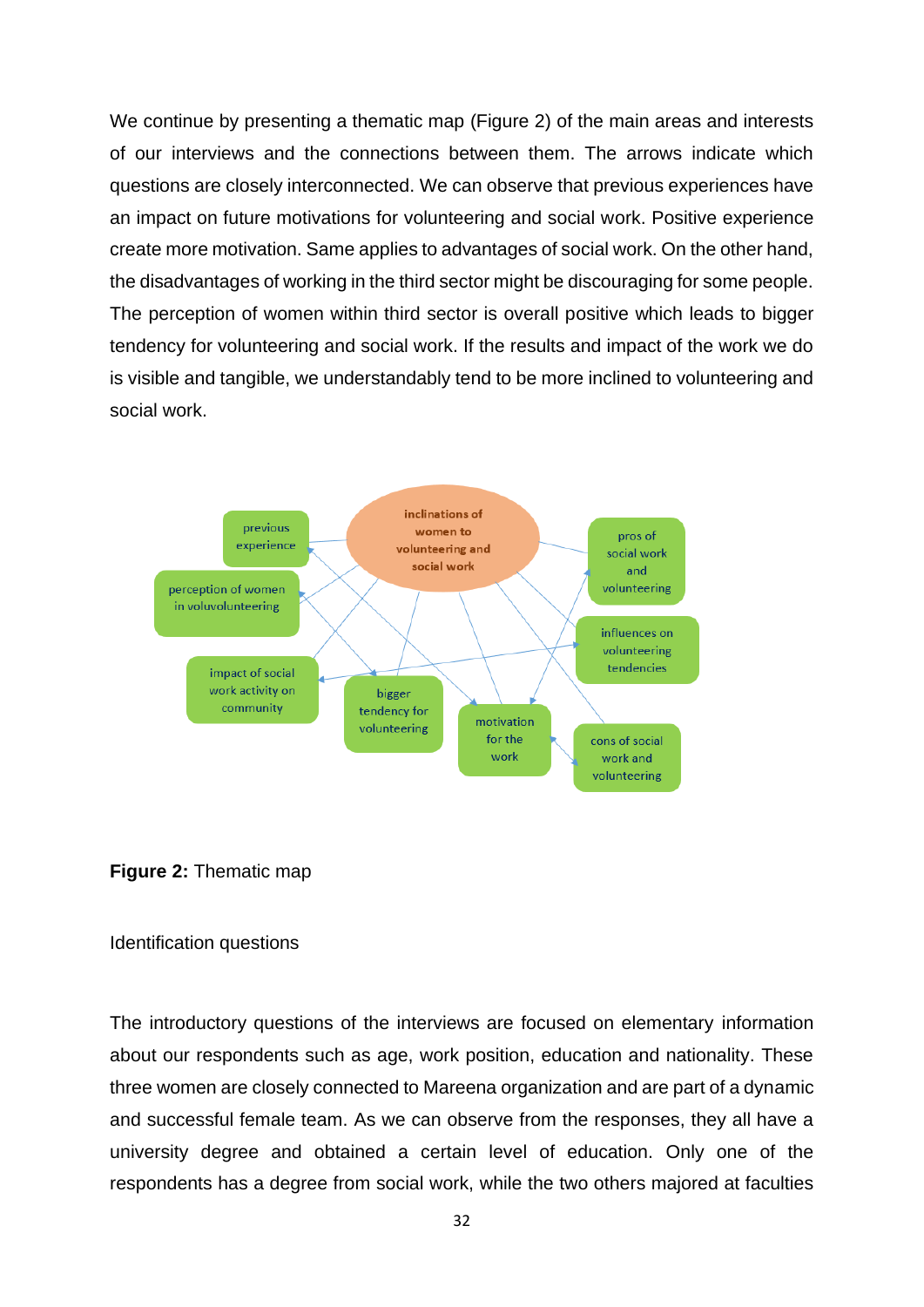We continue by presenting a thematic map (Figure 2) of the main areas and interests of our interviews and the connections between them. The arrows indicate which questions are closely interconnected. We can observe that previous experiences have an impact on future motivations for volunteering and social work. Positive experience create more motivation. Same applies to advantages of social work. On the other hand, the disadvantages of working in the third sector might be discouraging for some people. The perception of women within third sector is overall positive which leads to bigger tendency for volunteering and social work. If the results and impact of the work we do is visible and tangible, we understandably tend to be more inclined to volunteering and social work.

**Figure 2:** Thematic map

Identification questions

The introductory questions of the interviews are focused on elementary information about our respondents such as age, work position, education and nationality. These three women are closely connected to Mareena organization and are part of a dynamic and successful female team. As we can observe from the responses, they all have a university degree and obtained a certain level of education. Only one of the respondents has a degree from social work, while the two others majored at faculties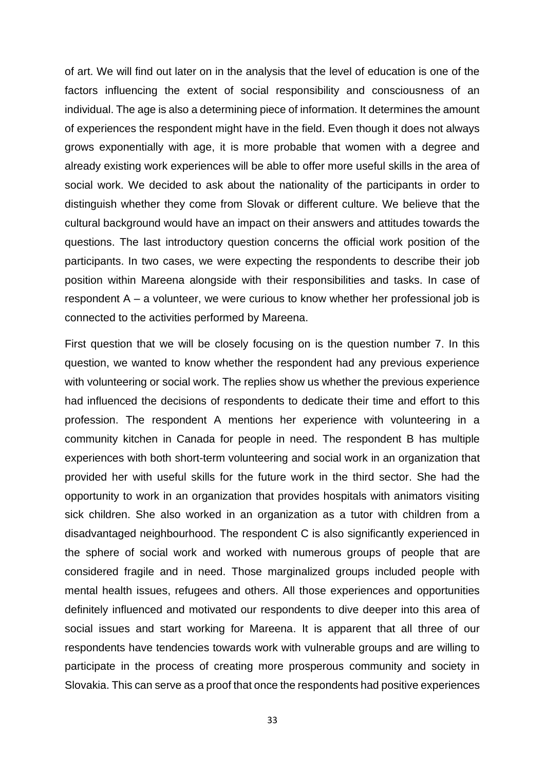of art. We will find out later on in the analysis that the level of education is one of the factors influencing the extent of social responsibility and consciousness of an individual. The age is also a determining piece of information. It determines the amount of experiences the respondent might have in the field. Even though it does not always grows exponentially with age, it is more probable that women with a degree and already existing work experiences will be able to offer more useful skills in the area of social work. We decided to ask about the nationality of the participants in order to distinguish whether they come from Slovak or different culture. We believe that the cultural background would have an impact on their answers and attitudes towards the questions. The last introductory question concerns the official work position of the participants. In two cases, we were expecting the respondents to describe their job position within Mareena alongside with their responsibilities and tasks. In case of respondent A – a volunteer, we were curious to know whether her professional job is connected to the activities performed by Mareena.

First question that we will be closely focusing on is the question number 7. In this question, we wanted to know whether the respondent had any previous experience with volunteering or social work. The replies show us whether the previous experience had influenced the decisions of respondents to dedicate their time and effort to this profession. The respondent A mentions her experience with volunteering in a community kitchen in Canada for people in need. The respondent B has multiple experiences with both short-term volunteering and social work in an organization that provided her with useful skills for the future work in the third sector. She had the opportunity to work in an organization that provides hospitals with animators visiting sick children. She also worked in an organization as a tutor with children from a disadvantaged neighbourhood. The respondent C is also significantly experienced in the sphere of social work and worked with numerous groups of people that are considered fragile and in need. Those marginalized groups included people with mental health issues, refugees and others. All those experiences and opportunities definitely influenced and motivated our respondents to dive deeper into this area of social issues and start working for Mareena. It is apparent that all three of our respondents have tendencies towards work with vulnerable groups and are willing to participate in the process of creating more prosperous community and society in Slovakia. This can serve as a proof that once the respondents had positive experiences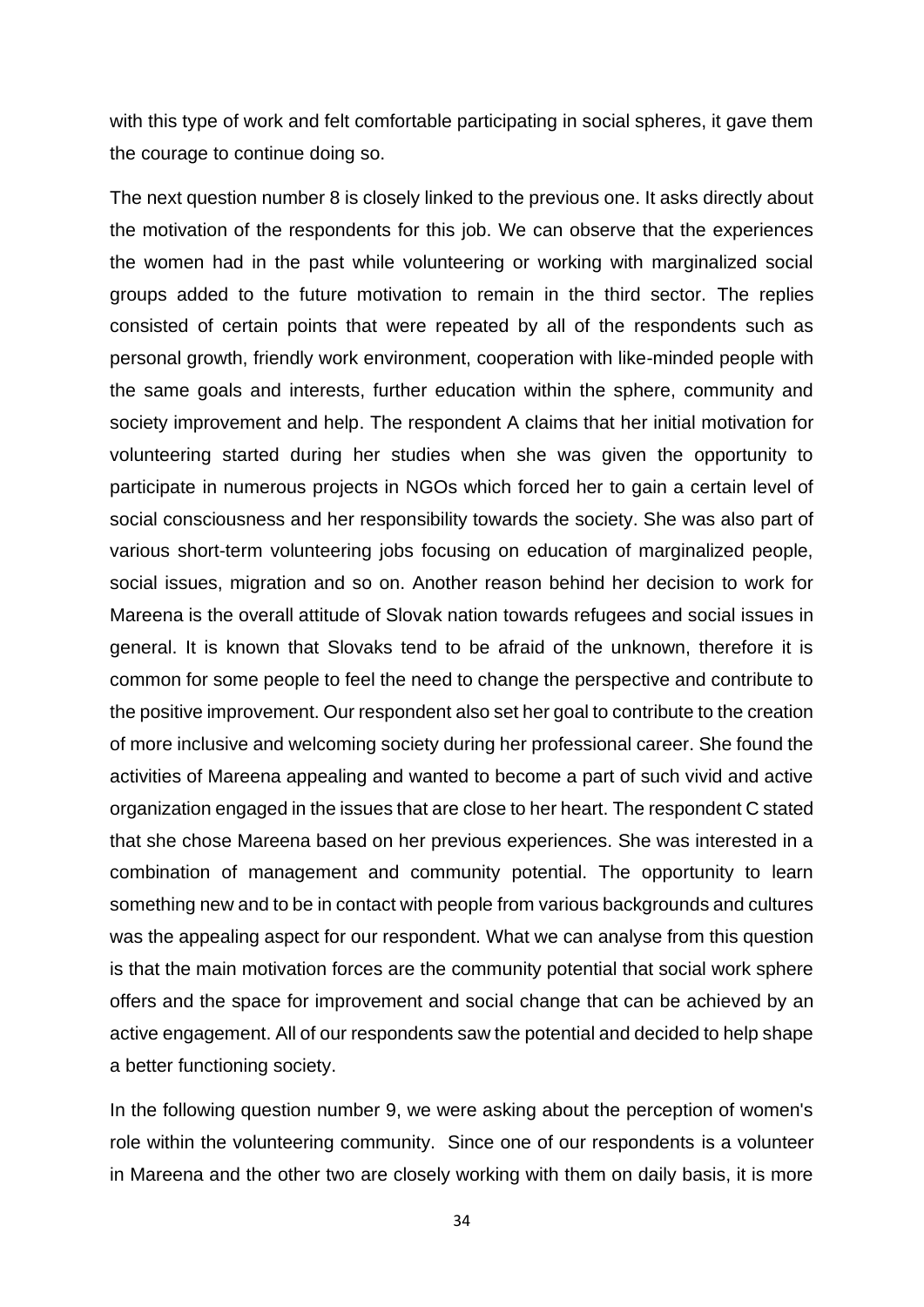with this type of work and felt comfortable participating in social spheres, it gave them the courage to continue doing so.

The next question number 8 is closely linked to the previous one. It asks directly about the motivation of the respondents for this job. We can observe that the experiences the women had in the past while volunteering or working with marginalized social groups added to the future motivation to remain in the third sector. The replies consisted of certain points that were repeated by all of the respondents such as personal growth, friendly work environment, cooperation with like-minded people with the same goals and interests, further education within the sphere, community and society improvement and help. The respondent A claims that her initial motivation for volunteering started during her studies when she was given the opportunity to participate in numerous projects in NGOs which forced her to gain a certain level of social consciousness and her responsibility towards the society. She was also part of various short-term volunteering jobs focusing on education of marginalized people, social issues, migration and so on. Another reason behind her decision to work for Mareena is the overall attitude of Slovak nation towards refugees and social issues in general. It is known that Slovaks tend to be afraid of the unknown, therefore it is common for some people to feel the need to change the perspective and contribute to the positive improvement. Our respondent also set her goal to contribute to the creation of more inclusive and welcoming society during her professional career. She found the activities of Mareena appealing and wanted to become a part of such vivid and active organization engaged in the issues that are close to her heart. The respondent C stated that she chose Mareena based on her previous experiences. She was interested in a combination of management and community potential. The opportunity to learn something new and to be in contact with people from various backgrounds and cultures was the appealing aspect for our respondent. What we can analyse from this question is that the main motivation forces are the community potential that social work sphere offers and the space for improvement and social change that can be achieved by an active engagement. All of our respondents saw the potential and decided to help shape a better functioning society.

In the following question number 9, we were asking about the perception of women's role within the volunteering community. Since one of our respondents is a volunteer in Mareena and the other two are closely working with them on daily basis, it is more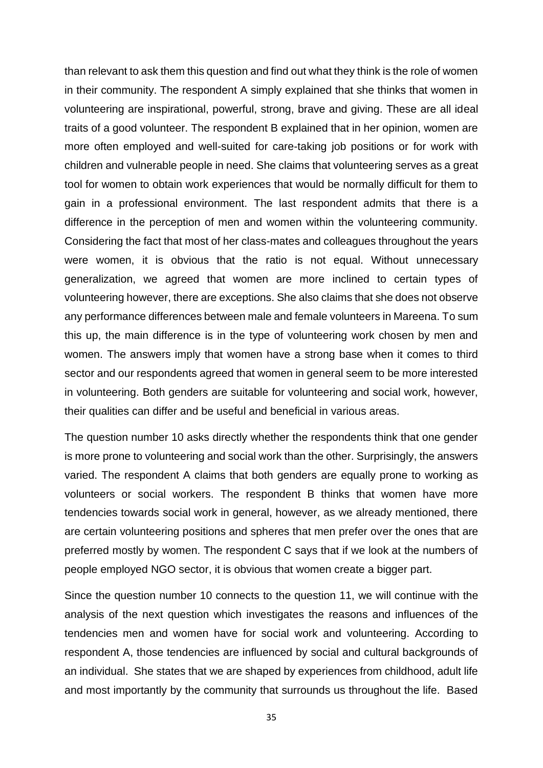than relevant to ask them this question and find out what they think is the role of women in their community. The respondent A simply explained that she thinks that women in volunteering are inspirational, powerful, strong, brave and giving. These are all ideal traits of a good volunteer. The respondent B explained that in her opinion, women are more often employed and well-suited for care-taking job positions or for work with children and vulnerable people in need. She claims that volunteering serves as a great tool for women to obtain work experiences that would be normally difficult for them to gain in a professional environment. The last respondent admits that there is a difference in the perception of men and women within the volunteering community. Considering the fact that most of her class-mates and colleagues throughout the years were women, it is obvious that the ratio is not equal. Without unnecessary generalization, we agreed that women are more inclined to certain types of volunteering however, there are exceptions. She also claims that she does not observe any performance differences between male and female volunteers in Mareena. To sum this up, the main difference is in the type of volunteering work chosen by men and women. The answers imply that women have a strong base when it comes to third sector and our respondents agreed that women in general seem to be more interested in volunteering. Both genders are suitable for volunteering and social work, however, their qualities can differ and be useful and beneficial in various areas.

The question number 10 asks directly whether the respondents think that one gender is more prone to volunteering and social work than the other. Surprisingly, the answers varied. The respondent A claims that both genders are equally prone to working as volunteers or social workers. The respondent B thinks that women have more tendencies towards social work in general, however, as we already mentioned, there are certain volunteering positions and spheres that men prefer over the ones that are preferred mostly by women. The respondent C says that if we look at the numbers of people employed NGO sector, it is obvious that women create a bigger part.

Since the question number 10 connects to the question 11, we will continue with the analysis of the next question which investigates the reasons and influences of the tendencies men and women have for social work and volunteering. According to respondent A, those tendencies are influenced by social and cultural backgrounds of an individual. She states that we are shaped by experiences from childhood, adult life and most importantly by the community that surrounds us throughout the life. Based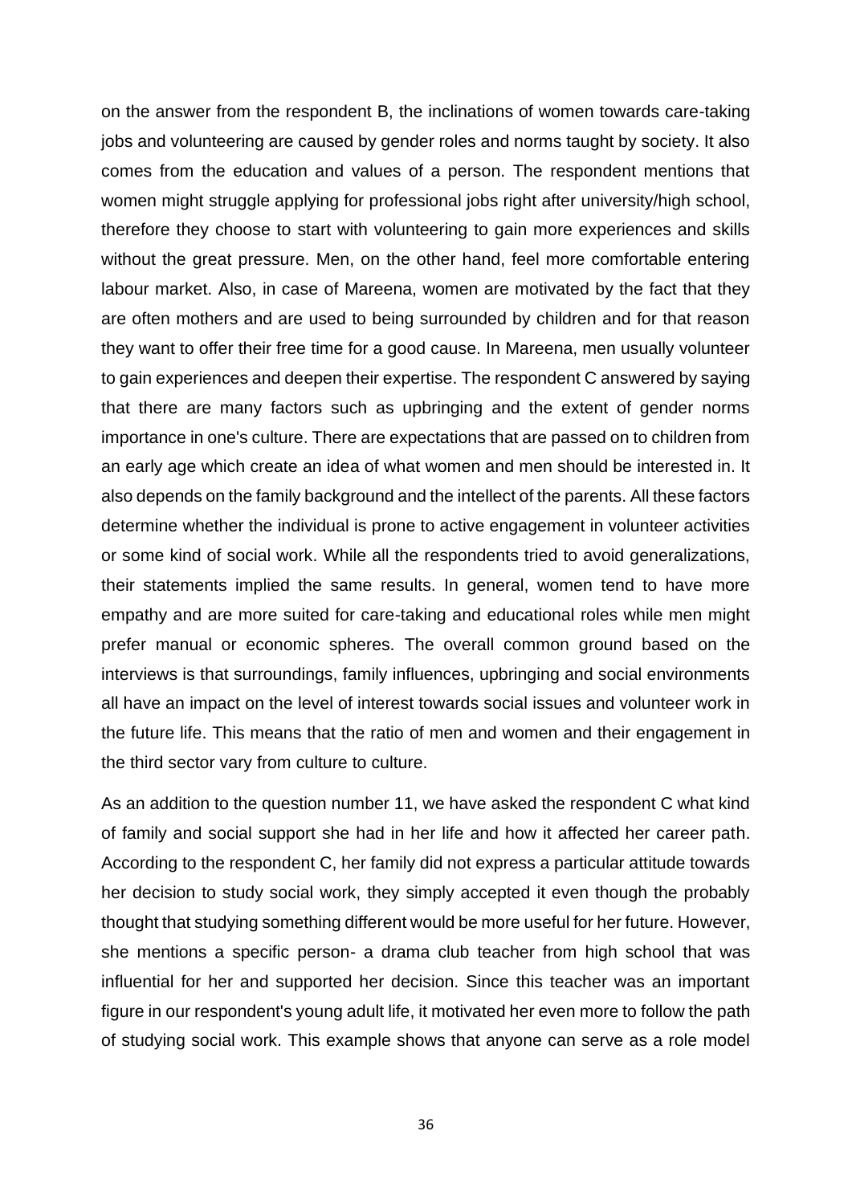on the answer from the respondent B, the inclinations of women towards care-taking jobs and volunteering are caused by gender roles and norms taught by society. It also comes from the education and values of a person. The respondent mentions that women might struggle applying for professional jobs right after university/high school, therefore they choose to start with volunteering to gain more experiences and skills without the great pressure. Men, on the other hand, feel more comfortable entering labour market. Also, in case of Mareena, women are motivated by the fact that they are often mothers and are used to being surrounded by children and for that reason they want to offer their free time for a good cause. In Mareena, men usually volunteer to gain experiences and deepen their expertise. The respondent C answered by saying that there are many factors such as upbringing and the extent of gender norms importance in one's culture. There are expectations that are passed on to children from an early age which create an idea of what women and men should be interested in. It also depends on the family background and the intellect of the parents. All these factors determine whether the individual is prone to active engagement in volunteer activities or some kind of social work. While all the respondents tried to avoid generalizations, their statements implied the same results. In general, women tend to have more empathy and are more suited for care-taking and educational roles while men might prefer manual or economic spheres. The overall common ground based on the interviews is that surroundings, family influences, upbringing and social environments all have an impact on the level of interest towards social issues and volunteer work in the future life. This means that the ratio of men and women and their engagement in the third sector vary from culture to culture.

As an addition to the question number 11, we have asked the respondent C what kind of family and social support she had in her life and how it affected her career path. According to the respondent C, her family did not express a particular attitude towards her decision to study social work, they simply accepted it even though the probably thought that studying something different would be more useful for her future. However, she mentions a specific person- a drama club teacher from high school that was influential for her and supported her decision. Since this teacher was an important figure in our respondent's young adult life, it motivated her even more to follow the path of studying social work. This example shows that anyone can serve as a role model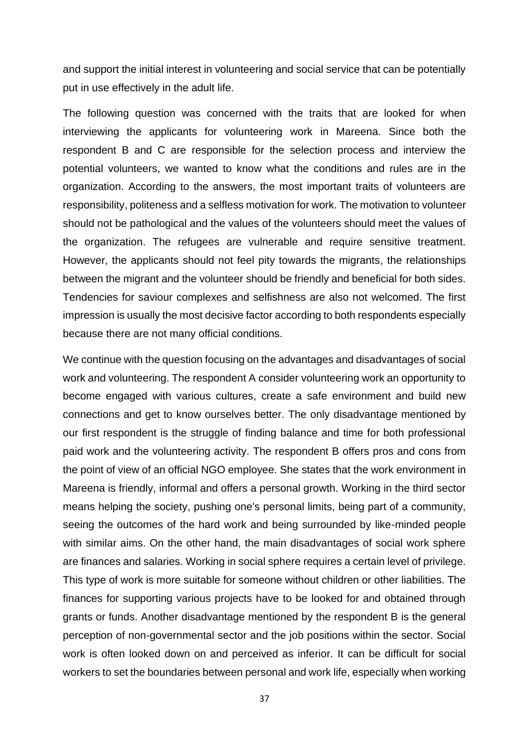and support the initial interest in volunteering and social service that can be potentially put in use effectively in the adult life.

The following question was concerned with the traits that are looked for when interviewing the applicants for volunteering work in Mareena. Since both the respondent B and C are responsible for the selection process and interview the potential volunteers, we wanted to know what the conditions and rules are in the organization. According to the answers, the most important traits of volunteers are responsibility, politeness and a selfless motivation for work. The motivation to volunteer should not be pathological and the values of the volunteers should meet the values of the organization. The refugees are vulnerable and require sensitive treatment. However, the applicants should not feel pity towards the migrants, the relationships between the migrant and the volunteer should be friendly and beneficial for both sides. Tendencies for saviour complexes and selfishness are also not welcomed. The first impression is usually the most decisive factor according to both respondents especially because there are not many official conditions.

We continue with the question focusing on the advantages and disadvantages of social work and volunteering. The respondent A consider volunteering work an opportunity to become engaged with various cultures, create a safe environment and build new connections and get to know ourselves better. The only disadvantage mentioned by our first respondent is the struggle of finding balance and time for both professional paid work and the volunteering activity. The respondent B offers pros and cons from the point of view of an official NGO employee. She states that the work environment in Mareena is friendly, informal and offers a personal growth. Working in the third sector means helping the society, pushing one's personal limits, being part of a community, seeing the outcomes of the hard work and being surrounded by like-minded people with similar aims. On the other hand, the main disadvantages of social work sphere are finances and salaries. Working in social sphere requires a certain level of privilege. This type of work is more suitable for someone without children or other liabilities. The finances for supporting various projects have to be looked for and obtained through grants or funds. Another disadvantage mentioned by the respondent B is the general perception of non-governmental sector and the job positions within the sector. Social work is often looked down on and perceived as inferior. It can be difficult for social workers to set the boundaries between personal and work life, especially when working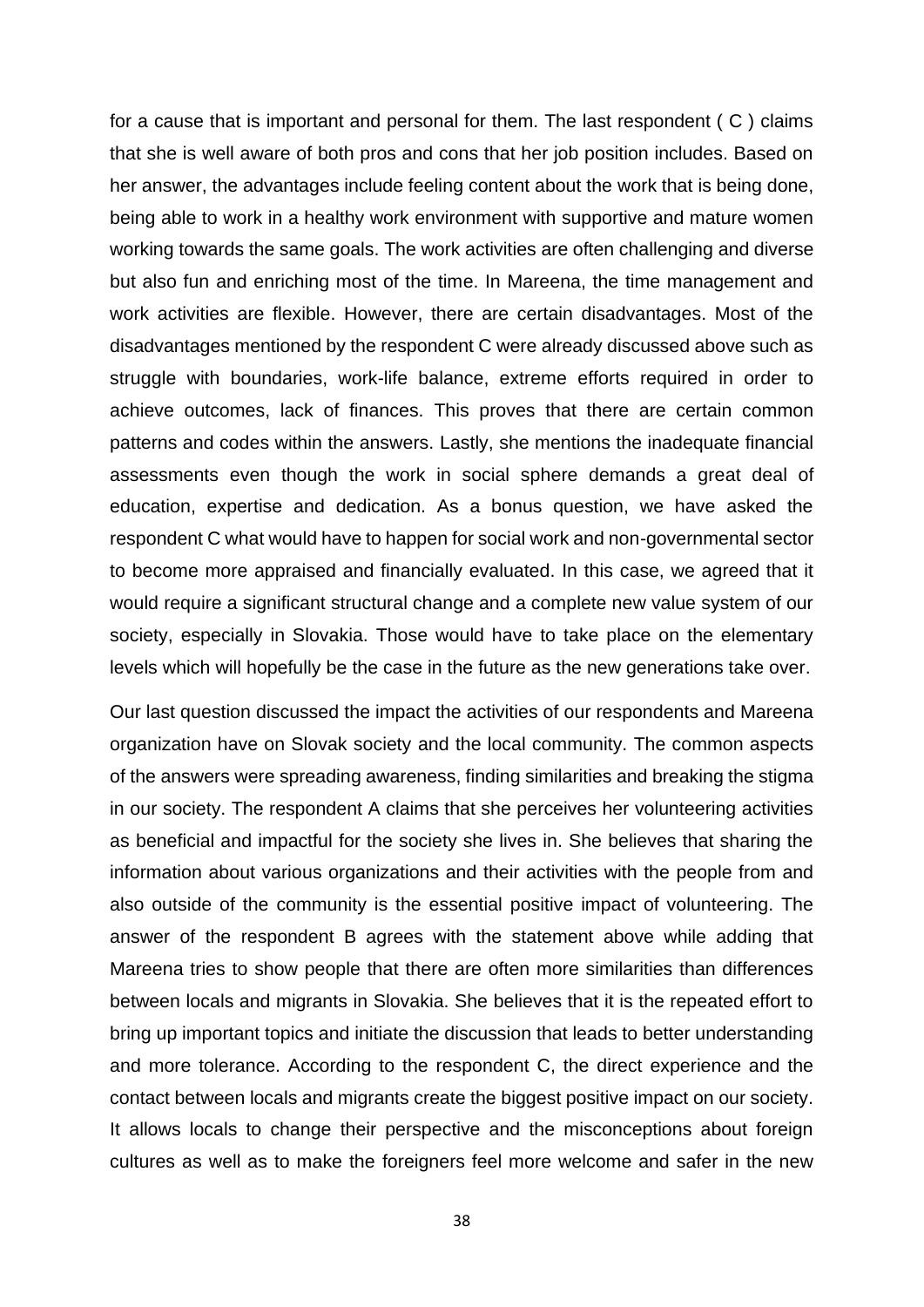for a cause that is important and personal for them. The last respondent ( C ) claims that she is well aware of both pros and cons that her job position includes. Based on her answer, the advantages include feeling content about the work that is being done, being able to work in a healthy work environment with supportive and mature women working towards the same goals. The work activities are often challenging and diverse but also fun and enriching most of the time. In Mareena, the time management and work activities are flexible. However, there are certain disadvantages. Most of the disadvantages mentioned by the respondent C were already discussed above such as struggle with boundaries, work-life balance, extreme efforts required in order to achieve outcomes, lack of finances. This proves that there are certain common patterns and codes within the answers. Lastly, she mentions the inadequate financial assessments even though the work in social sphere demands a great deal of education, expertise and dedication. As a bonus question, we have asked the respondent C what would have to happen for social work and non-governmental sector to become more appraised and financially evaluated. In this case, we agreed that it would require a significant structural change and a complete new value system of our society, especially in Slovakia. Those would have to take place on the elementary levels which will hopefully be the case in the future as the new generations take over.

Our last question discussed the impact the activities of our respondents and Mareena organization have on Slovak society and the local community. The common aspects of the answers were spreading awareness, finding similarities and breaking the stigma in our society. The respondent A claims that she perceives her volunteering activities as beneficial and impactful for the society she lives in. She believes that sharing the information about various organizations and their activities with the people from and also outside of the community is the essential positive impact of volunteering. The answer of the respondent B agrees with the statement above while adding that Mareena tries to show people that there are often more similarities than differences between locals and migrants in Slovakia. She believes that it is the repeated effort to bring up important topics and initiate the discussion that leads to better understanding and more tolerance. According to the respondent C, the direct experience and the contact between locals and migrants create the biggest positive impact on our society. It allows locals to change their perspective and the misconceptions about foreign cultures as well as to make the foreigners feel more welcome and safer in the new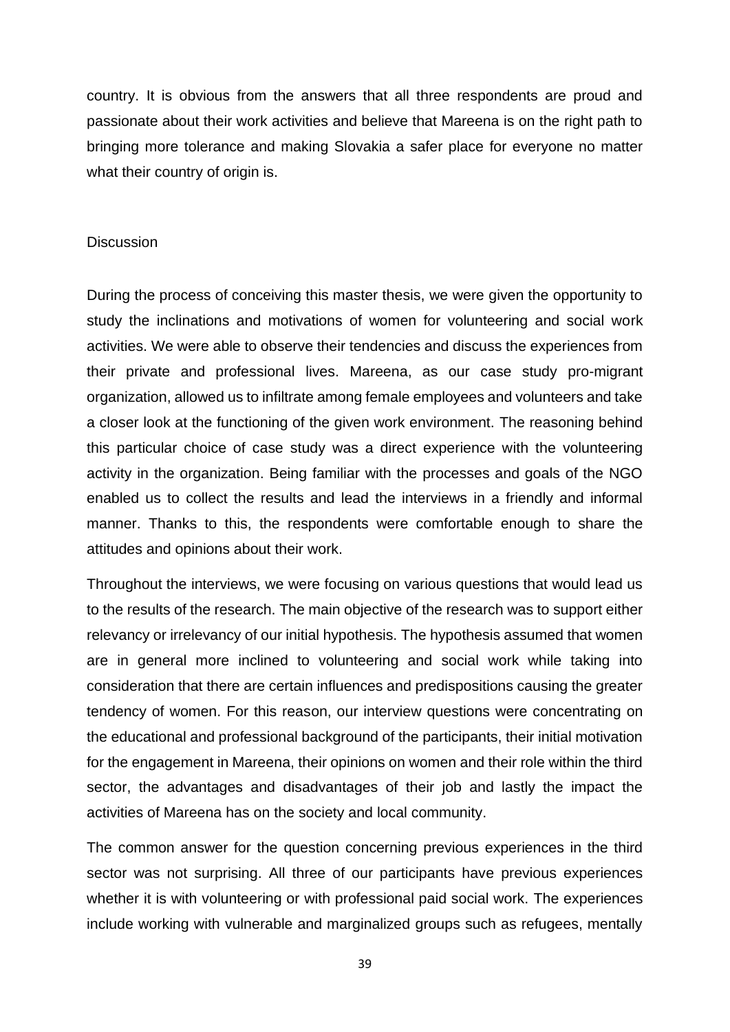country. It is obvious from the answers that all three respondents are proud and passionate about their work activities and believe that Mareena is on the right path to bringing more tolerance and making Slovakia a safer place for everyone no matter what their country of origin is.

## Discussion

During the process of conceiving this master thesis, we were given the opportunity to study the inclinations and motivations of women for volunteering and social work activities. We were able to observe their tendencies and discuss the experiences from their private and professional lives. Mareena, as our case study pro-migrant organization, allowed us to infiltrate among female employees and volunteers and take a closer look at the functioning of the given work environment. The reasoning behind this particular choice of case study was a direct experience with the volunteering activity in the organization. Being familiar with the processes and goals of the NGO enabled us to collect the results and lead the interviews in a friendly and informal manner. Thanks to this, the respondents were comfortable enough to share the attitudes and opinions about their work.

Throughout the interviews, we were focusing on various questions that would lead us to the results of the research. The main objective of the research was to support either relevancy or irrelevancy of our initial hypothesis. The hypothesis assumed that women are in general more inclined to volunteering and social work while taking into consideration that there are certain influences and predispositions causing the greater tendency of women. For this reason, our interview questions were concentrating on the educational and professional background of the participants, their initial motivation for the engagement in Mareena, their opinions on women and their role within the third sector, the advantages and disadvantages of their job and lastly the impact the activities of Mareena has on the society and local community.

The common answer for the question concerning previous experiences in the third sector was not surprising. All three of our participants have previous experiences whether it is with volunteering or with professional paid social work. The experiences include working with vulnerable and marginalized groups such as refugees, mentally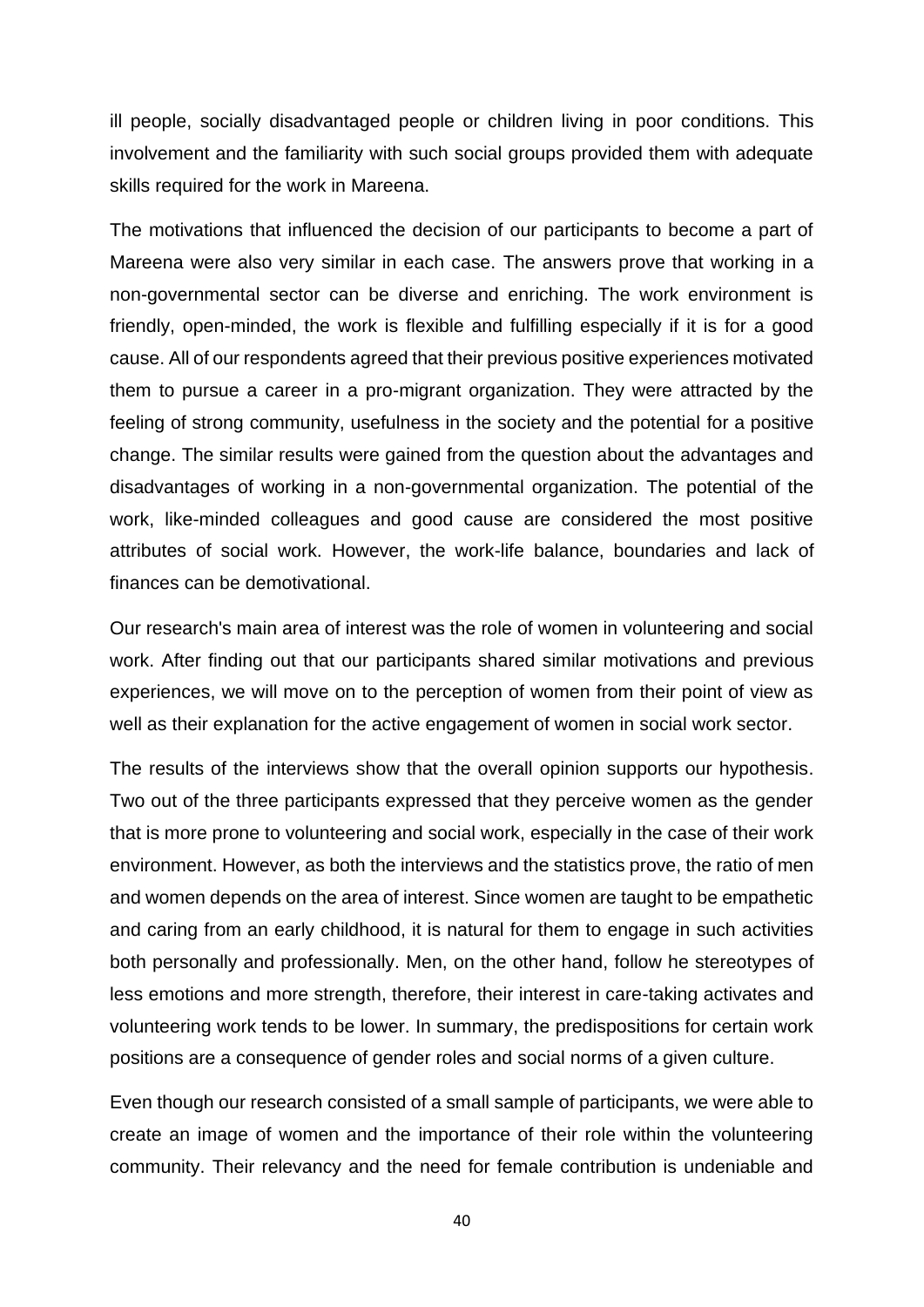ill people, socially disadvantaged people or children living in poor conditions. This involvement and the familiarity with such social groups provided them with adequate skills required for the work in Mareena.

The motivations that influenced the decision of our participants to become a part of Mareena were also very similar in each case. The answers prove that working in a non-governmental sector can be diverse and enriching. The work environment is friendly, open-minded, the work is flexible and fulfilling especially if it is for a good cause. All of our respondents agreed that their previous positive experiences motivated them to pursue a career in a pro-migrant organization. They were attracted by the feeling of strong community, usefulness in the society and the potential for a positive change. The similar results were gained from the question about the advantages and disadvantages of working in a non-governmental organization. The potential of the work, like-minded colleagues and good cause are considered the most positive attributes of social work. However, the work-life balance, boundaries and lack of finances can be demotivational.

Our research's main area of interest was the role of women in volunteering and social work. After finding out that our participants shared similar motivations and previous experiences, we will move on to the perception of women from their point of view as well as their explanation for the active engagement of women in social work sector.

The results of the interviews show that the overall opinion supports our hypothesis. Two out of the three participants expressed that they perceive women as the gender that is more prone to volunteering and social work, especially in the case of their work environment. However, as both the interviews and the statistics prove, the ratio of men and women depends on the area of interest. Since women are taught to be empathetic and caring from an early childhood, it is natural for them to engage in such activities both personally and professionally. Men, on the other hand, follow he stereotypes of less emotions and more strength, therefore, their interest in care-taking activates and volunteering work tends to be lower. In summary, the predispositions for certain work positions are a consequence of gender roles and social norms of a given culture.

Even though our research consisted of a small sample of participants, we were able to create an image of women and the importance of their role within the volunteering community. Their relevancy and the need for female contribution is undeniable and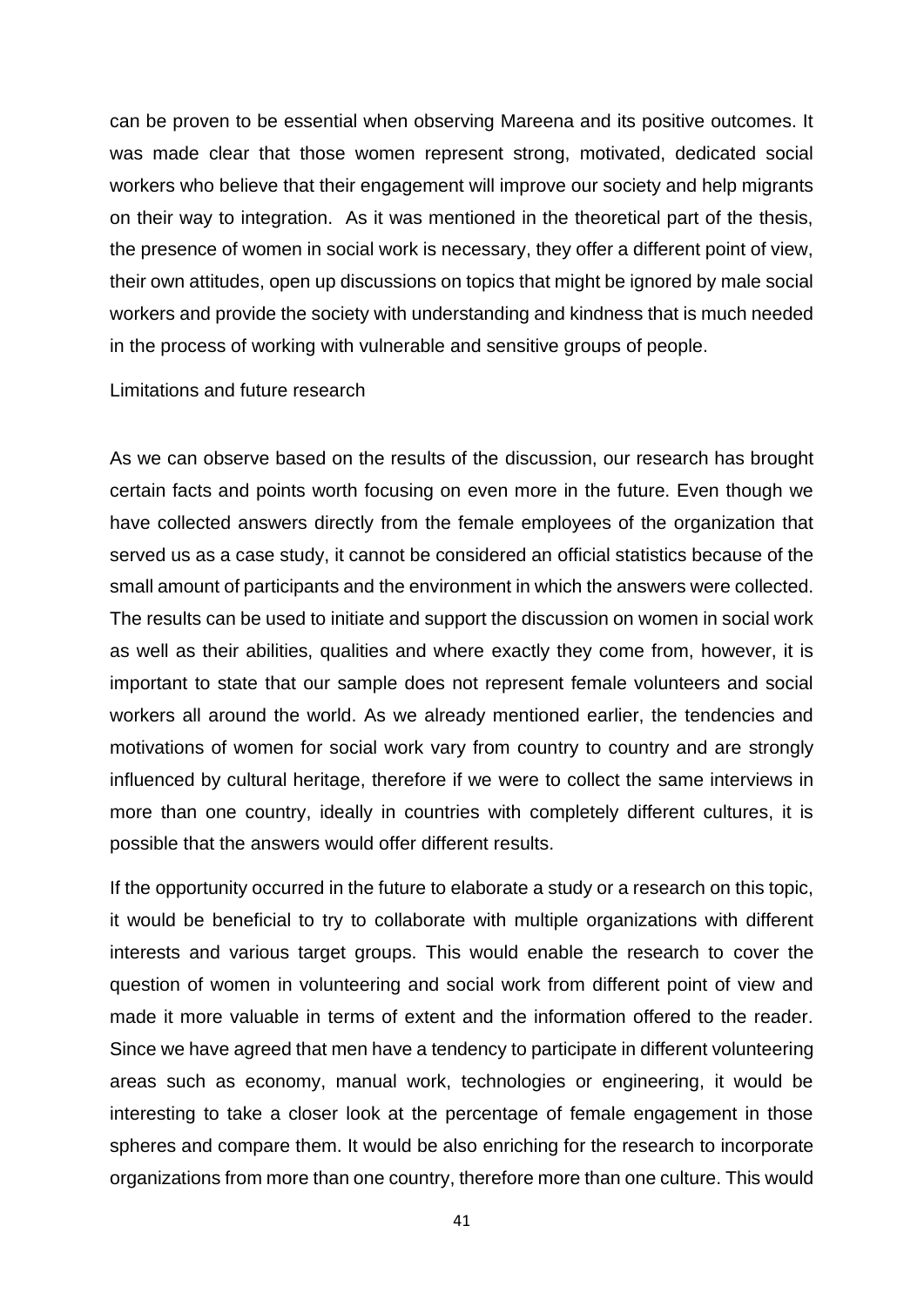can be proven to be essential when observing Mareena and its positive outcomes. It was made clear that those women represent strong, motivated, dedicated social workers who believe that their engagement will improve our society and help migrants on their way to integration. As it was mentioned in the theoretical part of the thesis, the presence of women in social work is necessary, they offer a different point of view, their own attitudes, open up discussions on topics that might be ignored by male social workers and provide the society with understanding and kindness that is much needed in the process of working with vulnerable and sensitive groups of people.

## Limitations and future research

As we can observe based on the results of the discussion, our research has brought certain facts and points worth focusing on even more in the future. Even though we have collected answers directly from the female employees of the organization that served us as a case study, it cannot be considered an official statistics because of the small amount of participants and the environment in which the answers were collected. The results can be used to initiate and support the discussion on women in social work as well as their abilities, qualities and where exactly they come from, however, it is important to state that our sample does not represent female volunteers and social workers all around the world. As we already mentioned earlier, the tendencies and motivations of women for social work vary from country to country and are strongly influenced by cultural heritage, therefore if we were to collect the same interviews in more than one country, ideally in countries with completely different cultures, it is possible that the answers would offer different results.

If the opportunity occurred in the future to elaborate a study or a research on this topic, it would be beneficial to try to collaborate with multiple organizations with different interests and various target groups. This would enable the research to cover the question of women in volunteering and social work from different point of view and made it more valuable in terms of extent and the information offered to the reader. Since we have agreed that men have a tendency to participate in different volunteering areas such as economy, manual work, technologies or engineering, it would be interesting to take a closer look at the percentage of female engagement in those spheres and compare them. It would be also enriching for the research to incorporate organizations from more than one country, therefore more than one culture. This would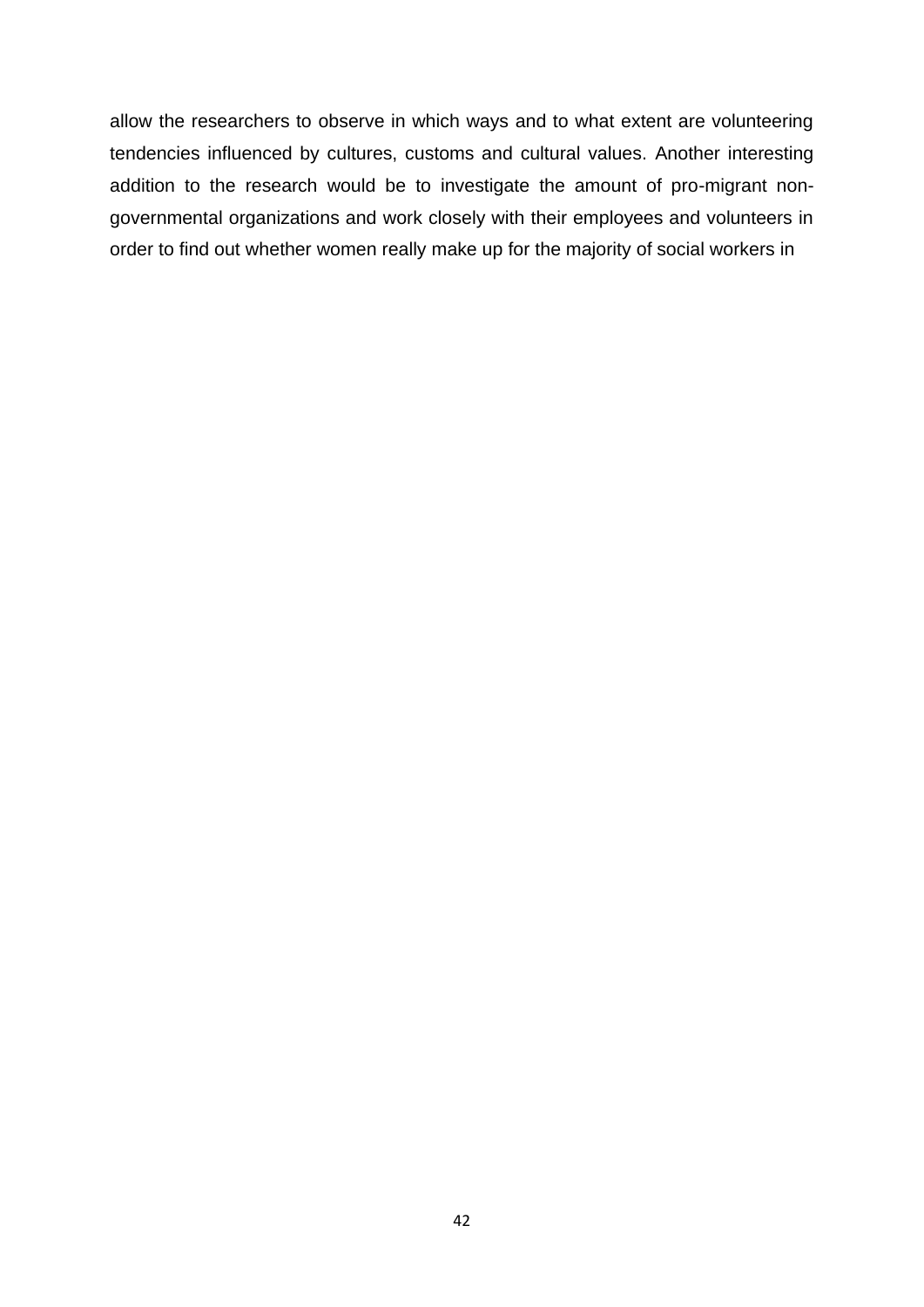allow the researchers to observe in which ways and to what extent are volunteering tendencies influenced by cultures, customs and cultural values. Another interesting addition to the research would be to investigate the amount of pro-migrant non-governmental organizations and work closely with their employees and volunteers in order to find out whether women really make up for the majority of social workers in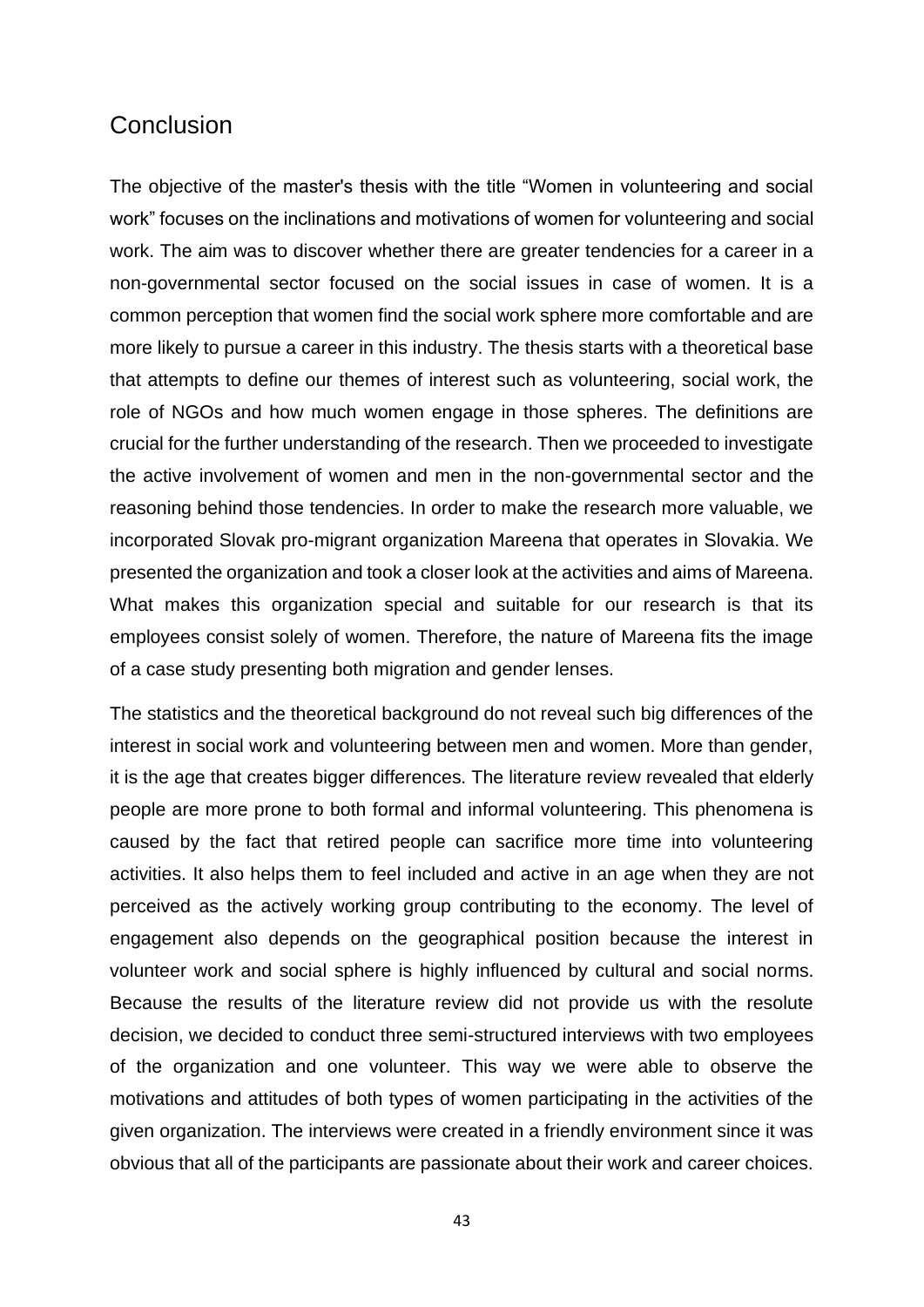# Conclusion

The objective of the master's thesis with the title "Women in volunteering and social work" focuses on the inclinations and motivations of women for volunteering and social work. The aim was to discover whether there are greater tendencies for a career in a non-governmental sector focused on the social issues in case of women. It is a common perception that women find the social work sphere more comfortable and are more likely to pursue a career in this industry. The thesis starts with a theoretical base that attempts to define our themes of interest such as volunteering, social work, the role of NGOs and how much women engage in those spheres. The definitions are crucial for the further understanding of the research. Then we proceeded to investigate the active involvement of women and men in the non-governmental sector and the reasoning behind those tendencies. In order to make the research more valuable, we incorporated Slovak pro-migrant organization Mareena that operates in Slovakia. We presented the organization and took a closer look at the activities and aims of Mareena. What makes this organization special and suitable for our research is that its employees consist solely of women. Therefore, the nature of Mareena fits the image of a case study presenting both migration and gender lenses.

The statistics and the theoretical background do not reveal such big differences of the interest in social work and volunteering between men and women. More than gender, it is the age that creates bigger differences. The literature review revealed that elderly people are more prone to both formal and informal volunteering. This phenomena is caused by the fact that retired people can sacrifice more time into volunteering activities. It also helps them to feel included and active in an age when they are not perceived as the actively working group contributing to the economy. The level of engagement also depends on the geographical position because the interest in volunteer work and social sphere is highly influenced by cultural and social norms. Because the results of the literature review did not provide us with the resolute decision, we decided to conduct three semi-structured interviews with two employees of the organization and one volunteer. This way we were able to observe the motivations and attitudes of both types of women participating in the activities of the given organization. The interviews were created in a friendly environment since it was obvious that all of the participants are passionate about their work and career choices.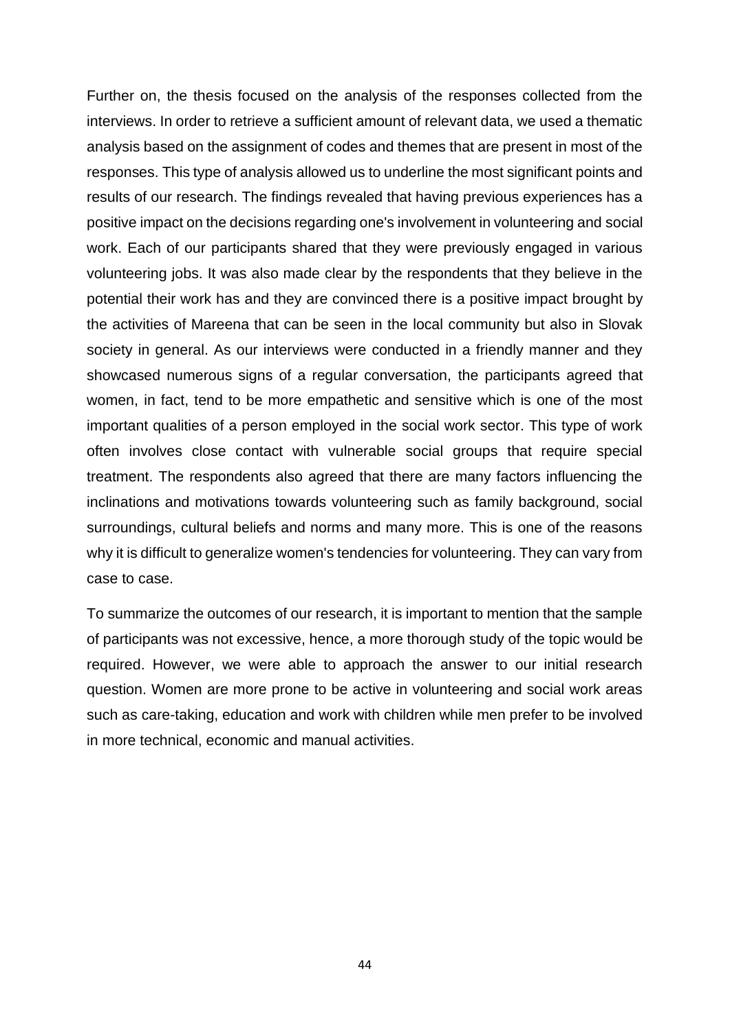Further on, the thesis focused on the analysis of the responses collected from the interviews. In order to retrieve a sufficient amount of relevant data, we used a thematic analysis based on the assignment of codes and themes that are present in most of the responses. This type of analysis allowed us to underline the most significant points and results of our research. The findings revealed that having previous experiences has a positive impact on the decisions regarding one's involvement in volunteering and social work. Each of our participants shared that they were previously engaged in various volunteering jobs. It was also made clear by the respondents that they believe in the potential their work has and they are convinced there is a positive impact brought by the activities of Mareena that can be seen in the local community but also in Slovak society in general. As our interviews were conducted in a friendly manner and they showcased numerous signs of a regular conversation, the participants agreed that women, in fact, tend to be more empathetic and sensitive which is one of the most important qualities of a person employed in the social work sector. This type of work often involves close contact with vulnerable social groups that require special treatment. The respondents also agreed that there are many factors influencing the inclinations and motivations towards volunteering such as family background, social surroundings, cultural beliefs and norms and many more. This is one of the reasons why it is difficult to generalize women's tendencies for volunteering. They can vary from case to case.

To summarize the outcomes of our research, it is important to mention that the sample of participants was not excessive, hence, a more thorough study of the topic would be required. However, we were able to approach the answer to our initial research question. Women are more prone to be active in volunteering and social work areas such as care-taking, education and work with children while men prefer to be involved in more technical, economic and manual activities.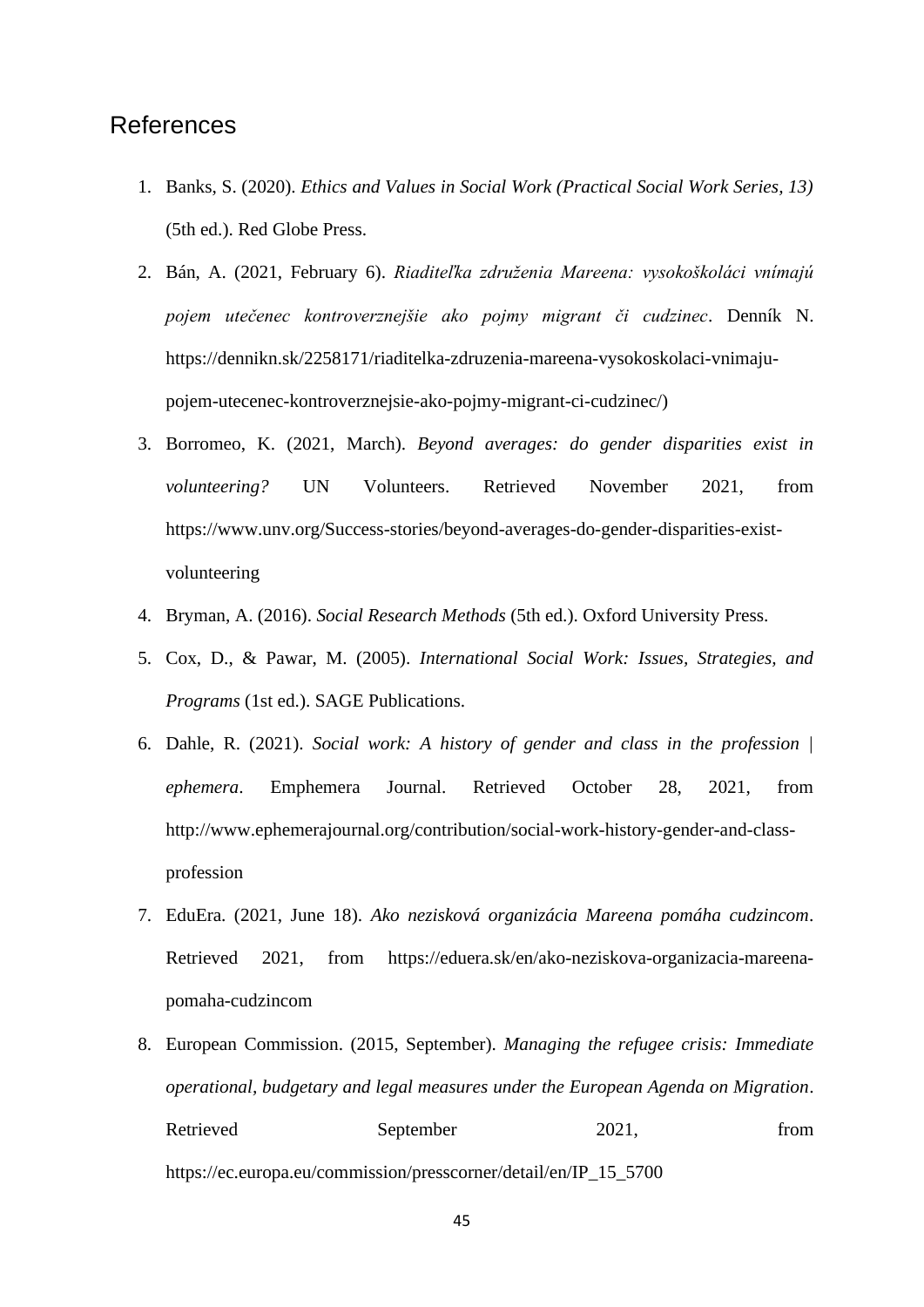# References

1. Banks, S. (2020). *Ethics and Values in Social Work (Practical Social Work Series, 13)* (5th ed.). Red Globe Press.
2. Bán, A. (2021, February 6). *Riaditeľka združenia Mareena: vysokoškoláci vnímajú pojem utečenec kontroverznejšie ako pojmy migrant či cudzinec*. Denník N. https://dennikn.sk/2258171/riaditelka-zdruzenia-mareena-vysokoskolaci-vnimaju-pojem-utecenec-kontroverznejsie-ako-pojmy-migrant-ci-cudzinec/)
3. Borromeo, K. (2021, March). *Beyond averages: do gender disparities exist in volunteering?* UN Volunteers. Retrieved November 2021, from https://www.unv.org/Success-stories/beyond-averages-do-gender-disparities-exist-volunteering
4. Bryman, A. (2016). *Social Research Methods* (5th ed.). Oxford University Press.
5. Cox, D., & Pawar, M. (2005). *International Social Work: Issues, Strategies, and Programs* (1st ed.). SAGE Publications.
6. Dahle, R. (2021). *Social work: A history of gender and class in the profession | ephemera*. Emphemera Journal. Retrieved October 28, 2021, from http://www.ephemerajournal.org/contribution/social-work-history-gender-and-class-profession
7. EduEra. (2021, June 18). *Ako nezisková organizácia Mareena pomáha cudzincom*. Retrieved 2021, from https://eduera.sk/en/ako-neziskova-organizacia-mareena-pomaha-cudzincom
8. European Commission. (2015, September). *Managing the refugee crisis: Immediate operational, budgetary and legal measures under the European Agenda on Migration*. Retrieved September 2021, from https://ec.europa.eu/commission/presscorner/detail/en/IP_15_5700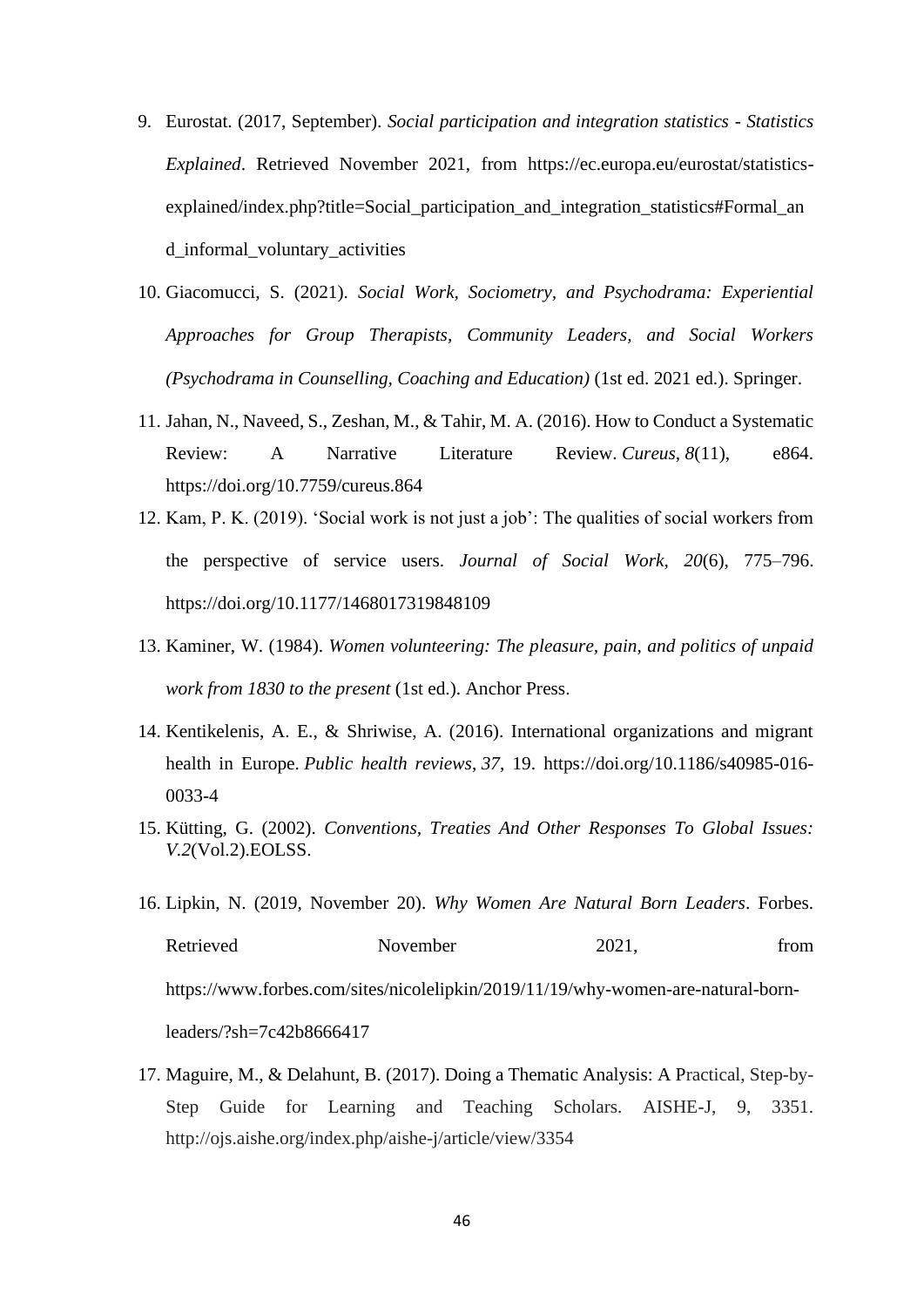9. Eurostat. (2017, September). *Social participation and integration statistics - Statistics Explained*. Retrieved November 2021, from https://ec.europa.eu/eurostat/statistics-explained/index.php?title=Social_participation_and_integration_statistics#Formal_and_informal_voluntary_activities

10. Giacomucci, S. (2021). *Social Work, Sociometry, and Psychodrama: Experiential Approaches for Group Therapists, Community Leaders, and Social Workers (Psychodrama in Counselling, Coaching and Education)* (1st ed. 2021 ed.). Springer.

11. Jahan, N., Naveed, S., Zeshan, M., & Tahir, M. A. (2016). How to Conduct a Systematic Review: A Narrative Literature Review. *Cureus*, *8*(11), e864. https://doi.org/10.7759/cureus.864

12. Kam, P. K. (2019). 'Social work is not just a job': The qualities of social workers from the perspective of service users. *Journal of Social Work*, *20*(6), 775–796. https://doi.org/10.1177/1468017319848109

13. Kaminer, W. (1984). *Women volunteering: The pleasure, pain, and politics of unpaid work from 1830 to the present* (1st ed.). Anchor Press.

14. Kentikelenis, A. E., & Shriwise, A. (2016). International organizations and migrant health in Europe. *Public health reviews*, *37*, 19. https://doi.org/10.1186/s40985-016-0033-4

15. Kütting, G. (2002). *Conventions, Treaties And Other Responses To Global Issues: V.2*(Vol.2).EOLSS.

16. Lipkin, N. (2019, November 20). *Why Women Are Natural Born Leaders*. Forbes. Retrieved November 2021, from https://www.forbes.com/sites/nicolelipkin/2019/11/19/why-women-are-natural-born-leaders/?sh=7c42b8666417

17. Maguire, M., & Delahunt, B. (2017). Doing a Thematic Analysis: A Practical, Step-by-Step Guide for Learning and Teaching Scholars. AISHE-J, 9, 3351. http://ojs.aishe.org/index.php/aishe-j/article/view/3354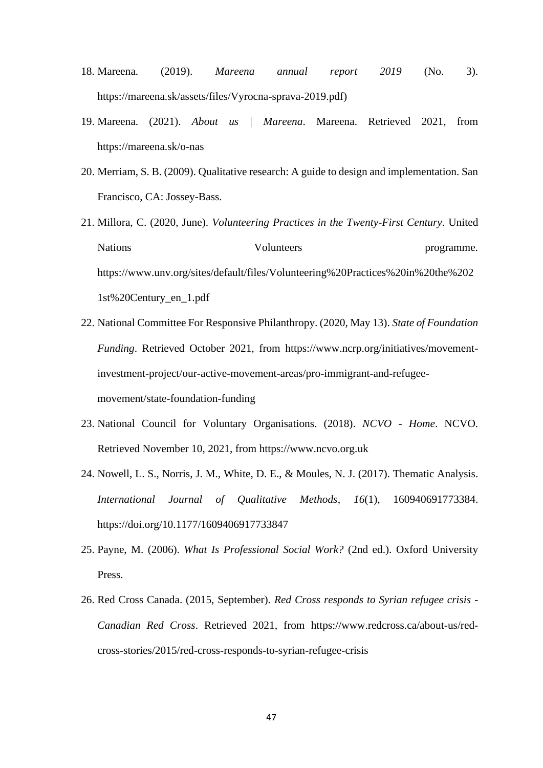18. Mareena. (2019). *Mareena annual report 2019* (No. 3). https://mareena.sk/assets/files/Vyrocna-sprava-2019.pdf)
19. Mareena. (2021). *About us | Mareena*. Mareena. Retrieved 2021, from https://mareena.sk/o-nas
20. Merriam, S. B. (2009). Qualitative research: A guide to design and implementation. San Francisco, CA: Jossey-Bass.
21. Millora, C. (2020, June). *Volunteering Practices in the Twenty-First Century*. United Nations Volunteers programme. https://www.unv.org/sites/default/files/Volunteering%20Practices%20in%20the%2021st%20Century_en_1.pdf
22. National Committee For Responsive Philanthropy. (2020, May 13). *State of Foundation Funding*. Retrieved October 2021, from https://www.ncrp.org/initiatives/movement-investment-project/our-active-movement-areas/pro-immigrant-and-refugee-movement/state-foundation-funding
23. National Council for Voluntary Organisations. (2018). *NCVO - Home*. NCVO. Retrieved November 10, 2021, from https://www.ncvo.org.uk
24. Nowell, L. S., Norris, J. M., White, D. E., & Moules, N. J. (2017). Thematic Analysis. *International Journal of Qualitative Methods*, *16*(1), 160940691773384. https://doi.org/10.1177/1609406917733847
25. Payne, M. (2006). *What Is Professional Social Work?* (2nd ed.). Oxford University Press.
26. Red Cross Canada. (2015, September). *Red Cross responds to Syrian refugee crisis - Canadian Red Cross*. Retrieved 2021, from https://www.redcross.ca/about-us/red-cross-stories/2015/red-cross-responds-to-syrian-refugee-crisis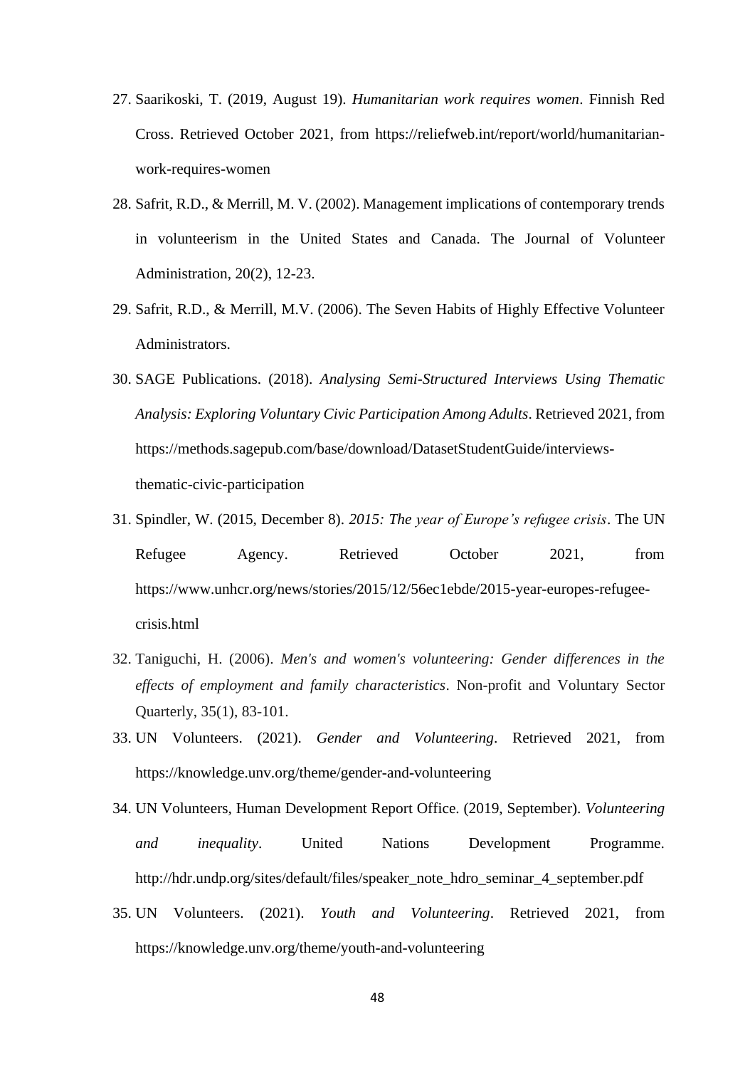27. Saarikoski, T. (2019, August 19). *Humanitarian work requires women*. Finnish Red Cross. Retrieved October 2021, from https://reliefweb.int/report/world/humanitarian-work-requires-women

28. Safrit, R.D., & Merrill, M. V. (2002). Management implications of contemporary trends in volunteerism in the United States and Canada. The Journal of Volunteer Administration, 20(2), 12-23.

29. Safrit, R.D., & Merrill, M.V. (2006). The Seven Habits of Highly Effective Volunteer Administrators.

30. SAGE Publications. (2018). *Analysing Semi-Structured Interviews Using Thematic Analysis: Exploring Voluntary Civic Participation Among Adults*. Retrieved 2021, from https://methods.sagepub.com/base/download/DatasetStudentGuide/interviews-thematic-civic-participation

31. Spindler, W. (2015, December 8). *2015: The year of Europe's refugee crisis*. The UN Refugee Agency. Retrieved October 2021, from https://www.unhcr.org/news/stories/2015/12/56ec1ebde/2015-year-europes-refugee-crisis.html

32. Taniguchi, H. (2006). *Men's and women's volunteering: Gender differences in the effects of employment and family characteristics*. Non-profit and Voluntary Sector Quarterly, 35(1), 83-101.

33. UN Volunteers. (2021). *Gender and Volunteering*. Retrieved 2021, from https://knowledge.unv.org/theme/gender-and-volunteering

34. UN Volunteers, Human Development Report Office. (2019, September). *Volunteering and inequality*. United Nations Development Programme. http://hdr.undp.org/sites/default/files/speaker_note_hdro_seminar_4_september.pdf

35. UN Volunteers. (2021). *Youth and Volunteering*. Retrieved 2021, from https://knowledge.unv.org/theme/youth-and-volunteering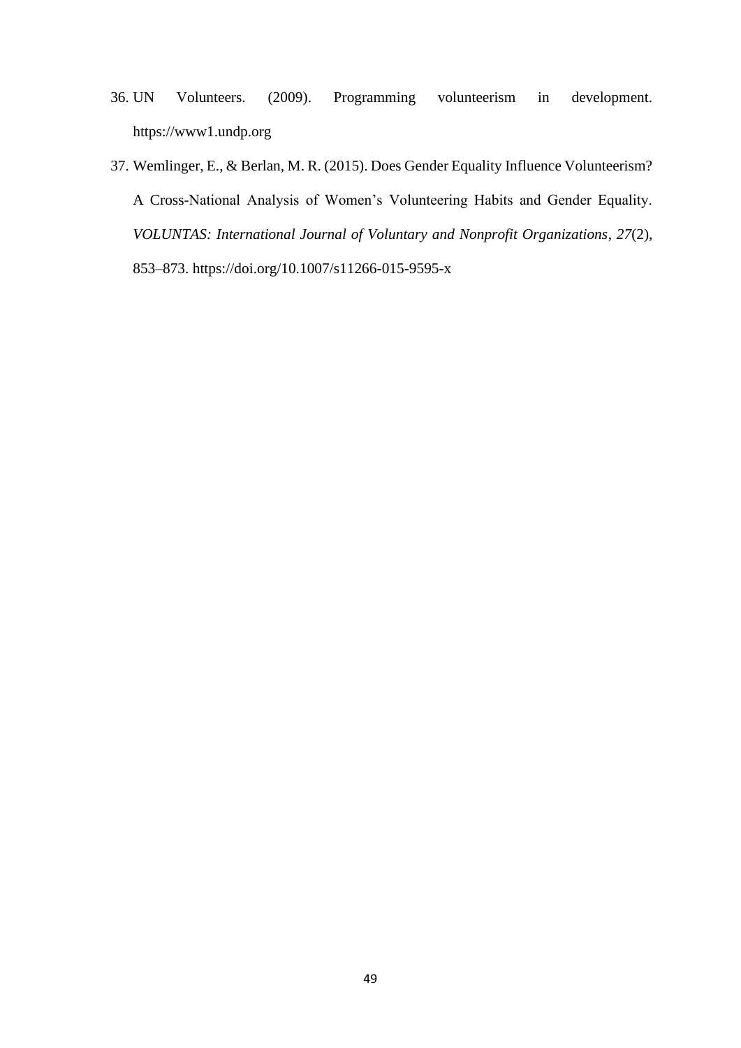36. UN Volunteers. (2009). Programming volunteerism in development. https://www1.undp.org
37. Wemlinger, E., & Berlan, M. R. (2015). Does Gender Equality Influence Volunteerism? A Cross-National Analysis of Women's Volunteering Habits and Gender Equality. *VOLUNTAS: International Journal of Voluntary and Nonprofit Organizations*, *27*(2), 853–873. https://doi.org/10.1007/s11266-015-9595-x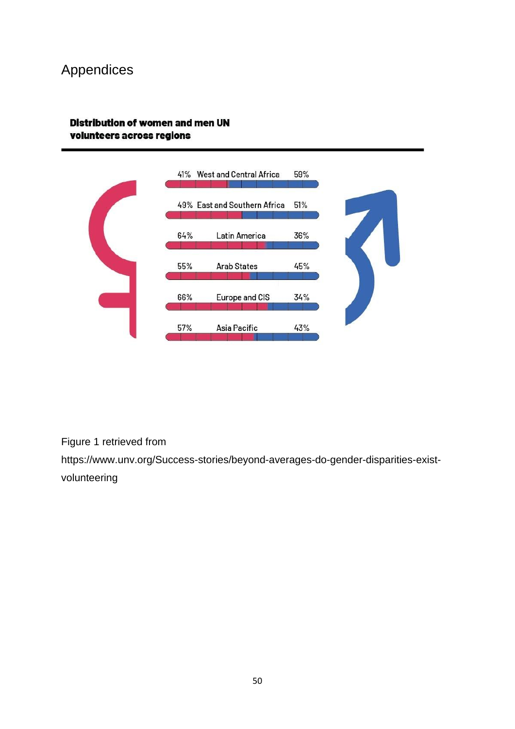# Appendices

**Distribution of women and men UN volunteers across regions**

| Women | Region | Men |
|---|---|---|
| 41% | West and Central Africa | 59% |
| 49% | East and Southern Africa | 51% |
| 64% | Latin America | 36% |
| 55% | Arab States | 45% |
| 66% | Europe and CIS | 34% |
| 57% | Asia Pacific | 43% |

Figure 1 retrieved from https://www.unv.org/Success-stories/beyond-averages-do-gender-disparities-exist-volunteering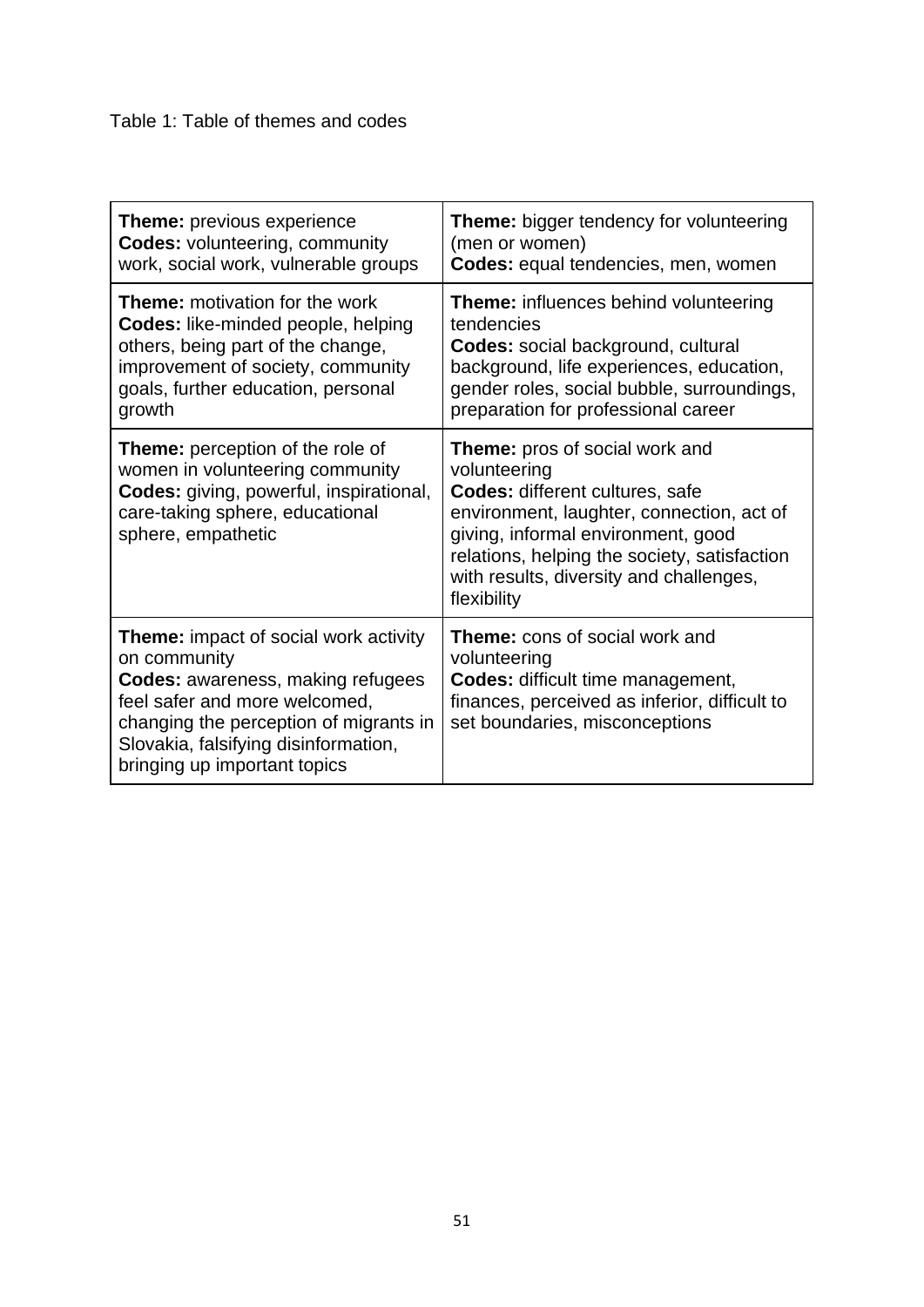Table 1: Table of themes and codes

| | |
|---|---|
| **Theme:** previous experience **Codes:** volunteering, community work, social work, vulnerable groups | **Theme:** bigger tendency for volunteering (men or women) **Codes:** equal tendencies, men, women |
| **Theme:** motivation for the work **Codes:** like-minded people, helping others, being part of the change, improvement of society, community goals, further education, personal growth | **Theme:** influences behind volunteering tendencies **Codes:** social background, cultural background, life experiences, education, gender roles, social bubble, surroundings, preparation for professional career |
| **Theme:** perception of the role of women in volunteering community **Codes:** giving, powerful, inspirational, care-taking sphere, educational sphere, empathetic | **Theme:** pros of social work and volunteering **Codes:** different cultures, safe environment, laughter, connection, act of giving, informal environment, good relations, helping the society, satisfaction with results, diversity and challenges, flexibility |
| **Theme:** impact of social work activity on community **Codes:** awareness, making refugees feel safer and more welcomed, changing the perception of migrants in Slovakia, falsifying disinformation, bringing up important topics | **Theme:** cons of social work and volunteering **Codes:** difficult time management, finances, perceived as inferior, difficult to set boundaries, misconceptions |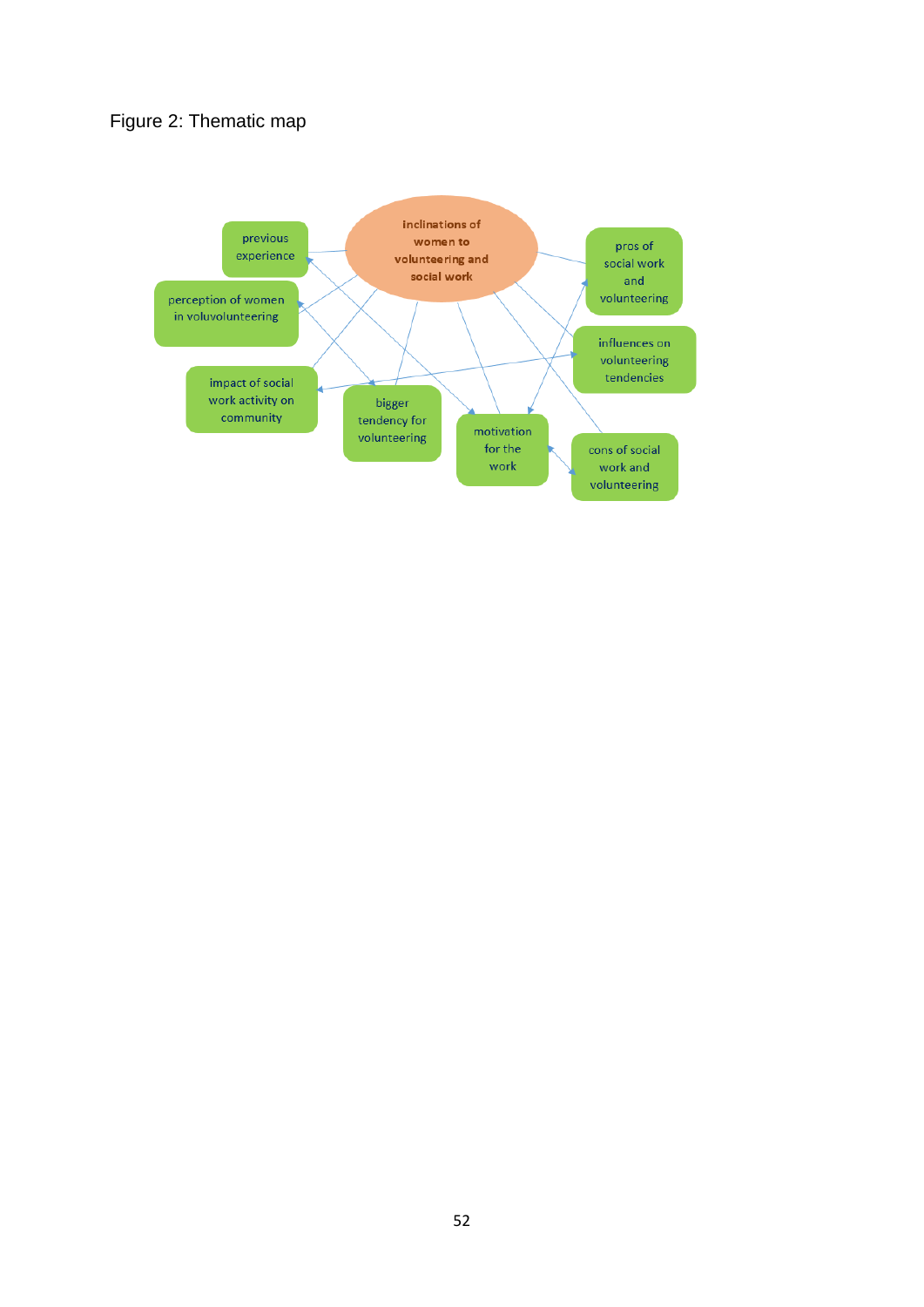Figure 2: Thematic map

inclinations of women to volunteering and social work

previous experience

perception of women in voluvolunteering

impact of social work activity on community

bigger tendency for volunteering

motivation for the work

pros of social work and volunteering

influences on volunteering tendencies

cons of social work and volunteering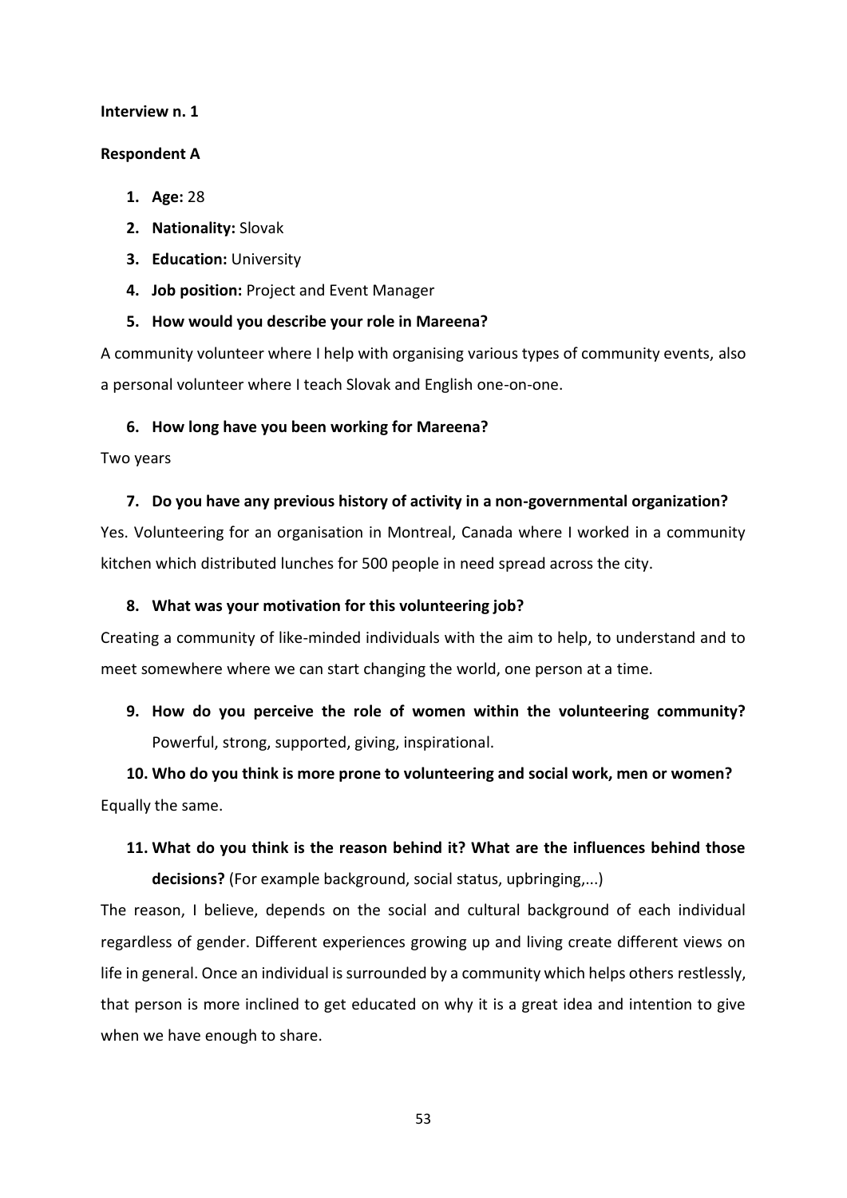**Interview n. 1**

**Respondent A**

1. **Age:** 28
2. **Nationality:** Slovak
3. **Education:** University
4. **Job position:** Project and Event Manager
5. **How would you describe your role in Mareena?**

A community volunteer where I help with organising various types of community events, also a personal volunteer where I teach Slovak and English one-on-one.

6. **How long have you been working for Mareena?**

Two years

7. **Do you have any previous history of activity in a non-governmental organization?**

Yes. Volunteering for an organisation in Montreal, Canada where I worked in a community kitchen which distributed lunches for 500 people in need spread across the city.

8. **What was your motivation for this volunteering job?**

Creating a community of like-minded individuals with the aim to help, to understand and to meet somewhere where we can start changing the world, one person at a time.

9. **How do you perceive the role of women within the volunteering community?** Powerful, strong, supported, giving, inspirational.

10. **Who do you think is more prone to volunteering and social work, men or women?**

Equally the same.

11. **What do you think is the reason behind it? What are the influences behind those decisions?** (For example background, social status, upbringing,...)

The reason, I believe, depends on the social and cultural background of each individual regardless of gender. Different experiences growing up and living create different views on life in general. Once an individual is surrounded by a community which helps others restlessly, that person is more inclined to get educated on why it is a great idea and intention to give when we have enough to share.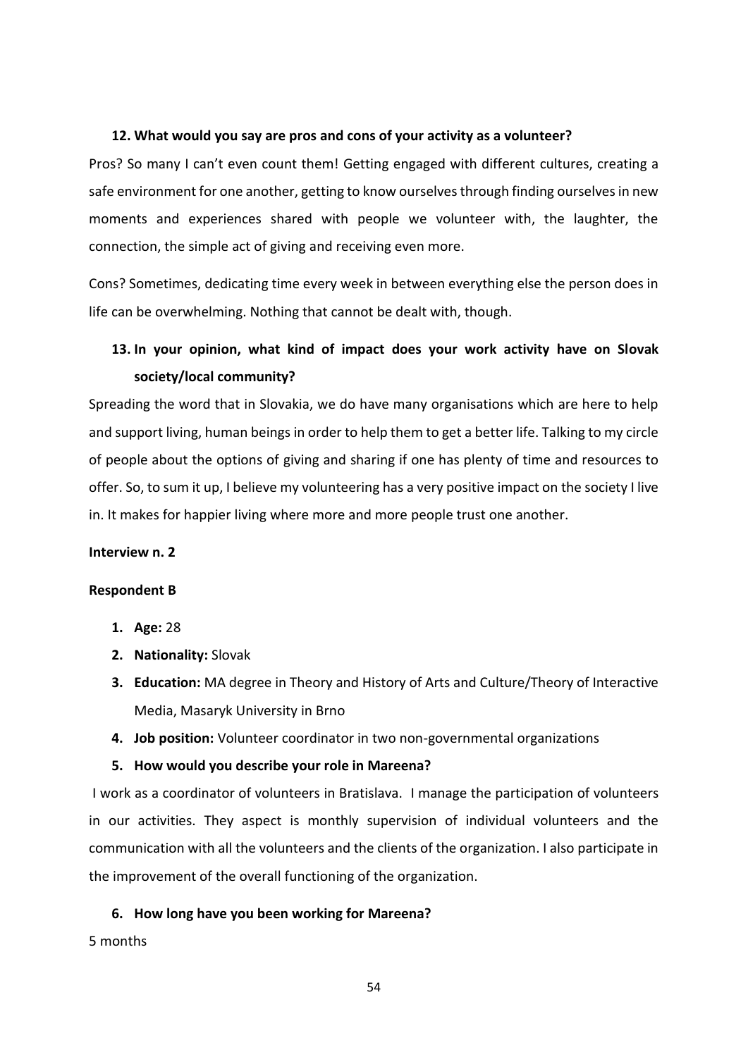**12. What would you say are pros and cons of your activity as a volunteer?**

Pros? So many I can't even count them! Getting engaged with different cultures, creating a safe environment for one another, getting to know ourselves through finding ourselves in new moments and experiences shared with people we volunteer with, the laughter, the connection, the simple act of giving and receiving even more.

Cons? Sometimes, dedicating time every week in between everything else the person does in life can be overwhelming. Nothing that cannot be dealt with, though.

**13. In your opinion, what kind of impact does your work activity have on Slovak society/local community?**

Spreading the word that in Slovakia, we do have many organisations which are here to help and support living, human beings in order to help them to get a better life. Talking to my circle of people about the options of giving and sharing if one has plenty of time and resources to offer. So, to sum it up, I believe my volunteering has a very positive impact on the society I live in. It makes for happier living where more and more people trust one another.

**Interview n. 2**

**Respondent B**

1. **Age:** 28
2. **Nationality:** Slovak
3. **Education:** MA degree in Theory and History of Arts and Culture/Theory of Interactive Media, Masaryk University in Brno
4. **Job position:** Volunteer coordinator in two non-governmental organizations
5. **How would you describe your role in Mareena?**

I work as a coordinator of volunteers in Bratislava. I manage the participation of volunteers in our activities. They aspect is monthly supervision of individual volunteers and the communication with all the volunteers and the clients of the organization. I also participate in the improvement of the overall functioning of the organization.

6. **How long have you been working for Mareena?**

5 months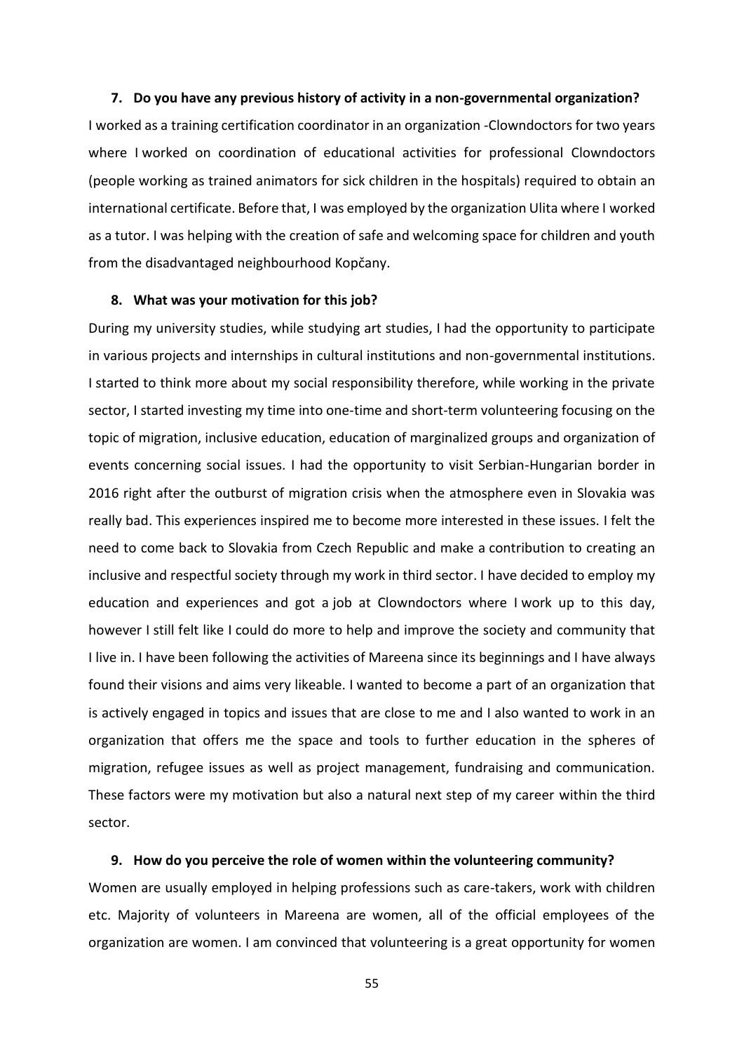**7. Do you have any previous history of activity in a non-governmental organization?**

I worked as a training certification coordinator in an organization -Clowndoctors for two years where I worked on coordination of educational activities for professional Clowndoctors (people working as trained animators for sick children in the hospitals) required to obtain an international certificate. Before that, I was employed by the organization Ulita where I worked as a tutor. I was helping with the creation of safe and welcoming space for children and youth from the disadvantaged neighbourhood Kopčany.

**8. What was your motivation for this job?**

During my university studies, while studying art studies, I had the opportunity to participate in various projects and internships in cultural institutions and non-governmental institutions. I started to think more about my social responsibility therefore, while working in the private sector, I started investing my time into one-time and short-term volunteering focusing on the topic of migration, inclusive education, education of marginalized groups and organization of events concerning social issues. I had the opportunity to visit Serbian-Hungarian border in 2016 right after the outburst of migration crisis when the atmosphere even in Slovakia was really bad. This experiences inspired me to become more interested in these issues. I felt the need to come back to Slovakia from Czech Republic and make a contribution to creating an inclusive and respectful society through my work in third sector. I have decided to employ my education and experiences and got a job at Clowndoctors where I work up to this day, however I still felt like I could do more to help and improve the society and community that I live in. I have been following the activities of Mareena since its beginnings and I have always found their visions and aims very likeable. I wanted to become a part of an organization that is actively engaged in topics and issues that are close to me and I also wanted to work in an organization that offers me the space and tools to further education in the spheres of migration, refugee issues as well as project management, fundraising and communication. These factors were my motivation but also a natural next step of my career within the third sector.

**9. How do you perceive the role of women within the volunteering community?**

Women are usually employed in helping professions such as care-takers, work with children etc. Majority of volunteers in Mareena are women, all of the official employees of the organization are women. I am convinced that volunteering is a great opportunity for women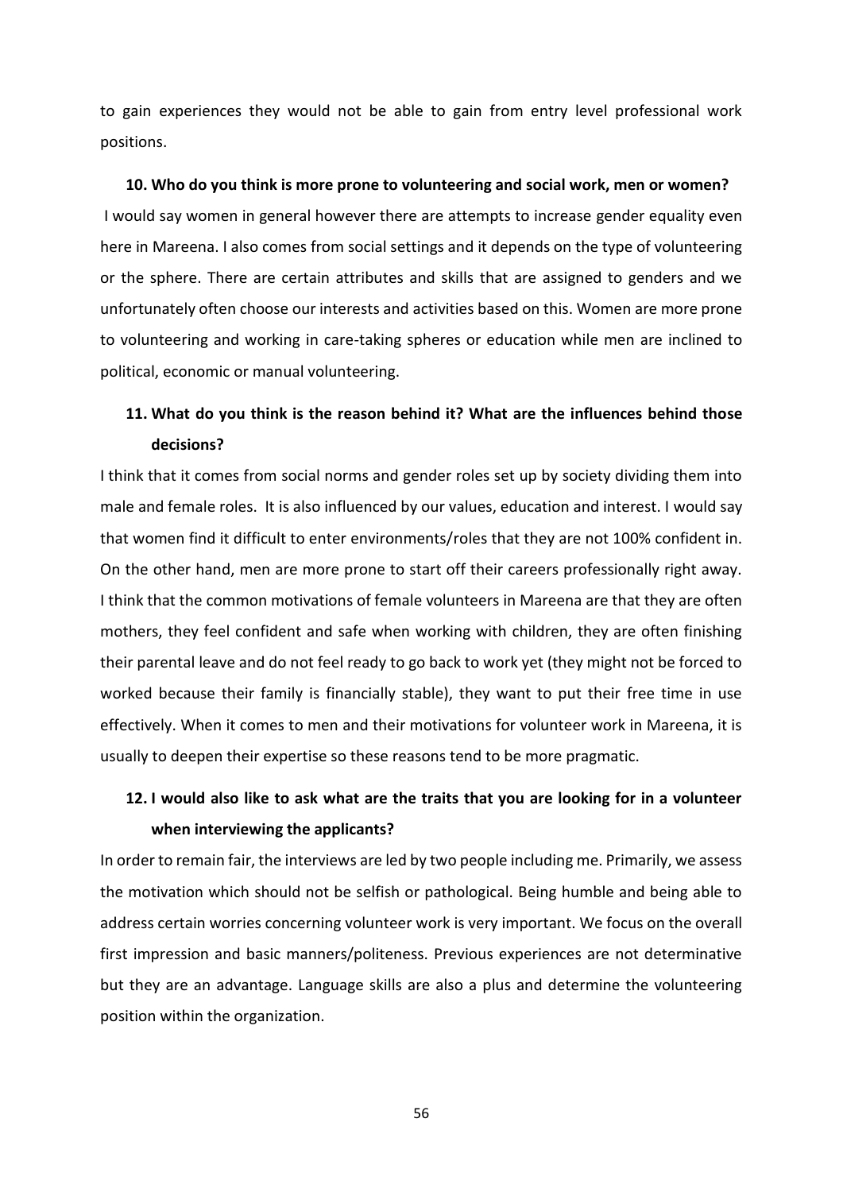to gain experiences they would not be able to gain from entry level professional work positions.

**10. Who do you think is more prone to volunteering and social work, men or women?**

I would say women in general however there are attempts to increase gender equality even here in Mareena. I also comes from social settings and it depends on the type of volunteering or the sphere. There are certain attributes and skills that are assigned to genders and we unfortunately often choose our interests and activities based on this. Women are more prone to volunteering and working in care-taking spheres or education while men are inclined to political, economic or manual volunteering.

**11. What do you think is the reason behind it? What are the influences behind those decisions?**

I think that it comes from social norms and gender roles set up by society dividing them into male and female roles. It is also influenced by our values, education and interest. I would say that women find it difficult to enter environments/roles that they are not 100% confident in. On the other hand, men are more prone to start off their careers professionally right away. I think that the common motivations of female volunteers in Mareena are that they are often mothers, they feel confident and safe when working with children, they are often finishing their parental leave and do not feel ready to go back to work yet (they might not be forced to worked because their family is financially stable), they want to put their free time in use effectively. When it comes to men and their motivations for volunteer work in Mareena, it is usually to deepen their expertise so these reasons tend to be more pragmatic.

**12. I would also like to ask what are the traits that you are looking for in a volunteer when interviewing the applicants?**

In order to remain fair, the interviews are led by two people including me. Primarily, we assess the motivation which should not be selfish or pathological. Being humble and being able to address certain worries concerning volunteer work is very important. We focus on the overall first impression and basic manners/politeness. Previous experiences are not determinative but they are an advantage. Language skills are also a plus and determine the volunteering position within the organization.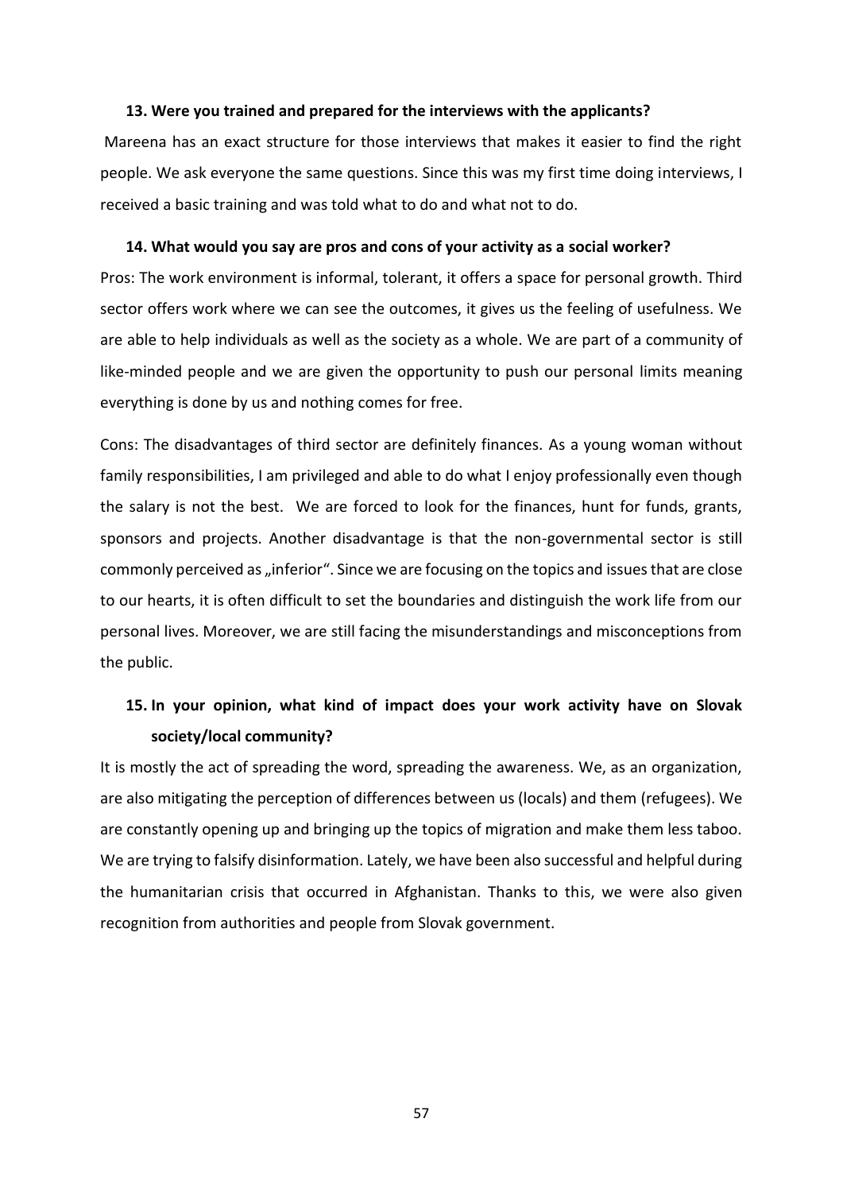**13. Were you trained and prepared for the interviews with the applicants?**

Mareena has an exact structure for those interviews that makes it easier to find the right people. We ask everyone the same questions. Since this was my first time doing interviews, I received a basic training and was told what to do and what not to do.

**14. What would you say are pros and cons of your activity as a social worker?**

Pros: The work environment is informal, tolerant, it offers a space for personal growth. Third sector offers work where we can see the outcomes, it gives us the feeling of usefulness. We are able to help individuals as well as the society as a whole. We are part of a community of like-minded people and we are given the opportunity to push our personal limits meaning everything is done by us and nothing comes for free.

Cons: The disadvantages of third sector are definitely finances. As a young woman without family responsibilities, I am privileged and able to do what I enjoy professionally even though the salary is not the best. We are forced to look for the finances, hunt for funds, grants, sponsors and projects. Another disadvantage is that the non-governmental sector is still commonly perceived as „inferior". Since we are focusing on the topics and issues that are close to our hearts, it is often difficult to set the boundaries and distinguish the work life from our personal lives. Moreover, we are still facing the misunderstandings and misconceptions from the public.

**15. In your opinion, what kind of impact does your work activity have on Slovak society/local community?**

It is mostly the act of spreading the word, spreading the awareness. We, as an organization, are also mitigating the perception of differences between us (locals) and them (refugees). We are constantly opening up and bringing up the topics of migration and make them less taboo. We are trying to falsify disinformation. Lately, we have been also successful and helpful during the humanitarian crisis that occurred in Afghanistan. Thanks to this, we were also given recognition from authorities and people from Slovak government.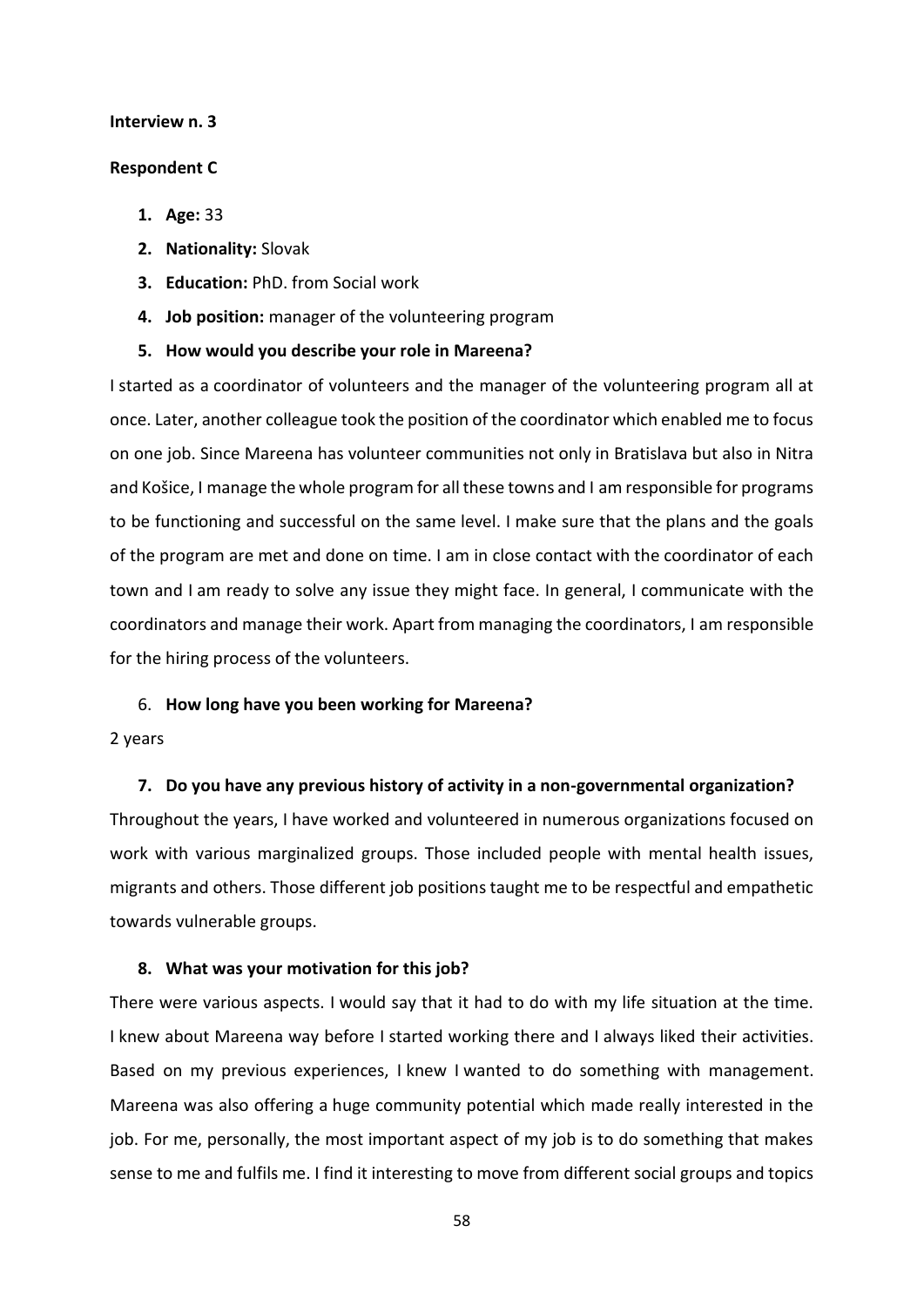**Interview n. 3**

**Respondent C**

1. **Age:** 33
2. **Nationality:** Slovak
3. **Education:** PhD. from Social work
4. **Job position:** manager of the volunteering program
5. **How would you describe your role in Mareena?**

I started as a coordinator of volunteers and the manager of the volunteering program all at once. Later, another colleague took the position of the coordinator which enabled me to focus on one job. Since Mareena has volunteer communities not only in Bratislava but also in Nitra and Košice, I manage the whole program for all these towns and I am responsible for programs to be functioning and successful on the same level. I make sure that the plans and the goals of the program are met and done on time. I am in close contact with the coordinator of each town and I am ready to solve any issue they might face. In general, I communicate with the coordinators and manage their work. Apart from managing the coordinators, I am responsible for the hiring process of the volunteers.

6. **How long have you been working for Mareena?**

2 years

7. **Do you have any previous history of activity in a non-governmental organization?**

Throughout the years, I have worked and volunteered in numerous organizations focused on work with various marginalized groups. Those included people with mental health issues, migrants and others. Those different job positions taught me to be respectful and empathetic towards vulnerable groups.

8. **What was your motivation for this job?**

There were various aspects. I would say that it had to do with my life situation at the time. I knew about Mareena way before I started working there and I always liked their activities. Based on my previous experiences, I knew I wanted to do something with management. Mareena was also offering a huge community potential which made really interested in the job. For me, personally, the most important aspect of my job is to do something that makes sense to me and fulfils me. I find it interesting to move from different social groups and topics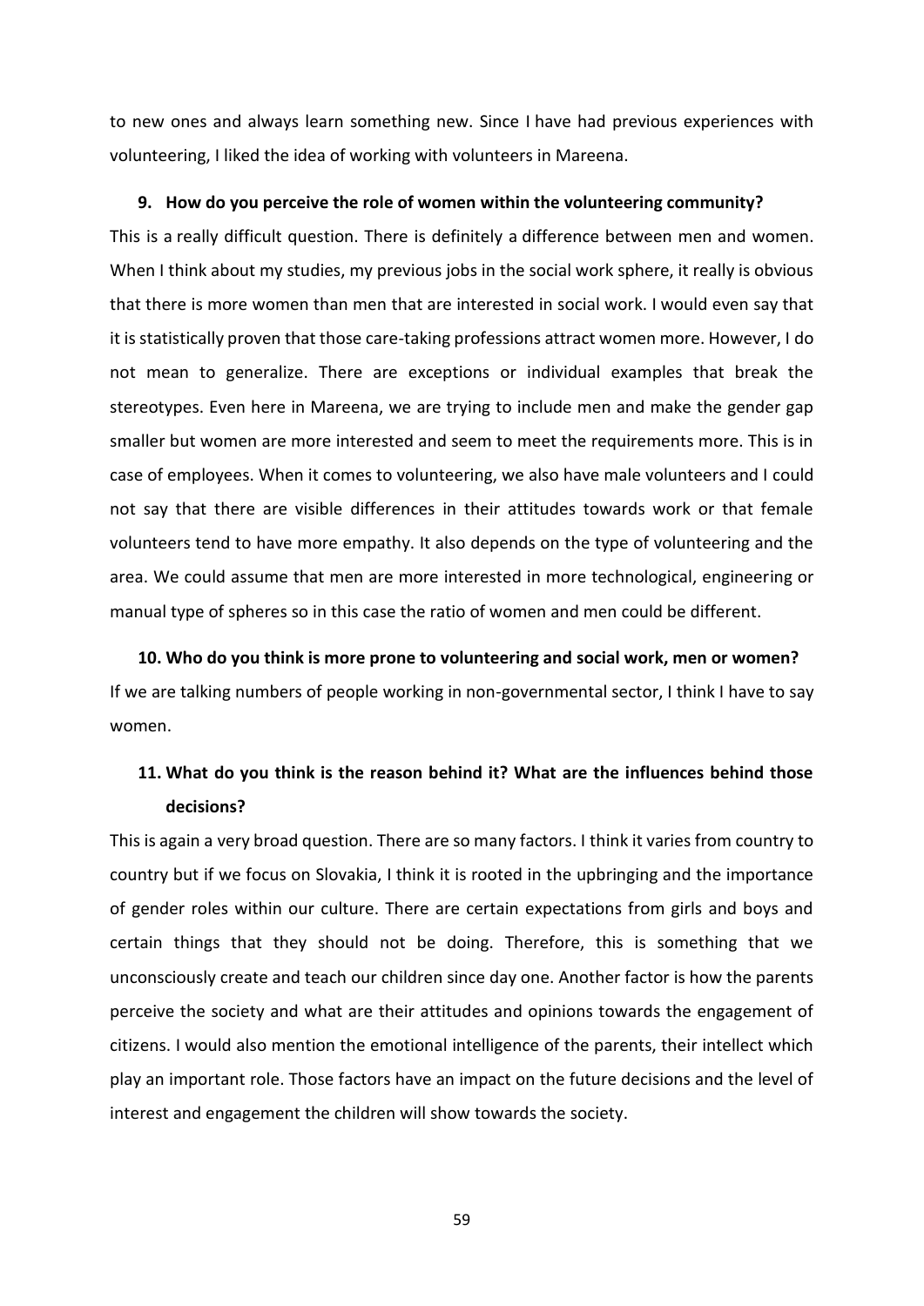to new ones and always learn something new. Since I have had previous experiences with volunteering, I liked the idea of working with volunteers in Mareena.

**9. How do you perceive the role of women within the volunteering community?**

This is a really difficult question. There is definitely a difference between men and women. When I think about my studies, my previous jobs in the social work sphere, it really is obvious that there is more women than men that are interested in social work. I would even say that it is statistically proven that those care-taking professions attract women more. However, I do not mean to generalize. There are exceptions or individual examples that break the stereotypes. Even here in Mareena, we are trying to include men and make the gender gap smaller but women are more interested and seem to meet the requirements more. This is in case of employees. When it comes to volunteering, we also have male volunteers and I could not say that there are visible differences in their attitudes towards work or that female volunteers tend to have more empathy. It also depends on the type of volunteering and the area. We could assume that men are more interested in more technological, engineering or manual type of spheres so in this case the ratio of women and men could be different.

**10. Who do you think is more prone to volunteering and social work, men or women?**

If we are talking numbers of people working in non-governmental sector, I think I have to say women.

**11. What do you think is the reason behind it? What are the influences behind those decisions?**

This is again a very broad question. There are so many factors. I think it varies from country to country but if we focus on Slovakia, I think it is rooted in the upbringing and the importance of gender roles within our culture. There are certain expectations from girls and boys and certain things that they should not be doing. Therefore, this is something that we unconsciously create and teach our children since day one. Another factor is how the parents perceive the society and what are their attitudes and opinions towards the engagement of citizens. I would also mention the emotional intelligence of the parents, their intellect which play an important role. Those factors have an impact on the future decisions and the level of interest and engagement the children will show towards the society.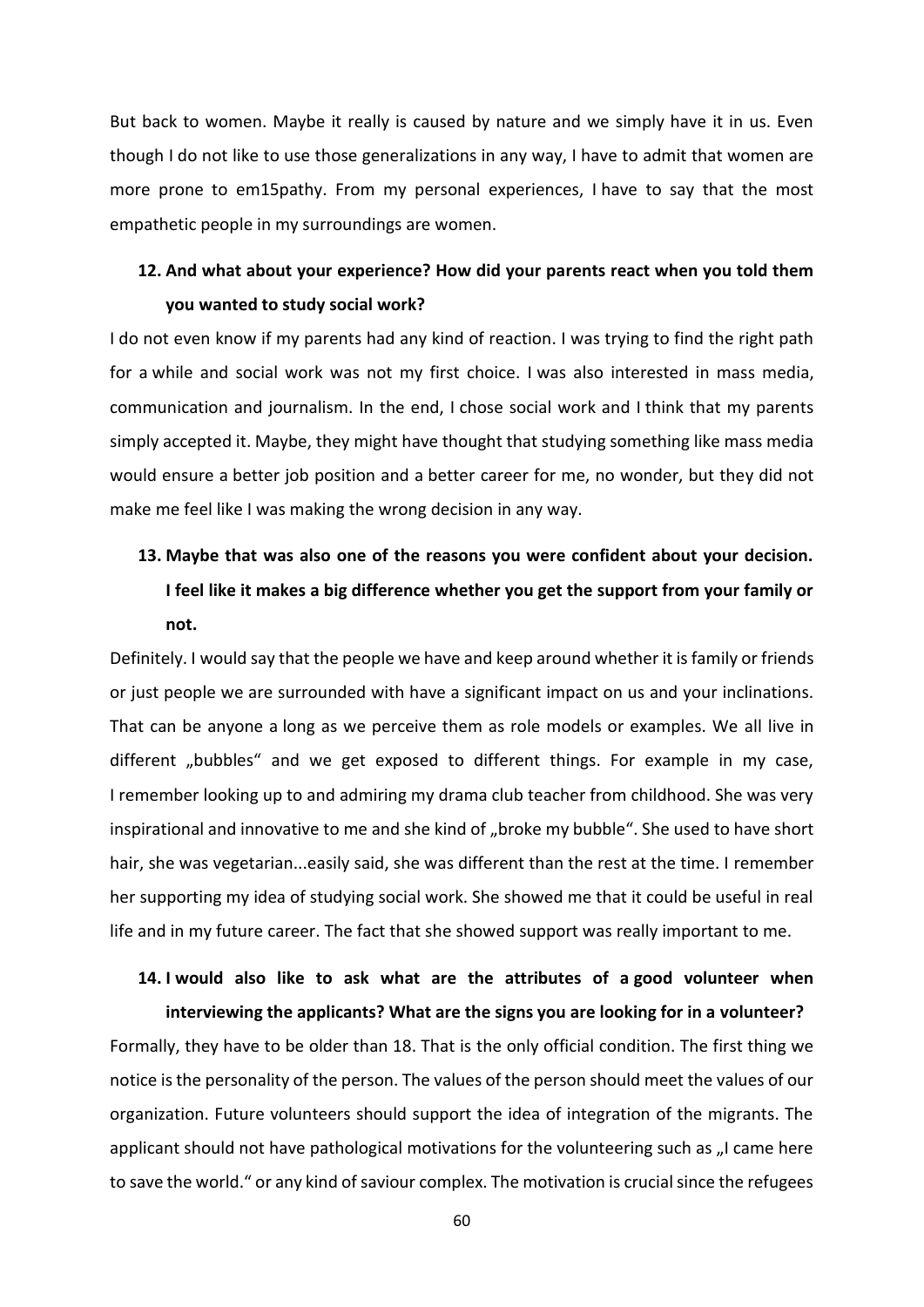But back to women. Maybe it really is caused by nature and we simply have it in us. Even though I do not like to use those generalizations in any way, I have to admit that women are more prone to em15pathy. From my personal experiences, I have to say that the most empathetic people in my surroundings are women.

**12. And what about your experience? How did your parents react when you told them you wanted to study social work?**

I do not even know if my parents had any kind of reaction. I was trying to find the right path for a while and social work was not my first choice. I was also interested in mass media, communication and journalism. In the end, I chose social work and I think that my parents simply accepted it. Maybe, they might have thought that studying something like mass media would ensure a better job position and a better career for me, no wonder, but they did not make me feel like I was making the wrong decision in any way.

**13. Maybe that was also one of the reasons you were confident about your decision. I feel like it makes a big difference whether you get the support from your family or not.**

Definitely. I would say that the people we have and keep around whether it is family or friends or just people we are surrounded with have a significant impact on us and your inclinations. That can be anyone a long as we perceive them as role models or examples. We all live in different „bubbles“ and we get exposed to different things. For example in my case, I remember looking up to and admiring my drama club teacher from childhood. She was very inspirational and innovative to me and she kind of „broke my bubble“. She used to have short hair, she was vegetarian...easily said, she was different than the rest at the time. I remember her supporting my idea of studying social work. She showed me that it could be useful in real life and in my future career. The fact that she showed support was really important to me.

**14. I would also like to ask what are the attributes of a good volunteer when interviewing the applicants? What are the signs you are looking for in a volunteer?**

Formally, they have to be older than 18. That is the only official condition. The first thing we notice is the personality of the person. The values of the person should meet the values of our organization. Future volunteers should support the idea of integration of the migrants. The applicant should not have pathological motivations for the volunteering such as „I came here to save the world.“ or any kind of saviour complex. The motivation is crucial since the refugees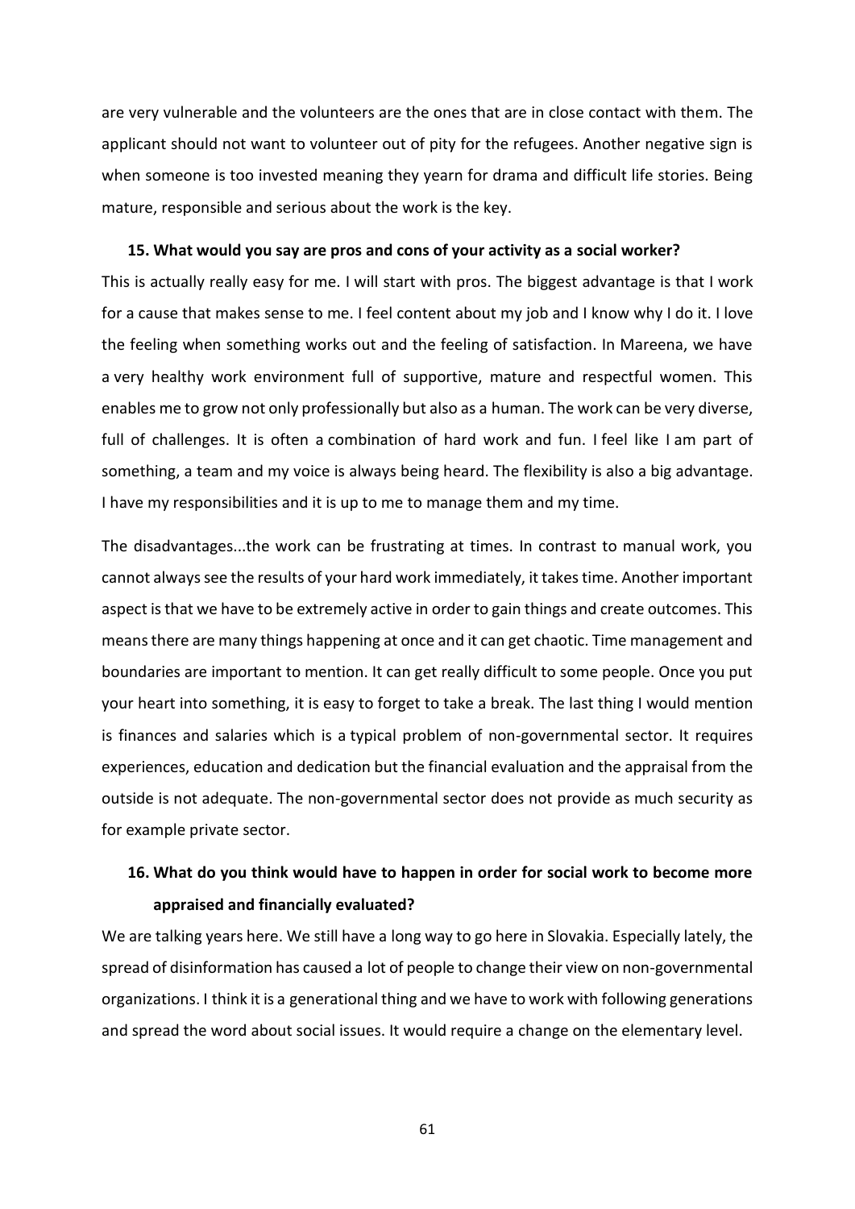are very vulnerable and the volunteers are the ones that are in close contact with them. The applicant should not want to volunteer out of pity for the refugees. Another negative sign is when someone is too invested meaning they yearn for drama and difficult life stories. Being mature, responsible and serious about the work is the key.

**15. What would you say are pros and cons of your activity as a social worker?**

This is actually really easy for me. I will start with pros. The biggest advantage is that I work for a cause that makes sense to me. I feel content about my job and I know why I do it. I love the feeling when something works out and the feeling of satisfaction. In Mareena, we have a very healthy work environment full of supportive, mature and respectful women. This enables me to grow not only professionally but also as a human. The work can be very diverse, full of challenges. It is often a combination of hard work and fun. I feel like I am part of something, a team and my voice is always being heard. The flexibility is also a big advantage. I have my responsibilities and it is up to me to manage them and my time.

The disadvantages...the work can be frustrating at times. In contrast to manual work, you cannot always see the results of your hard work immediately, it takes time. Another important aspect is that we have to be extremely active in order to gain things and create outcomes. This means there are many things happening at once and it can get chaotic. Time management and boundaries are important to mention. It can get really difficult to some people. Once you put your heart into something, it is easy to forget to take a break. The last thing I would mention is finances and salaries which is a typical problem of non-governmental sector. It requires experiences, education and dedication but the financial evaluation and the appraisal from the outside is not adequate. The non-governmental sector does not provide as much security as for example private sector.

**16. What do you think would have to happen in order for social work to become more appraised and financially evaluated?**

We are talking years here. We still have a long way to go here in Slovakia. Especially lately, the spread of disinformation has caused a lot of people to change their view on non-governmental organizations. I think it is a generational thing and we have to work with following generations and spread the word about social issues. It would require a change on the elementary level.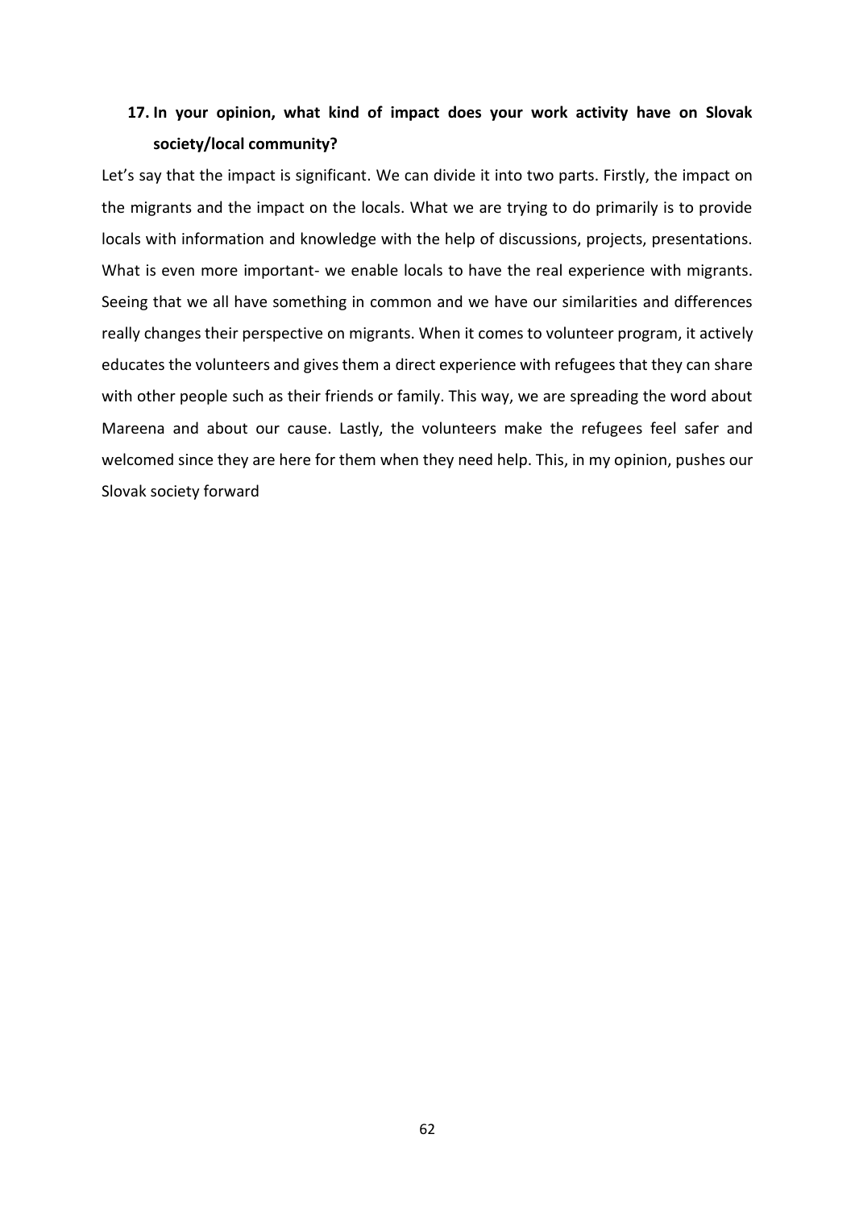17. **In your opinion, what kind of impact does your work activity have on Slovak society/local community?**

Let's say that the impact is significant. We can divide it into two parts. Firstly, the impact on the migrants and the impact on the locals. What we are trying to do primarily is to provide locals with information and knowledge with the help of discussions, projects, presentations. What is even more important- we enable locals to have the real experience with migrants. Seeing that we all have something in common and we have our similarities and differences really changes their perspective on migrants. When it comes to volunteer program, it actively educates the volunteers and gives them a direct experience with refugees that they can share with other people such as their friends or family. This way, we are spreading the word about Mareena and about our cause. Lastly, the volunteers make the refugees feel safer and welcomed since they are here for them when they need help. This, in my opinion, pushes our Slovak society forward